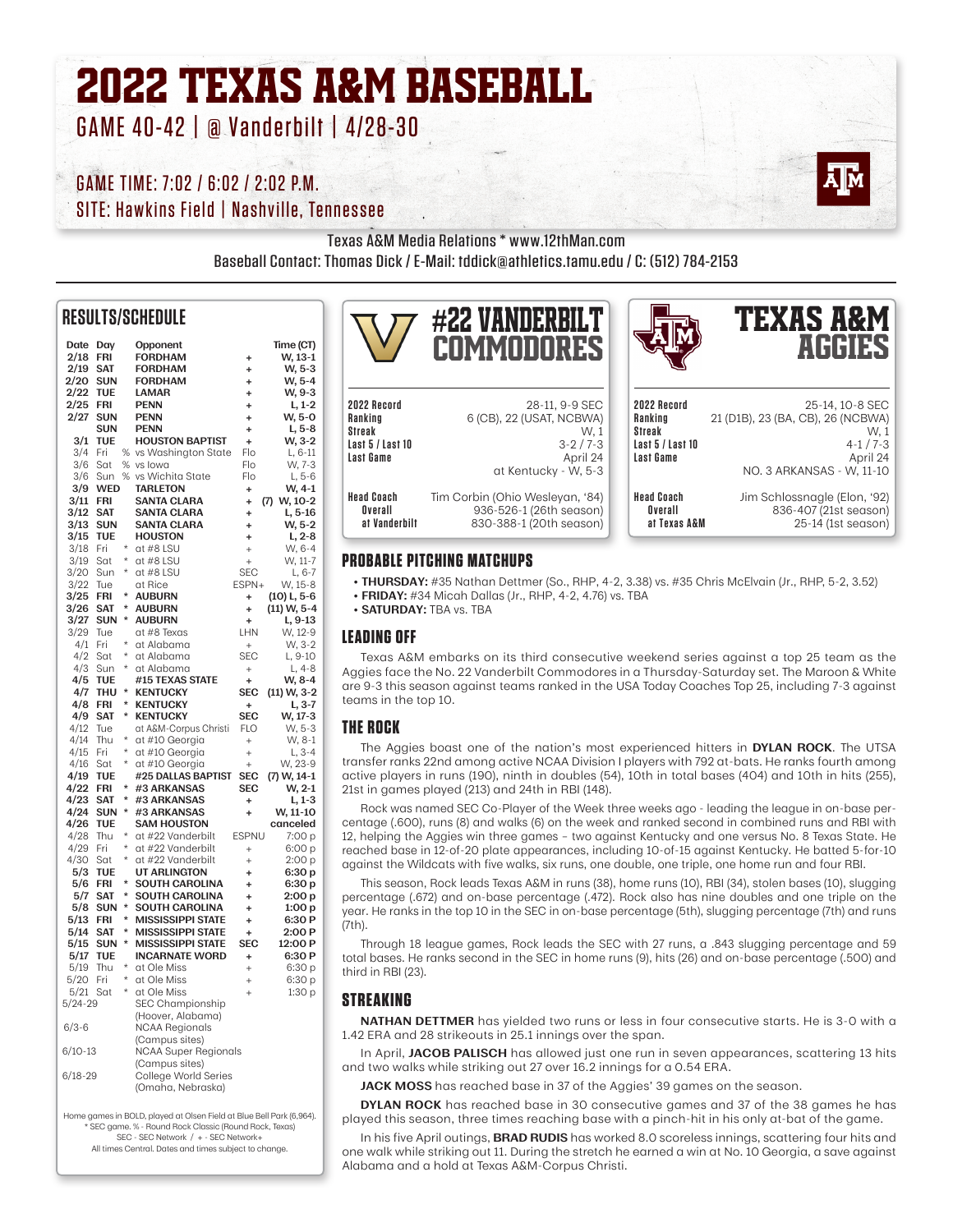# 2022 TEXAS A&M BASEBALL

## GAME 40-42 | @ Vanderbilt | 4/28-30

GAME TIME: 7:02 / 6:02 / 2:02 P.M.

SITE: Hawkins Field | Nashville, Tennessee

Texas A&M Media Relations * www.12thMan.com

Baseball Contact: Thomas Dick / E-Mail: tddick@athletics.tamu.edu / C: (512) 784-2153

## RESULTS/SCHEDULE

| Date | Day | | Opponent | | Time (CT) |
|---|---|---|---|---|---|
| **2/18** | **FRI** | | **FORDHAM** | + | **W, 13-1** |
| **2/19** | **SAT** | | **FORDHAM** | + | **W, 5-3** |
| **2/20** | **SUN** | | **FORDHAM** | + | **W, 5-4** |
| **2/22** | **TUE** | | **LAMAR** | + | **W, 9-3** |
| **2/25** | **FRI** | | **PENN** | + | **L, 1-2** |
| **2/27** | **SUN** | | **PENN** | + | **W, 5-0** |
| | **SUN** | | **PENN** | + | **L, 5-8** |
| **3/1** | **TUE** | | **HOUSTON BAPTIST** | + | **W, 3-2** |
| 3/4 | Fri | % | vs Washington State | Flo | L, 6-11 |
| 3/6 | Sat | % | vs Iowa | Flo | W, 7-3 |
| 3/6 | Sun | % | vs Wichita State | Flo | L, 5-6 |
| **3/9** | **WED** | | **TARLETON** | + | **W, 4-1** |
| **3/11** | **FRI** | | **SANTA CLARA** | + | **(7) W, 10-2** |
| **3/12** | **SAT** | | **SANTA CLARA** | + | **L, 5-16** |
| **3/13** | **SUN** | | **SANTA CLARA** | + | **W, 5-2** |
| **3/15** | **TUE** | | **HOUSTON** | + | **L, 2-8** |
| 3/18 | Fri | * | at #8 LSU | + | W, 6-4 |
| 3/19 | Sat | * | at #8 LSU | + | W, 11-7 |
| 3/20 | Sun | * | at #8 LSU | SEC | L, 6-7 |
| 3/22 | Tue | | at Rice | ESPN+ | W, 15-8 |
| **3/25** | **FRI** | * | **AUBURN** | + | **(10) L, 5-6** |
| **3/26** | **SAT** | * | **AUBURN** | + | **(11) W, 5-4** |
| **3/27** | **SUN** | * | **AUBURN** | + | **L, 9-13** |
| 3/29 | Tue | | at #8 Texas | LHN | W, 12-9 |
| 4/1 | Fri | * | at Alabama | + | W, 3-2 |
| 4/2 | Sat | * | at Alabama | SEC | L, 9-10 |
| 4/3 | Sun | * | at Alabama | + | L, 4-8 |
| **4/5** | **TUE** | | **#15 TEXAS STATE** | + | **W, 8-4** |
| **4/7** | **THU** | * | **KENTUCKY** | **SEC** | **(11) W, 3-2** |
| **4/8** | **FRI** | * | **KENTUCKY** | + | **L, 3-7** |
| **4/9** | **SAT** | * | **KENTUCKY** | **SEC** | **W, 17-3** |
| 4/12 | Tue | | at A&M-Corpus Christi | FLO | W, 5-3 |
| 4/14 | Thu | * | at #10 Georgia | + | W, 8-1 |
| 4/15 | Fri | * | at #10 Georgia | + | L, 3-4 |
| 4/16 | Sat | * | at #10 Georgia | + | W, 23-9 |
| **4/19** | **TUE** | | **#25 DALLAS BAPTIST** | **SEC** | **(7) W, 14-1** |
| **4/22** | **FRI** | * | **#3 ARKANSAS** | **SEC** | **W, 2-1** |
| **4/23** | **SAT** | * | **#3 ARKANSAS** | + | **L, 1-3** |
| **4/24** | **SUN** | * | **#3 ARKANSAS** | + | **W, 11-10** |
| **4/26** | **TUE** | | **SAM HOUSTON** | | **canceled** |
| 4/28 | Thu | * | at #22 Vanderbilt | ESPNU | 7:00 p |
| 4/29 | Fri | * | at #22 Vanderbilt | + | 6:00 p |
| 4/30 | Sat | * | at #22 Vanderbilt | + | 2:00 p |
| **5/3** | **TUE** | | **UT ARLINGTON** | + | **6:30 p** |
| **5/6** | **FRI** | * | **SOUTH CAROLINA** | + | **6:30 p** |
| **5/7** | **SAT** | * | **SOUTH CAROLINA** | + | **2:00 p** |
| **5/8** | **SUN** | * | **SOUTH CAROLINA** | + | **1:00 p** |
| **5/13** | **FRI** | * | **MISSISSIPPI STATE** | + | **6:30 P** |
| **5/14** | **SAT** | * | **MISSISSIPPI STATE** | + | **2:00 P** |
| **5/15** | **SUN** | * | **MISSISSIPPI STATE** | **SEC** | **12:00 P** |
| **5/17** | **TUE** | | **INCARNATE WORD** | + | **6:30 P** |
| 5/19 | Thu | * | at Ole Miss | + | 6:30 p |
| 5/20 | Fri | * | at Ole Miss | + | 6:30 p |
| 5/21 | Sat | * | at Ole Miss | + | 1:30 p |
| 5/24-29 | | | SEC Championship (Hoover, Alabama) | | |
| 6/3-6 | | | NCAA Regionals (Campus sites) | | |
| 6/10-13 | | | NCAA Super Regionals (Campus sites) | | |
| 6/18-29 | | | College World Series (Omaha, Nebraska) | | |

Home games in BOLD, played at Olsen Field at Blue Bell Park (6,964).
* SEC game. % - Round Rock Classic (Round Rock, Texas)
SEC - SEC Network / + - SEC Network+
All times Central. Dates and times subject to change.

## #22 VANDERBILT COMMODORES

| | |
|---|---|
| 2022 Record | 28-11, 9-9 SEC |
| Ranking | 6 (CB), 22 (USAT, NCBWA) |
| Streak | W, 1 |
| Last 5 / Last 10 | 3-2 / 7-3 |
| Last Game | April 24 |
| | at Kentucky - W, 5-3 |
| Head Coach | Tim Corbin (Ohio Wesleyan, '84) |
| Overall | 936-526-1 (26th season) |
| at Vanderbilt | 830-388-1 (20th season) |

## TEXAS A&M AGGIES

| | |
|---|---|
| 2022 Record | 25-14, 10-8 SEC |
| Ranking | 21 (D1B), 23 (BA, CB), 26 (NCBWA) |
| Streak | W, 1 |
| Last 5 / Last 10 | 4-1 / 7-3 |
| Last Game | April 24 |
| | NO. 3 ARKANSAS - W, 11-10 |
| Head Coach | Jim Schlossnagle (Elon, '92) |
| Overall | 836-407 (21st season) |
| at Texas A&M | 25-14 (1st season) |

## PROBABLE PITCHING MATCHUPS

- **THURSDAY:** #35 Nathan Dettmer (So., RHP, 4-2, 3.38) vs. #35 Chris McElvain (Jr., RHP, 5-2, 3.52)
- **FRIDAY:** #34 Micah Dallas (Jr., RHP, 4-2, 4.76) vs. TBA
- **SATURDAY:** TBA vs. TBA

## LEADING OFF

Texas A&M embarks on its third consecutive weekend series against a top 25 team as the Aggies face the No. 22 Vanderbilt Commodores in a Thursday-Saturday set. The Maroon & White are 9-3 this season against teams ranked in the USA Today Coaches Top 25, including 7-3 against teams in the top 10.

## THE ROCK

The Aggies boast one of the nation's most experienced hitters in **DYLAN ROCK**. The UTSA transfer ranks 22nd among active NCAA Division I players with 792 at-bats. He ranks fourth among active players in runs (190), ninth in doubles (54), 10th in total bases (404) and 10th in hits (255), 21st in games played (213) and 24th in RBI (148).

Rock was named SEC Co-Player of the Week three weeks ago - leading the league in on-base percentage (.600), runs (8) and walks (6) on the week and ranked second in combined runs and RBI with 12, helping the Aggies win three games – two against Kentucky and one versus No. 8 Texas State. He reached base in 12-of-20 plate appearances, including 10-of-15 against Kentucky. He batted 5-for-10 against the Wildcats with five walks, six runs, one double, one triple, one home run and four RBI.

This season, Rock leads Texas A&M in runs (38), home runs (10), RBI (34), stolen bases (10), slugging percentage (.672) and on-base percentage (.472). Rock also has nine doubles and one triple on the year. He ranks in the top 10 in the SEC in on-base percentage (5th), slugging percentage (7th) and runs (7th).

Through 18 league games, Rock leads the SEC with 27 runs, a .843 slugging percentage and 59 total bases. He ranks second in the SEC in home runs (9), hits (26) and on-base percentage (.500) and third in RBI (23).

## STREAKING

**NATHAN DETTMER** has yielded two runs or less in four consecutive starts. He is 3-0 with a 1.42 ERA and 28 strikeouts in 25.1 innings over the span.

In April, **JACOB PALISCH** has allowed just one run in seven appearances, scattering 13 hits and two walks while striking out 27 over 16.2 innings for a 0.54 ERA.

**JACK MOSS** has reached base in 37 of the Aggies' 39 games on the season.

**DYLAN ROCK** has reached base in 30 consecutive games and 37 of the 38 games he has played this season, three times reaching base with a pinch-hit in his only at-bat of the game.

In his five April outings, **BRAD RUDIS** has worked 8.0 scoreless innings, scattering four hits and one walk while striking out 11. During the stretch he earned a win at No. 10 Georgia, a save against Alabama and a hold at Texas A&M-Corpus Christi.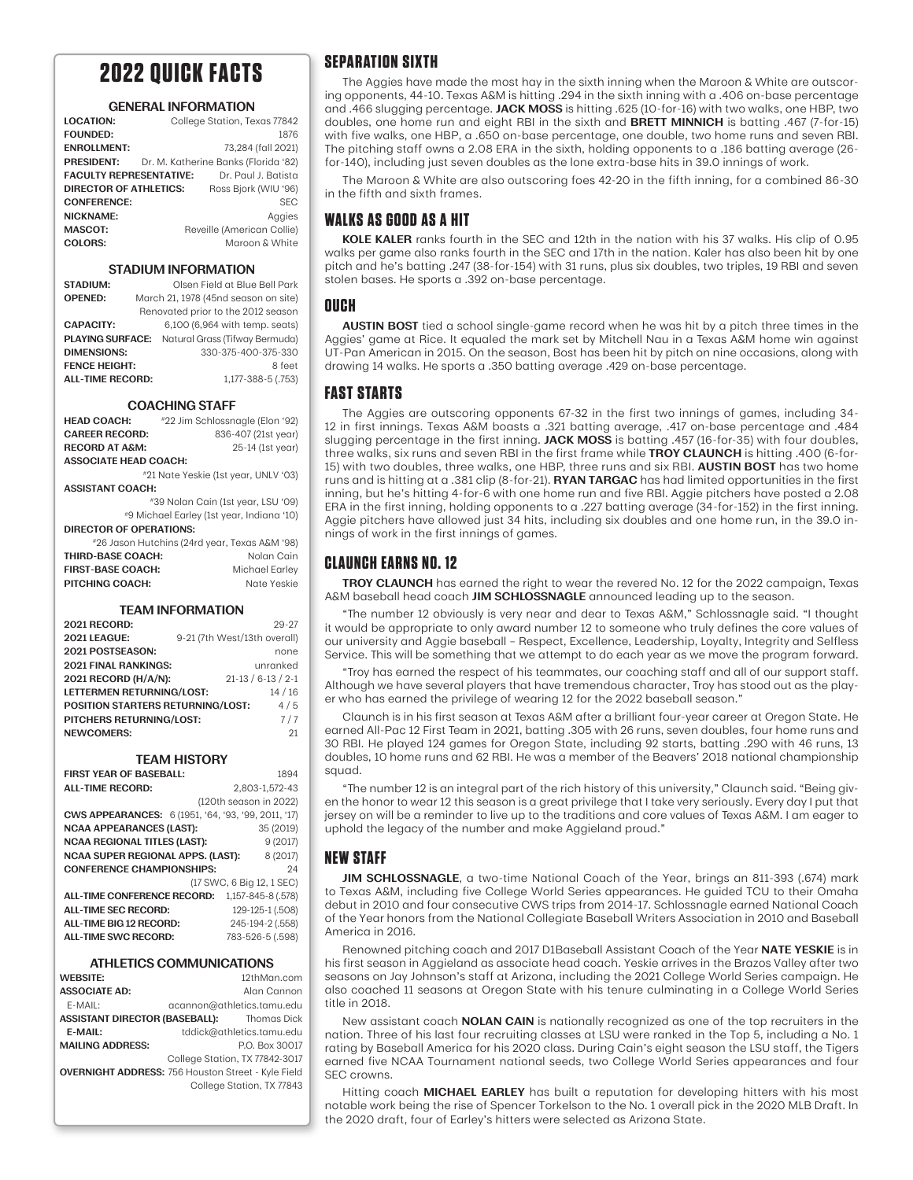# 2022 QUICK FACTS

### GENERAL INFORMATION

| | |
|---|---|
| **LOCATION:** | College Station, Texas 77842 |
| **FOUNDED:** | 1876 |
| **ENROLLMENT:** | 73,284 (fall 2021) |
| **PRESIDENT:** | Dr. M. Katherine Banks (Florida '82) |
| **FACULTY REPRESENTATIVE:** | Dr. Paul J. Batista |
| **DIRECTOR OF ATHLETICS:** | Ross Bjork (WIU '96) |
| **CONFERENCE:** | SEC |
| **NICKNAME:** | Aggies |
| **MASCOT:** | Reveille (American Collie) |
| **COLORS:** | Maroon & White |

### STADIUM INFORMATION

| | |
|---|---|
| **STADIUM:** | Olsen Field at Blue Bell Park |
| **OPENED:** | March 21, 1978 (45nd season on site) Renovated prior to the 2012 season |
| **CAPACITY:** | 6,100 (6,964 with temp. seats) |
| **PLAYING SURFACE:** | Natural Grass (Tifway Bermuda) |
| **DIMENSIONS:** | 330-375-400-375-330 |
| **FENCE HEIGHT:** | 8 feet |
| **ALL-TIME RECORD:** | 1,177-388-5 (.753) |

### COACHING STAFF

| | |
|---|---|
| **HEAD COACH:** | #22 Jim Schlossnagle (Elon '92) |
| **CAREER RECORD:** | 836-407 (21st year) |
| **RECORD AT A&M:** | 25-14 (1st year) |
| **ASSOCIATE HEAD COACH:** | #21 Nate Yeskie (1st year, UNLV '03) |
| **ASSISTANT COACH:** | #39 Nolan Cain (1st year, LSU '09) |
| | #9 Michael Earley (1st year, Indiana '10) |
| **DIRECTOR OF OPERATIONS:** | #26 Jason Hutchins (24rd year, Texas A&M '98) |
| **THIRD-BASE COACH:** | Nolan Cain |
| **FIRST-BASE COACH:** | Michael Earley |
| **PITCHING COACH:** | Nate Yeskie |

### TEAM INFORMATION

| | |
|---|---|
| **2021 RECORD:** | 29-27 |
| **2021 LEAGUE:** | 9-21 (7th West/13th overall) |
| **2021 POSTSEASON:** | none |
| **2021 FINAL RANKINGS:** | unranked |
| **2021 RECORD (H/A/N):** | 21-13 / 6-13 / 2-1 |
| **LETTERMEN RETURNING/LOST:** | 14 / 16 |
| **POSITION STARTERS RETURNING/LOST:** | 4 / 5 |
| **PITCHERS RETURNING/LOST:** | 7 / 7 |
| **NEWCOMERS:** | 21 |

### TEAM HISTORY

| | |
|---|---|
| **FIRST YEAR OF BASEBALL:** | 1894 |
| **ALL-TIME RECORD:** | 2,803-1,572-43 (120th season in 2022) |
| **CWS APPEARANCES:** | 6 (1951, '64, '93, '99, 2011, '17) |
| **NCAA APPEARANCES (LAST):** | 35 (2019) |
| **NCAA REGIONAL TITLES (LAST):** | 9 (2017) |
| **NCAA SUPER REGIONAL APPS. (LAST):** | 8 (2017) |
| **CONFERENCE CHAMPIONSHIPS:** | 24 (17 SWC, 6 Big 12, 1 SEC) |
| **ALL-TIME CONFERENCE RECORD:** | 1,157-845-8 (.578) |
| **ALL-TIME SEC RECORD:** | 129-125-1 (.508) |
| **ALL-TIME BIG 12 RECORD:** | 245-194-2 (.558) |
| **ALL-TIME SWC RECORD:** | 783-526-5 (.598) |

### ATHLETICS COMMUNICATIONS

| | |
|---|---|
| **WEBSITE:** | 12thMan.com |
| **ASSOCIATE AD:** | Alan Cannon |
| E-MAIL: | acannon@athletics.tamu.edu |
| **ASSISTANT DIRECTOR (BASEBALL):** | Thomas Dick |
| **E-MAIL:** | tddick@athletics.tamu.edu |
| **MAILING ADDRESS:** | P.O. Box 30017 College Station, TX 77842-3017 |
| **OVERNIGHT ADDRESS:** | 756 Houston Street - Kyle Field College Station, TX 77843 |

## SEPARATION SIXTH

The Aggies have made the most hay in the sixth inning when the Maroon & White are outscoring opponents, 44-10. Texas A&M is hitting .294 in the sixth inning with a .406 on-base percentage and .466 slugging percentage. **JACK MOSS** is hitting .625 (10-for-16) with two walks, one HBP, two doubles, one home run and eight RBI in the sixth and **BRETT MINNICH** is batting .467 (7-for-15) with five walks, one HBP, a .650 on-base percentage, one double, two home runs and seven RBI. The pitching staff owns a 2.08 ERA in the sixth, holding opponents to a .186 batting average (26-for-140), including just seven doubles as the lone extra-base hits in 39.0 innings of work.

The Maroon & White are also outscoring foes 42-20 in the fifth inning, for a combined 86-30 in the fifth and sixth frames.

## WALKS AS GOOD AS A HIT

**KOLE KALER** ranks fourth in the SEC and 12th in the nation with his 37 walks. His clip of 0.95 walks per game also ranks fourth in the SEC and 17th in the nation. Kaler has also been hit by one pitch and he's batting .247 (38-for-154) with 31 runs, plus six doubles, two triples, 19 RBI and seven stolen bases. He sports a .392 on-base percentage.

## OUCH

**AUSTIN BOST** tied a school single-game record when he was hit by a pitch three times in the Aggies' game at Rice. It equaled the mark set by Mitchell Nau in a Texas A&M home win against UT-Pan American in 2015. On the season, Bost has been hit by pitch on nine occasions, along with drawing 14 walks. He sports a .350 batting average .429 on-base percentage.

## FAST STARTS

The Aggies are outscoring opponents 67-32 in the first two innings of games, including 34-12 in first innings. Texas A&M boasts a .321 batting average, .417 on-base percentage and .484 slugging percentage in the first inning. **JACK MOSS** is batting .457 (16-for-35) with four doubles, three walks, six runs and seven RBI in the first frame while **TROY CLAUNCH** is hitting .400 (6-for-15) with two doubles, three walks, one HBP, three runs and six RBI. **AUSTIN BOST** has two home runs and is hitting at a .381 clip (8-for-21). **RYAN TARGAC** has had limited opportunities in the first inning, but he's hitting 4-for-6 with one home run and five RBI. Aggie pitchers have posted a 2.08 ERA in the first inning, holding opponents to a .227 batting average (34-for-152) in the first inning. Aggie pitchers have allowed just 34 hits, including six doubles and one home run, in the 39.0 innings of work in the first innings of games.

## CLAUNCH EARNS NO. 12

**TROY CLAUNCH** has earned the right to wear the revered No. 12 for the 2022 campaign, Texas A&M baseball head coach **JIM SCHLOSSNAGLE** announced leading up to the season.

"The number 12 obviously is very near and dear to Texas A&M," Schlossnagle said. "I thought it would be appropriate to only award number 12 to someone who truly defines the core values of our university and Aggie baseball – Respect, Excellence, Leadership, Loyalty, Integrity and Selfless Service. This will be something that we attempt to do each year as we move the program forward.

"Troy has earned the respect of his teammates, our coaching staff and all of our support staff. Although we have several players that have tremendous character, Troy has stood out as the player who has earned the privilege of wearing 12 for the 2022 baseball season."

Claunch is in his first season at Texas A&M after a brilliant four-year career at Oregon State. He earned All-Pac 12 First Team in 2021, batting .305 with 26 runs, seven doubles, four home runs and 30 RBI. He played 124 games for Oregon State, including 92 starts, batting .290 with 46 runs, 13 doubles, 10 home runs and 62 RBI. He was a member of the Beavers' 2018 national championship squad.

"The number 12 is an integral part of the rich history of this university," Claunch said. "Being given the honor to wear 12 this season is a great privilege that I take very seriously. Every day I put that jersey on will be a reminder to live up to the traditions and core values of Texas A&M. I am eager to uphold the legacy of the number and make Aggieland proud."

## NEW STAFF

**JIM SCHLOSSNAGLE**, a two-time National Coach of the Year, brings an 811-393 (.674) mark to Texas A&M, including five College World Series appearances. He guided TCU to their Omaha debut in 2010 and four consecutive CWS trips from 2014-17. Schlossnagle earned National Coach of the Year honors from the National Collegiate Baseball Writers Association in 2010 and Baseball America in 2016.

Renowned pitching coach and 2017 D1Baseball Assistant Coach of the Year **NATE YESKIE** is in his first season in Aggieland as associate head coach. Yeskie arrives in the Brazos Valley after two seasons on Jay Johnson's staff at Arizona, including the 2021 College World Series campaign. He also coached 11 seasons at Oregon State with his tenure culminating in a College World Series title in 2018.

New assistant coach **NOLAN CAIN** is nationally recognized as one of the top recruiters in the nation. Three of his last four recruiting classes at LSU were ranked in the Top 5, including a No. 1 rating by Baseball America for his 2020 class. During Cain's eight season the LSU staff, the Tigers earned five NCAA Tournament national seeds, two College World Series appearances and four SEC crowns.

Hitting coach **MICHAEL EARLEY** has built a reputation for developing hitters with his most notable work being the rise of Spencer Torkelson to the No. 1 overall pick in the 2020 MLB Draft. In the 2020 draft, four of Earley's hitters were selected as Arizona State.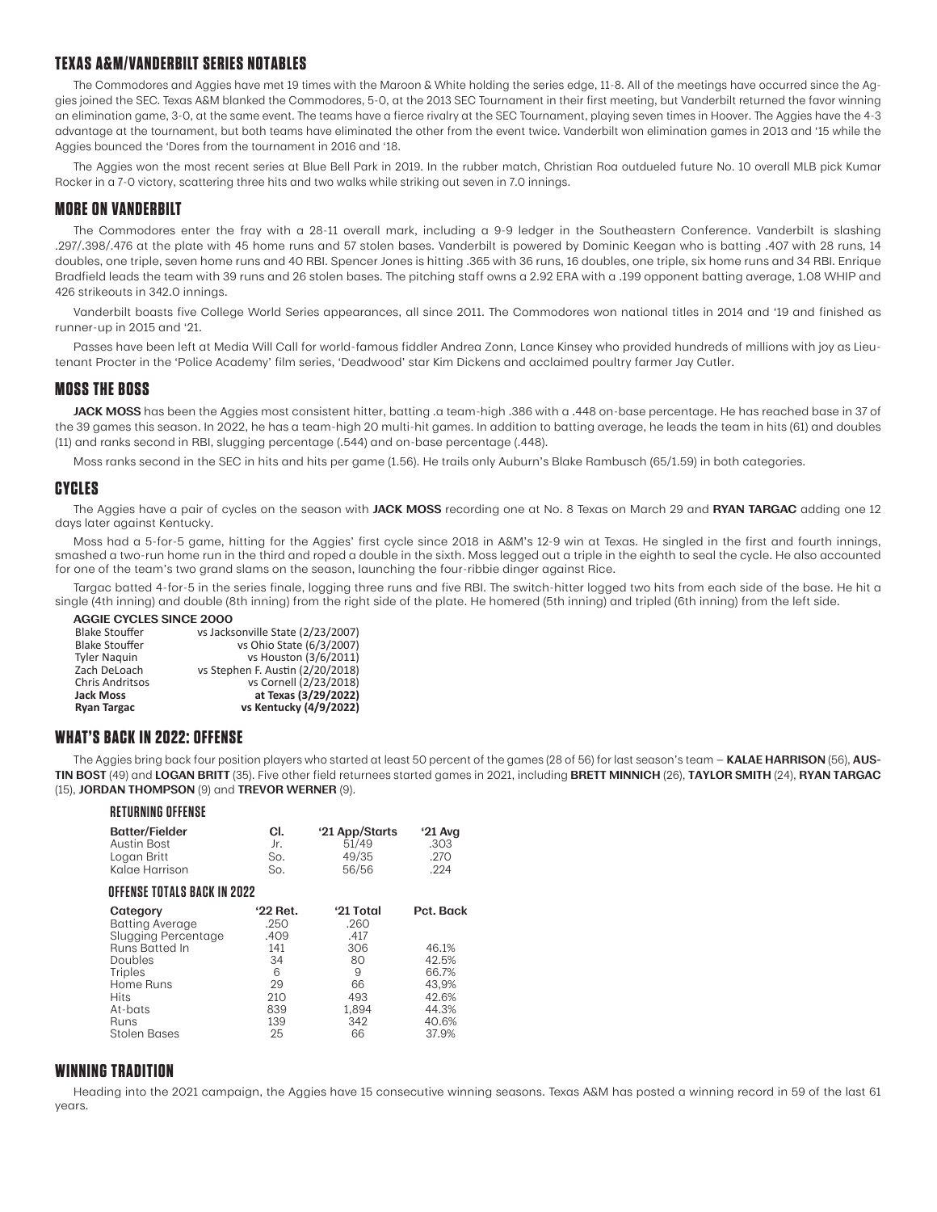## TEXAS A&M/VANDERBILT SERIES NOTABLES

The Commodores and Aggies have met 19 times with the Maroon & White holding the series edge, 11-8. All of the meetings have occurred since the Aggies joined the SEC. Texas A&M blanked the Commodores, 5-0, at the 2013 SEC Tournament in their first meeting, but Vanderbilt returned the favor winning an elimination game, 3-0, at the same event. The teams have a fierce rivalry at the SEC Tournament, playing seven times in Hoover. The Aggies have the 4-3 advantage at the tournament, but both teams have eliminated the other from the event twice. Vanderbilt won elimination games in 2013 and '15 while the Aggies bounced the 'Dores from the tournament in 2016 and '18.

The Aggies won the most recent series at Blue Bell Park in 2019. In the rubber match, Christian Roa outdueled future No. 10 overall MLB pick Kumar Rocker in a 7-0 victory, scattering three hits and two walks while striking out seven in 7.0 innings.

## MORE ON VANDERBILT

The Commodores enter the fray with a 28-11 overall mark, including a 9-9 ledger in the Southeastern Conference. Vanderbilt is slashing .297/.398/.476 at the plate with 45 home runs and 57 stolen bases. Vanderbilt is powered by Dominic Keegan who is batting .407 with 28 runs, 14 doubles, one triple, seven home runs and 40 RBI. Spencer Jones is hitting .365 with 36 runs, 16 doubles, one triple, six home runs and 34 RBI. Enrique Bradfield leads the team with 39 runs and 26 stolen bases. The pitching staff owns a 2.92 ERA with a .199 opponent batting average, 1.08 WHIP and 426 strikeouts in 342.0 innings.

Vanderbilt boasts five College World Series appearances, all since 2011. The Commodores won national titles in 2014 and '19 and finished as runner-up in 2015 and '21.

Passes have been left at Media Will Call for world-famous fiddler Andrea Zonn, Lance Kinsey who provided hundreds of millions with joy as Lieutenant Procter in the 'Police Academy' film series, 'Deadwood' star Kim Dickens and acclaimed poultry farmer Jay Cutler.

## MOSS THE BOSS

**JACK MOSS** has been the Aggies most consistent hitter, batting .a team-high .386 with a .448 on-base percentage. He has reached base in 37 of the 39 games this season. In 2022, he has a team-high 20 multi-hit games. In addition to batting average, he leads the team in hits (61) and doubles (11) and ranks second in RBI, slugging percentage (.544) and on-base percentage (.448).

Moss ranks second in the SEC in hits and hits per game (1.56). He trails only Auburn's Blake Rambusch (65/1.59) in both categories.

## CYCLES

The Aggies have a pair of cycles on the season with **JACK MOSS** recording one at No. 8 Texas on March 29 and **RYAN TARGAC** adding one 12 days later against Kentucky.

Moss had a 5-for-5 game, hitting for the Aggies' first cycle since 2018 in A&M's 12-9 win at Texas. He singled in the first and fourth innings, smashed a two-run home run in the third and roped a double in the sixth. Moss legged out a triple in the eighth to seal the cycle. He also accounted for one of the team's two grand slams on the season, launching the four-ribbie dinger against Rice.

Targac batted 4-for-5 in the series finale, logging three runs and five RBI. The switch-hitter logged two hits from each side of the base. He hit a single (4th inning) and double (8th inning) from the right side of the plate. He homered (5th inning) and tripled (6th inning) from the left side.

**AGGIE CYCLES SINCE 2000**

| Player | Game |
|---|---|
| Blake Stouffer | vs Jacksonville State (2/23/2007) |
| Blake Stouffer | vs Ohio State (6/3/2007) |
| Tyler Naquin | vs Houston (3/6/2011) |
| Zach DeLoach | vs Stephen F. Austin (2/20/2018) |
| Chris Andritsos | vs Cornell (2/23/2018) |
| **Jack Moss** | **at Texas (3/29/2022)** |
| **Ryan Targac** | **vs Kentucky (4/9/2022)** |

## WHAT'S BACK IN 2022: OFFENSE

The Aggies bring back four position players who started at least 50 percent of the games (28 of 56) for last season's team – **KALAE HARRISON** (56), **AUSTIN BOST** (49) and **LOGAN BRITT** (35). Five other field retournees started games in 2021, including **BRETT MINNICH** (26), **TAYLOR SMITH** (24), **RYAN TARGAC** (15), **JORDAN THOMPSON** (9) and **TREVOR WERNER** (9).

### RETURNING OFFENSE

| Batter/Fielder | Cl. | '21 App/Starts | '21 Avg |
|---|---|---|---|
| Austin Bost | Jr. | 51/49 | .303 |
| Logan Britt | So. | 49/35 | .270 |
| Kalae Harrison | So. | 56/56 | .224 |

### OFFENSE TOTALS BACK IN 2022

| Category | '22 Ret. | '21 Total | Pct. Back |
|---|---|---|---|
| Batting Average | .250 | .260 | |
| Slugging Percentage | .409 | .417 | |
| Runs Batted In | 141 | 306 | 46.1% |
| Doubles | 34 | 80 | 42.5% |
| Triples | 6 | 9 | 66.7% |
| Home Runs | 29 | 66 | 43,9% |
| Hits | 210 | 493 | 42.6% |
| At-bats | 839 | 1,894 | 44.3% |
| Runs | 139 | 342 | 40.6% |
| Stolen Bases | 25 | 66 | 37.9% |

## WINNING TRADITION

Heading into the 2021 campaign, the Aggies have 15 consecutive winning seasons. Texas A&M has posted a winning record in 59 of the last 61 years.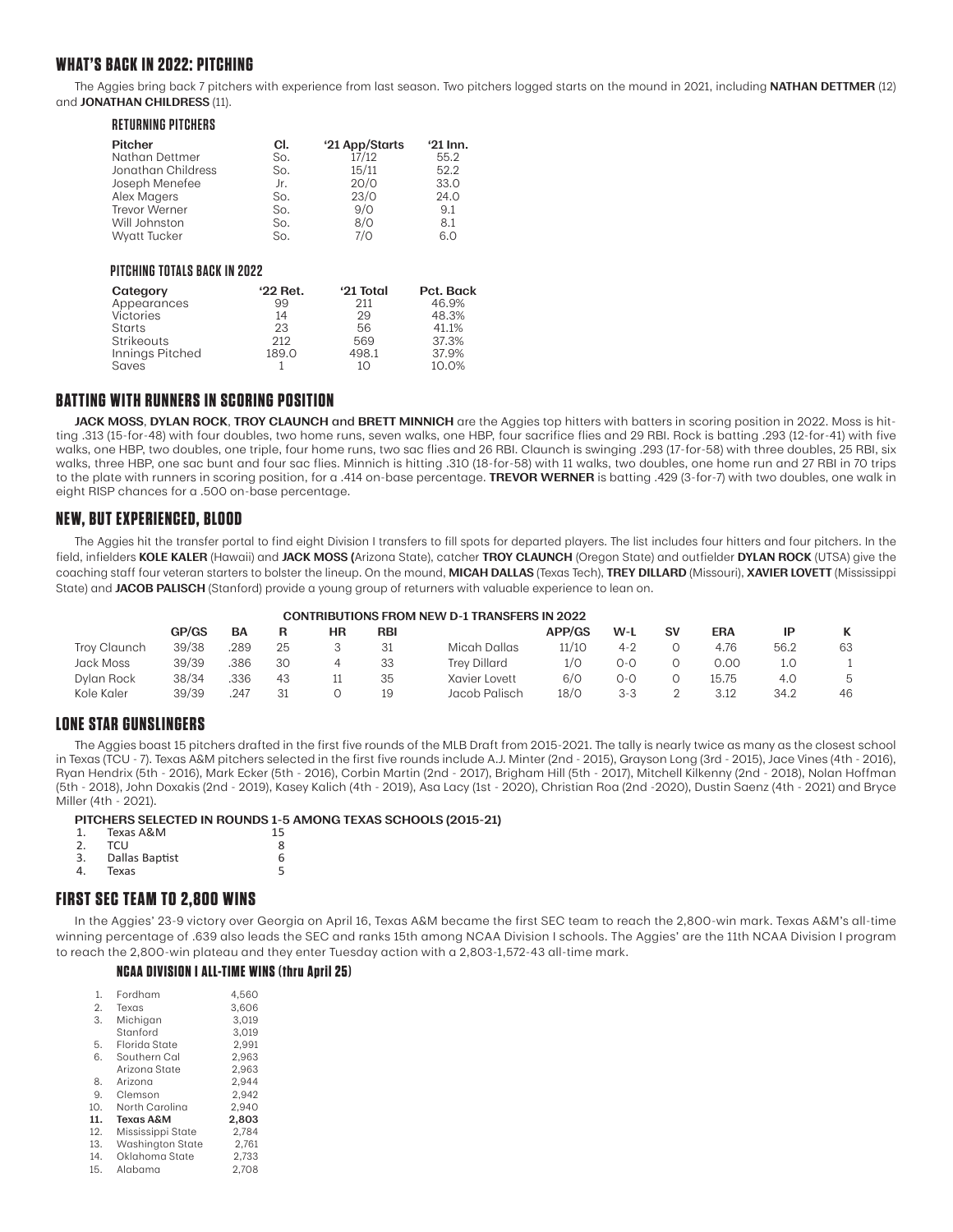## WHAT'S BACK IN 2022: PITCHING

The Aggies bring back 7 pitchers with experience from last season. Two pitchers logged starts on the mound in 2021, including **NATHAN DETTMER** (12) and **JONATHAN CHILDRESS** (11).

### RETURNING PITCHERS

| Pitcher | Cl. | '21 App/Starts | '21 Inn. |
|---|---|---|---|
| Nathan Dettmer | So. | 17/12 | 55.2 |
| Jonathan Childress | So. | 15/11 | 52.2 |
| Joseph Menefee | Jr. | 20/0 | 33.0 |
| Alex Magers | So. | 23/0 | 24.0 |
| Trevor Werner | So. | 9/0 | 9.1 |
| Will Johnston | So. | 8/0 | 8.1 |
| Wyatt Tucker | So. | 7/0 | 6.0 |

### PITCHING TOTALS BACK IN 2022

| Category | '22 Ret. | '21 Total | Pct. Back |
|---|---|---|---|
| Appearances | 99 | 211 | 46.9% |
| Victories | 14 | 29 | 48.3% |
| Starts | 23 | 56 | 41.1% |
| Strikeouts | 212 | 569 | 37.3% |
| Innings Pitched | 189.0 | 498.1 | 37.9% |
| Saves | 1 | 10 | 10.0% |

## BATTING WITH RUNNERS IN SCORING POSITION

**JACK MOSS**, **DYLAN ROCK**, **TROY CLAUNCH** and **BRETT MINNICH** are the Aggies top hitters with batters in scoring position in 2022. Moss is hitting .313 (15-for-48) with four doubles, two home runs, seven walks, one HBP, four sacrifice flies and 29 RBI. Rock is batting .293 (12-for-41) with five walks, one HBP, two doubles, one triple, four home runs, two sac flies and 26 RBI. Claunch is swinging .293 (17-for-58) with three doubles, 25 RBI, six walks, three HBP, one sac bunt and four sac flies. Minnich is hitting .310 (18-for-58) with 11 walks, two doubles, one home run and 27 RBI in 70 trips to the plate with runners in scoring position, for a .414 on-base percentage. **TREVOR WERNER** is batting .429 (3-for-7) with two doubles, one walk in eight RISP chances for a .500 on-base percentage.

## NEW, BUT EXPERIENCED, BLOOD

The Aggies hit the transfer portal to find eight Division I transfers to fill spots for departed players. The list includes four hitters and four pitchers. In the field, infielders **KOLE KALER** (Hawaii) and **JACK MOSS** (Arizona State), catcher **TROY CLAUNCH** (Oregon State) and outfielder **DYLAN ROCK** (UTSA) give the coaching staff four veteran starters to bolster the lineup. On the mound, **MICAH DALLAS** (Texas Tech), **TREY DILLARD** (Missouri), **XAVIER LOVETT** (Mississippi State) and **JACOB PALISCH** (Stanford) provide a young group of returners with valuable experience to lean on.

**CONTRIBUTIONS FROM NEW D-1 TRANSFERS IN 2022**

| | GP/GS | BA | R | HR | RBI | | APP/GS | W-L | SV | ERA | IP | K |
|---|---|---|---|---|---|---|---|---|---|---|---|---|
| Troy Claunch | 39/38 | .289 | 25 | 3 | 31 | Micah Dallas | 11/10 | 4-2 | 0 | 4.76 | 56.2 | 63 |
| Jack Moss | 39/39 | .386 | 30 | 4 | 33 | Trey Dillard | 1/0 | 0-0 | 0 | 0.00 | 1.0 | 1 |
| Dylan Rock | 38/34 | .336 | 43 | 11 | 35 | Xavier Lovett | 6/0 | 0-0 | 0 | 15.75 | 4.0 | 5 |
| Kole Kaler | 39/39 | .247 | 31 | 0 | 19 | Jacob Palisch | 18/0 | 3-3 | 2 | 3.12 | 34.2 | 46 |

## LONE STAR GUNSLINGERS

The Aggies boast 15 pitchers drafted in the first five rounds of the MLB Draft from 2015-2021. The tally is nearly twice as many as the closest school in Texas (TCU - 7). Texas A&M pitchers selected in the first five rounds include A.J. Minter (2nd - 2015), Grayson Long (3rd - 2015), Jace Vines (4th - 2016), Ryan Hendrix (5th - 2016), Mark Ecker (5th - 2016), Corbin Martin (2nd - 2017), Brigham Hill (5th - 2017), Mitchell Kilkenny (2nd - 2018), Nolan Hoffman (5th - 2018), John Doxakis (2nd - 2019), Kasey Kalich (4th - 2019), Asa Lacy (1st - 2020), Christian Roa (2nd -2020), Dustin Saenz (4th - 2021) and Bryce Miller (4th - 2021).

**PITCHERS SELECTED IN ROUNDS 1-5 AMONG TEXAS SCHOOLS (2015-21)**

| | School | Total |
|---|---|---|
| 1. | Texas A&M | 15 |
| 2. | TCU | 8 |
| 3. | Dallas Baptist | 6 |
| 4. | Texas | 5 |

## FIRST SEC TEAM TO 2,800 WINS

In the Aggies' 23-9 victory over Georgia on April 16, Texas A&M became the first SEC team to reach the 2,800-win mark. Texas A&M's all-time winning percentage of .639 also leads the SEC and ranks 15th among NCAA Division I schools. The Aggies' are the 11th NCAA Division I program to reach the 2,800-win plateau and they enter Tuesday action with a 2,803-1,572-43 all-time mark.

### NCAA DIVISION I ALL-TIME WINS (thru April 25)

| | School | Wins |
|---|---|---|
| 1. | Fordham | 4,560 |
| 2. | Texas | 3,606 |
| 3. | Michigan | 3,019 |
| | Stanford | 3,019 |
| 5. | Florida State | 2,991 |
| 6. | Southern Cal | 2,963 |
| | Arizona State | 2,963 |
| 8. | Arizona | 2,944 |
| 9. | Clemson | 2,942 |
| 10. | North Carolina | 2,940 |
| **11.** | **Texas A&M** | **2,803** |
| 12. | Mississippi State | 2,784 |
| 13. | Washington State | 2,761 |
| 14. | Oklahoma State | 2,733 |
| 15. | Alabama | 2,708 |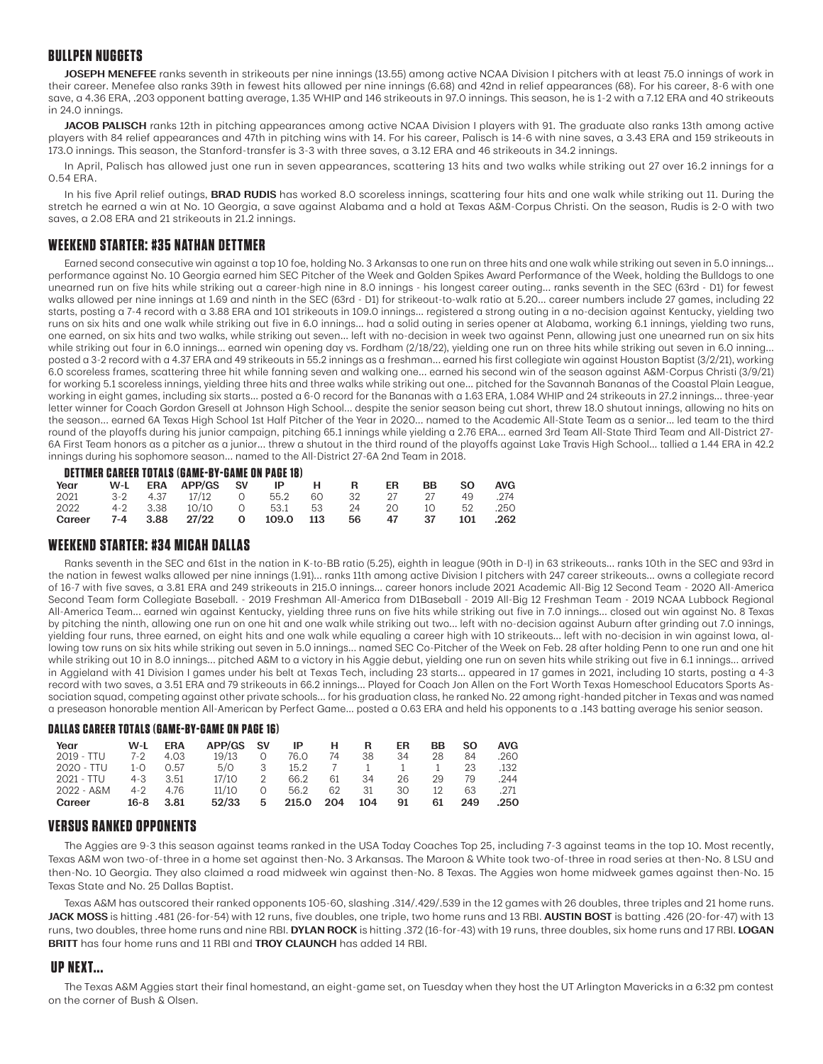## BULLPEN NUGGETS

**JOSEPH MENEFEE** ranks seventh in strikeouts per nine innings (13.55) among active NCAA Division I pitchers with at least 75.0 innings of work in their career. Menefee also ranks 39th in fewest hits allowed per nine innings (6.68) and 42nd in relief appearances (68). For his career, 8-6 with one save, a 4.36 ERA, .203 opponent batting average, 1.35 WHIP and 146 strikeouts in 97.0 innings. This season, he is 1-2 with a 7.12 ERA and 40 strikeouts in 24.0 innings.

**JACOB PALISCH** ranks 12th in pitching appearances among active NCAA Division I players with 91. The graduate also ranks 13th among active players with 84 relief appearances and 47th in pitching wins with 14. For his career, Palisch is 14-6 with nine saves, a 3.43 ERA and 159 strikeouts in 173.0 innings. This season, the Stanford-transfer is 3-3 with three saves, a 3.12 ERA and 46 strikeouts in 34.2 innings.

In April, Palisch has allowed just one run in seven appearances, scattering 13 hits and two walks while striking out 27 over 16.2 innings for a 0.54 ERA.

In his five April relief outings, **BRAD RUDIS** has worked 8.0 scoreless innings, scattering four hits and one walk while striking out 11. During the stretch he earned a win at No. 10 Georgia, a save against Alabama and a hold at Texas A&M-Corpus Christi. On the season, Rudis is 2-0 with two saves, a 2.08 ERA and 21 strikeouts in 21.2 innings.

## WEEKEND STARTER: #35 NATHAN DETTMER

Earned second consecutive win against a top 10 foe, holding No. 3 Arkansas to one run on three hits and one walk while striking out seven in 5.0 innings... performance against No. 10 Georgia earned him SEC Pitcher of the Week and Golden Spikes Award Performance of the Week, holding the Bulldogs to one unearned run on five hits while striking out a career-high nine in 8.0 innings - his longest career outing... ranks seventh in the SEC (63rd - D1) for fewest walks allowed per nine innings at 1.69 and ninth in the SEC (63rd - D1) for strikeout-to-walk ratio at 5.20... career numbers include 27 games, including 22 starts, posting a 7-4 record with a 3.88 ERA and 101 strikeouts in 109.0 innings... registered a strong outing in a no-decision against Kentucky, yielding two runs on six hits and one walk while striking out five in 6.0 innings... had a solid outing in series opener at Alabama, working 6.1 innings, yielding two runs, one earned, on six hits and two walks, while striking out seven... left with no-decision in week two against Penn, allowing just one unearned run on six hits while striking out four in 6.0 innings... earned win opening day vs. Fordham (2/18/22), yielding one run on three hits while striking out seven in 6.0 inning... posted a 3-2 record with a 4.37 ERA and 49 strikeouts in 55.2 innings as a freshman... earned his first collegiate win against Houston Baptist (3/2/21), working 6.0 scoreless frames, scattering three hit while fanning seven and walking one... earned his second win of the season against A&M-Corpus Christi (3/9/21) for working 5.1 scoreless innings, yielding three hits and three walks while striking out one... pitched for the Savannah Bananas of the Coastal Plain League, working in eight games, including six starts... posted a 6-0 record for the Bananas with a 1.63 ERA, 1.084 WHIP and 24 strikeouts in 27.2 innings... three-year letter winner for Coach Gordon Gresell at Johnson High School... despite the senior season being cut short, threw 18.0 shutout innings, allowing no hits on the season... earned 6A Texas High School 1st Half Pitcher of the Year in 2020... named to the Academic All-State Team as a senior... led team to the third round of the playoffs during his junior campaign, pitching 65.1 innings while yielding a 2.76 ERA... earned 3rd Team All-State Third Team and All-District 27-6A First Team honors as a pitcher as a junior... threw a shutout in the third round of the playoffs against Lake Travis High School... tallied a 1.44 ERA in 42.2 innings during his sophomore season... named to the All-District 27-6A 2nd Team in 2018.

### DETTMER CAREER TOTALS (GAME-BY-GAME ON PAGE 18)

| Year | W-L | ERA | APP/GS | SV | IP | H | R | ER | BB | SO | AVG |
|---|---|---|---|---|---|---|---|---|---|---|---|
| 2021 | 3-2 | 4.37 | 17/12 | 0 | 55.2 | 60 | 32 | 27 | 27 | 49 | .274 |
| 2022 | 4-2 | 3.38 | 10/10 | 0 | 53.1 | 53 | 24 | 20 | 10 | 52 | .250 |
| **Career** | **7-4** | **3.88** | **27/22** | **0** | **109.0** | **113** | **56** | **47** | **37** | **101** | **.262** |

## WEEKEND STARTER: #34 MICAH DALLAS

Ranks seventh in the SEC and 61st in the nation in K-to-BB ratio (5.25), eighth in league (90th in D-I) in 63 strikeouts... ranks 10th in the SEC and 93rd in the nation in fewest walks allowed per nine innings (1.91)... ranks 11th among active Division I pitchers with 247 career strikeouts... owns a collegiate record of 16-7 with five saves, a 3.81 ERA and 249 strikeouts in 215.0 innings... career honors include 2021 Academic All-Big 12 Second Team - 2020 All-America Second Team form Collegiate Baseball. - 2019 Freshman All-America from D1Baseball - 2019 All-Big 12 Freshman Team - 2019 NCAA Lubbock Regional All-America Team... earned win against Kentucky, yielding three runs on five hits while striking out five in 7.0 innings... closed out win against No. 8 Texas by pitching the ninth, allowing one run on one hit and one walk while striking out two... left with no-decision against Auburn after grinding out 7.0 innings, yielding four runs, three earned, on eight hits and one walk while equaling a career high with 10 strikeouts... left with no-decision in win against Iowa, allowing tow runs on six hits while striking out seven in 5.0 innings... named SEC Co-Pitcher of the Week on Feb. 28 after holding Penn to one run and one hit while striking out 10 in 8.0 innings... pitched A&M to a victory in his Aggie debut, yielding one run on seven hits while striking out five in 6.1 innings... arrived in Aggieland with 41 Division I games under his belt at Texas Tech, including 23 starts... appeared in 17 games in 2021, including 10 starts, posting a 4-3 record with two saves, a 3.51 ERA and 79 strikeouts in 66.2 innings... Played for Coach Jon Allen on the Fort Worth Texas Homeschool Educators Sports Association squad, competing against other private schools... for his graduation class, he ranked No. 22 among right-handed pitcher in Texas and was named a preseason honorable mention All-American by Perfect Game... posted a 0.63 ERA and held his opponents to a .143 batting average his senior season.

### DALLAS CAREER TOTALS (GAME-BY-GAME ON PAGE 16)

| Year | W-L | ERA | APP/GS | SV | IP | H | R | ER | BB | SO | AVG |
|---|---|---|---|---|---|---|---|---|---|---|---|
| 2019 - TTU | 7-2 | 4.03 | 19/13 | 0 | 76.0 | 74 | 38 | 34 | 28 | 84 | .260 |
| 2020 - TTU | 1-0 | 0.57 | 5/0 | 3 | 15.2 | 7 | 1 | 1 | 1 | 23 | .132 |
| 2021 - TTU | 4-3 | 3.51 | 17/10 | 2 | 66.2 | 61 | 34 | 26 | 29 | 79 | .244 |
| 2022 - A&M | 4-2 | 4.76 | 11/10 | 0 | 56.2 | 62 | 31 | 30 | 12 | 63 | .271 |
| **Career** | **16-8** | **3.81** | **52/33** | **5** | **215.0** | **204** | **104** | **91** | **61** | **249** | **.250** |

## VERSUS RANKED OPPONENTS

The Aggies are 9-3 this season against teams ranked in the USA Today Coaches Top 25, including 7-3 against teams in the top 10. Most recently, Texas A&M won two-of-three in a home set against then-No. 3 Arkansas. The Maroon & White took two-of-three in road series at then-No. 8 LSU and then-No. 10 Georgia. They also claimed a road midweek win against then-No. 8 Texas. The Aggies won home midweek games against then-No. 15 Texas State and No. 25 Dallas Baptist.

Texas A&M has outscored their ranked opponents 105-60, slashing .314/.429/.539 in the 12 games with 26 doubles, three triples and 21 home runs. **JACK MOSS** is hitting .481 (26-for-54) with 12 runs, five doubles, one triple, two home runs and 13 RBI. **AUSTIN BOST** is batting .426 (20-for-47) with 13 runs, two doubles, three home runs and nine RBI. **DYLAN ROCK** is hitting .372 (16-for-43) with 19 runs, three doubles, six home runs and 17 RBI. **LOGAN BRITT** has four home runs and 11 RBI and **TROY CLAUNCH** has added 14 RBI.

## UP NEXT...

The Texas A&M Aggies start their final homestand, an eight-game set, on Tuesday when they host the UT Arlington Mavericks in a 6:32 pm contest on the corner of Bush & Olsen.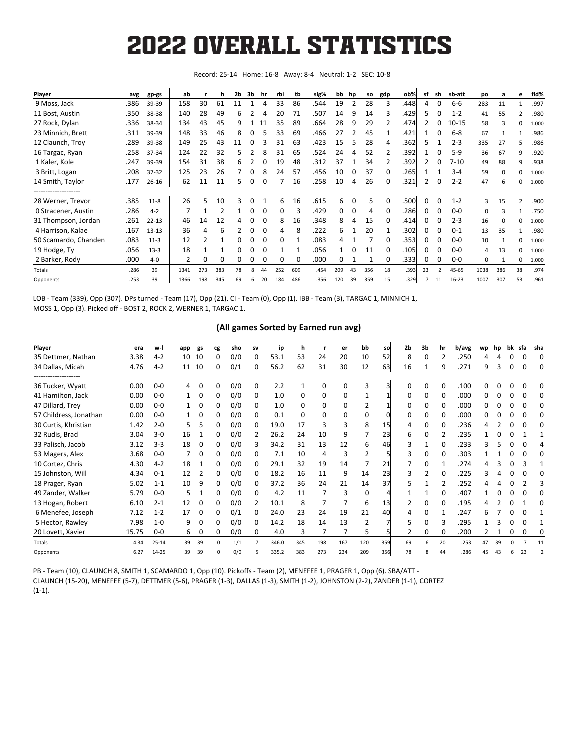# 2022 OVERALL STATISTICS

Record: 25-14 Home: 16-8 Away: 8-4 Neutral: 1-2 SEC: 10-8

| Player | avg | gp-gs | ab | r | h | 2b | 3b | hr | rbi | tb | slg% | bb | hp | so | gdp | ob% | sf | sh | sb-att | po | a | e | fld% |
|---|---|---|---|---|---|---|---|---|---|---|---|---|---|---|---|---|---|---|---|---|---|---|---|
| 9 Moss, Jack | .386 | 39-39 | 158 | 30 | 61 | 11 | 1 | 4 | 33 | 86 | .544 | 19 | 2 | 28 | 3 | .448 | 4 | 0 | 6-6 | 283 | 11 | 1 | .997 |
| 11 Bost, Austin | .350 | 38-38 | 140 | 28 | 49 | 6 | 2 | 4 | 20 | 71 | .507 | 14 | 9 | 14 | 3 | .429 | 5 | 0 | 1-2 | 41 | 55 | 2 | .980 |
| 27 Rock, Dylan | .336 | 38-34 | 134 | 43 | 45 | 9 | 1 | 11 | 35 | 89 | .664 | 28 | 9 | 29 | 2 | .474 | 2 | 0 | 10-15 | 58 | 3 | 0 | 1.000 |
| 23 Minnich, Brett | .311 | 39-39 | 148 | 33 | 46 | 8 | 0 | 5 | 33 | 69 | .466 | 27 | 2 | 45 | 1 | .421 | 1 | 0 | 6-8 | 67 | 1 | 1 | .986 |
| 12 Claunch, Troy | .289 | 39-38 | 149 | 25 | 43 | 11 | 0 | 3 | 31 | 63 | .423 | 15 | 5 | 28 | 4 | .362 | 5 | 1 | 2-3 | 335 | 27 | 5 | .986 |
| 16 Targac, Ryan | .258 | 37-34 | 124 | 22 | 32 | 5 | 2 | 8 | 31 | 65 | .524 | 24 | 4 | 52 | 2 | .392 | 1 | 0 | 5-9 | 36 | 67 | 9 | .920 |
| 1 Kaler, Kole | .247 | 39-39 | 154 | 31 | 38 | 6 | 2 | 0 | 19 | 48 | .312 | 37 | 1 | 34 | 2 | .392 | 2 | 0 | 7-10 | 49 | 88 | 9 | .938 |
| 3 Britt, Logan | .208 | 37-32 | 125 | 23 | 26 | 7 | 0 | 8 | 24 | 57 | .456 | 10 | 0 | 37 | 0 | .265 | 1 | 1 | 3-4 | 59 | 0 | 0 | 1.000 |
| 14 Smith, Taylor | .177 | 26-16 | 62 | 11 | 11 | 5 | 0 | 0 | 7 | 16 | .258 | 10 | 4 | 26 | 0 | .321 | 2 | 0 | 2-2 | 47 | 6 | 0 | 1.000 |
| -------------------- | | | | | | | | | | | | | | | | | | | | | | | |
| 28 Werner, Trevor | .385 | 11-8 | 26 | 5 | 10 | 3 | 0 | 1 | 6 | 16 | .615 | 6 | 0 | 5 | 0 | .500 | 0 | 0 | 1-2 | 3 | 15 | 2 | .900 |
| 0 Stracener, Austin | .286 | 4-2 | 7 | 1 | 2 | 1 | 0 | 0 | 0 | 3 | .429 | 0 | 0 | 4 | 0 | .286 | 0 | 0 | 0-0 | 0 | 3 | 1 | .750 |
| 31 Thompson, Jordan | .261 | 22-13 | 46 | 14 | 12 | 4 | 0 | 0 | 8 | 16 | .348 | 8 | 4 | 15 | 0 | .414 | 0 | 0 | 2-3 | 16 | 0 | 0 | 1.000 |
| 4 Harrison, Kalae | .167 | 13-13 | 36 | 4 | 6 | 2 | 0 | 0 | 4 | 8 | .222 | 6 | 1 | 20 | 1 | .302 | 0 | 0 | 0-1 | 13 | 35 | 1 | .980 |
| 50 Scamardo, Chanden | .083 | 11-3 | 12 | 2 | 1 | 0 | 0 | 0 | 0 | 1 | .083 | 4 | 1 | 7 | 0 | .353 | 0 | 0 | 0-0 | 10 | 1 | 0 | 1.000 |
| 19 Hodge, Ty | .056 | 13-3 | 18 | 1 | 1 | 0 | 0 | 0 | 1 | 1 | .056 | 1 | 0 | 11 | 0 | .105 | 0 | 0 | 0-0 | 4 | 13 | 0 | 1.000 |
| 2 Barker, Rody | .000 | 4-0 | 2 | 0 | 0 | 0 | 0 | 0 | 0 | 0 | .000 | 0 | 1 | 1 | 0 | .333 | 0 | 0 | 0-0 | 0 | 1 | 0 | 1.000 |
| Totals | .286 | 39 | 1341 | 273 | 383 | 78 | 8 | 44 | 252 | 609 | .454 | 209 | 43 | 356 | 18 | .393 | 23 | 2 | 45-65 | 1038 | 386 | 38 | .974 |
| Opponents | .253 | 39 | 1366 | 198 | 345 | 69 | 6 | 20 | 184 | 486 | .356 | 120 | 39 | 359 | 15 | .329 | 7 | 11 | 16-23 | 1007 | 307 | 53 | .961 |

LOB - Team (339), Opp (307). DPs turned - Team (17), Opp (21). CI - Team (0), Opp (1). IBB - Team (3), TARGAC 1, MINNICH 1, MOSS 1, Opp (3). Picked off - BOST 2, ROCK 2, WERNER 1, TARGAC 1.

### (All games Sorted by Earned run avg)

| Player | era | w-l | app | gs | cg | sho | sv | ip | h | r | er | bb | so | 2b | 3b | hr | b/avg | wp | hp | bk | sfa | sha |
|---|---|---|---|---|---|---|---|---|---|---|---|---|---|---|---|---|---|---|---|---|---|---|
| 35 Dettmer, Nathan | 3.38 | 4-2 | 10 | 10 | 0 | 0/0 | 0 | 53.1 | 53 | 24 | 20 | 10 | 52 | 8 | 0 | 2 | .250 | 4 | 4 | 0 | 0 | 0 |
| 34 Dallas, Micah | 4.76 | 4-2 | 11 | 10 | 0 | 0/1 | 0 | 56.2 | 62 | 31 | 30 | 12 | 63 | 16 | 1 | 9 | .271 | 9 | 3 | 0 | 0 | 0 |
| -------------------- | | | | | | | | | | | | | | | | | | | | | | |
| 36 Tucker, Wyatt | 0.00 | 0-0 | 4 | 0 | 0 | 0/0 | 0 | 2.2 | 1 | 0 | 0 | 3 | 3 | 0 | 0 | 0 | .100 | 0 | 0 | 0 | 0 | 0 |
| 41 Hamilton, Jack | 0.00 | 0-0 | 1 | 0 | 0 | 0/0 | 0 | 1.0 | 0 | 0 | 0 | 1 | 1 | 0 | 0 | 0 | .000 | 0 | 0 | 0 | 0 | 0 |
| 47 Dillard, Trey | 0.00 | 0-0 | 1 | 0 | 0 | 0/0 | 0 | 1.0 | 0 | 0 | 0 | 2 | 1 | 0 | 0 | 0 | .000 | 0 | 0 | 0 | 0 | 0 |
| 57 Childress, Jonathan | 0.00 | 0-0 | 1 | 0 | 0 | 0/0 | 0 | 0.1 | 0 | 0 | 0 | 0 | 0 | 0 | 0 | 0 | .000 | 0 | 0 | 0 | 0 | 0 |
| 30 Curtis, Khristian | 1.42 | 2-0 | 5 | 5 | 0 | 0/0 | 0 | 19.0 | 17 | 3 | 3 | 8 | 15 | 4 | 0 | 0 | .236 | 4 | 2 | 0 | 0 | 0 |
| 32 Rudis, Brad | 3.04 | 3-0 | 16 | 1 | 0 | 0/0 | 2 | 26.2 | 24 | 10 | 9 | 7 | 23 | 6 | 0 | 2 | .235 | 1 | 0 | 0 | 1 | 1 |
| 33 Palisch, Jacob | 3.12 | 3-3 | 18 | 0 | 0 | 0/0 | 3 | 34.2 | 31 | 13 | 12 | 6 | 46 | 3 | 1 | 0 | .233 | 3 | 5 | 0 | 0 | 4 |
| 53 Magers, Alex | 3.68 | 0-0 | 7 | 0 | 0 | 0/0 | 0 | 7.1 | 10 | 4 | 3 | 2 | 5 | 3 | 0 | 0 | .303 | 1 | 1 | 0 | 0 | 0 |
| 10 Cortez, Chris | 4.30 | 4-2 | 18 | 1 | 0 | 0/0 | 0 | 29.1 | 32 | 19 | 14 | 7 | 21 | 7 | 0 | 1 | .274 | 4 | 3 | 0 | 3 | 1 |
| 15 Johnston, Will | 4.34 | 0-1 | 12 | 2 | 0 | 0/0 | 0 | 18.2 | 16 | 11 | 9 | 14 | 23 | 3 | 2 | 0 | .225 | 3 | 4 | 0 | 0 | 0 |
| 18 Prager, Ryan | 5.02 | 1-1 | 10 | 9 | 0 | 0/0 | 0 | 37.2 | 36 | 24 | 21 | 14 | 37 | 5 | 1 | 2 | .252 | 4 | 4 | 0 | 2 | 3 |
| 49 Zander, Walker | 5.79 | 0-0 | 5 | 1 | 0 | 0/0 | 0 | 4.2 | 11 | 7 | 3 | 0 | 4 | 1 | 1 | 0 | .407 | 1 | 0 | 0 | 0 | 0 |
| 13 Hogan, Robert | 6.10 | 2-1 | 12 | 0 | 0 | 0/0 | 2 | 10.1 | 8 | 7 | 7 | 6 | 13 | 2 | 0 | 0 | .195 | 4 | 2 | 0 | 1 | 0 |
| 6 Menefee, Joseph | 7.12 | 1-2 | 17 | 0 | 0 | 0/1 | 0 | 24.0 | 23 | 24 | 19 | 21 | 40 | 4 | 0 | 1 | .247 | 6 | 7 | 0 | 0 | 1 |
| 5 Hector, Rawley | 7.98 | 1-0 | 9 | 0 | 0 | 0/0 | 0 | 14.2 | 18 | 14 | 13 | 2 | 7 | 5 | 0 | 3 | .295 | 1 | 3 | 0 | 0 | 1 |
| 20 Lovett, Xavier | 15.75 | 0-0 | 6 | 0 | 0 | 0/0 | 0 | 4.0 | 3 | 7 | 7 | 5 | 5 | 2 | 0 | 0 | .200 | 2 | 1 | 0 | 0 | 0 |
| Totals | 4.34 | 25-14 | 39 | 39 | 0 | 1/1 | 7 | 346.0 | 345 | 198 | 167 | 120 | 359 | 69 | 6 | 20 | .253 | 47 | 39 | 0 | 7 | 11 |
| Opponents | 6.27 | 14-25 | 39 | 39 | 0 | 0/0 | 5 | 335.2 | 383 | 273 | 234 | 209 | 356 | 78 | 8 | 44 | .286 | 45 | 43 | 6 | 23 | 2 |

PB - Team (10), CLAUNCH 8, SMITH 1, SCAMARDO 1, Opp (10). Pickoffs - Team (2), MENEFEE 1, PRAGER 1, Opp (6). SBA/ATT - CLAUNCH (15-20), MENEFEE (5-7), DETTMER (5-6), PRAGER (1-3), DALLAS (1-3), SMITH (1-2), JOHNSTON (2-2), ZANDER (1-1), CORTEZ (1-1).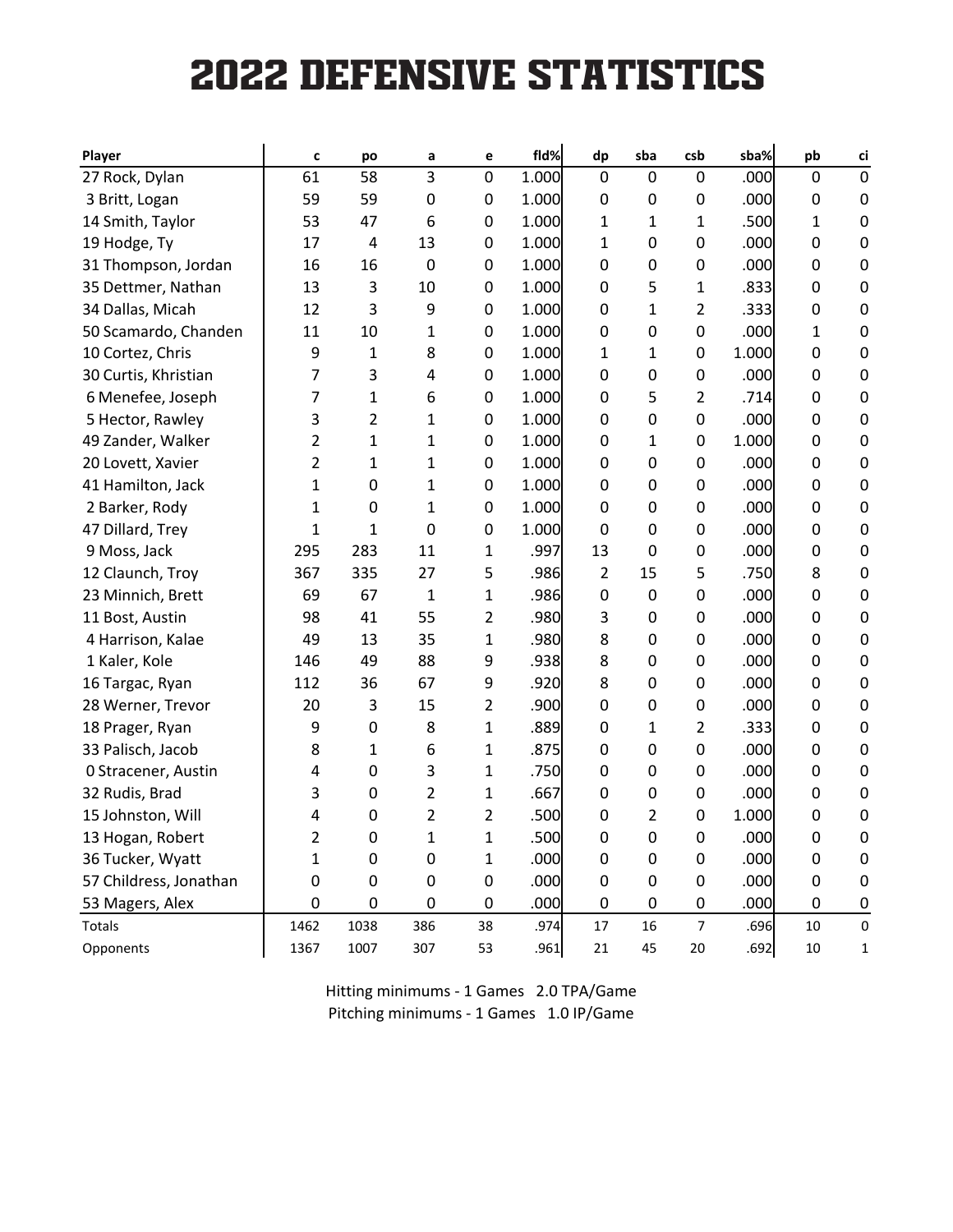# 2022 DEFENSIVE STATISTICS

| Player | c | po | a | e | fld% | dp | sba | csb | sba% | pb | ci |
|---|---|---|---|---|---|---|---|---|---|---|---|
| 27 Rock, Dylan | 61 | 58 | 3 | 0 | 1.000 | 0 | 0 | 0 | .000 | 0 | 0 |
| 3 Britt, Logan | 59 | 59 | 0 | 0 | 1.000 | 0 | 0 | 0 | .000 | 0 | 0 |
| 14 Smith, Taylor | 53 | 47 | 6 | 0 | 1.000 | 1 | 1 | 1 | .500 | 1 | 0 |
| 19 Hodge, Ty | 17 | 4 | 13 | 0 | 1.000 | 1 | 0 | 0 | .000 | 0 | 0 |
| 31 Thompson, Jordan | 16 | 16 | 0 | 0 | 1.000 | 0 | 0 | 0 | .000 | 0 | 0 |
| 35 Dettmer, Nathan | 13 | 3 | 10 | 0 | 1.000 | 0 | 5 | 1 | .833 | 0 | 0 |
| 34 Dallas, Micah | 12 | 3 | 9 | 0 | 1.000 | 0 | 1 | 2 | .333 | 0 | 0 |
| 50 Scamardo, Chanden | 11 | 10 | 1 | 0 | 1.000 | 0 | 0 | 0 | .000 | 1 | 0 |
| 10 Cortez, Chris | 9 | 1 | 8 | 0 | 1.000 | 1 | 1 | 0 | 1.000 | 0 | 0 |
| 30 Curtis, Khristian | 7 | 3 | 4 | 0 | 1.000 | 0 | 0 | 0 | .000 | 0 | 0 |
| 6 Menefee, Joseph | 7 | 1 | 6 | 0 | 1.000 | 0 | 5 | 2 | .714 | 0 | 0 |
| 5 Hector, Rawley | 3 | 2 | 1 | 0 | 1.000 | 0 | 0 | 0 | .000 | 0 | 0 |
| 49 Zander, Walker | 2 | 1 | 1 | 0 | 1.000 | 0 | 1 | 0 | 1.000 | 0 | 0 |
| 20 Lovett, Xavier | 2 | 1 | 1 | 0 | 1.000 | 0 | 0 | 0 | .000 | 0 | 0 |
| 41 Hamilton, Jack | 1 | 0 | 1 | 0 | 1.000 | 0 | 0 | 0 | .000 | 0 | 0 |
| 2 Barker, Rody | 1 | 0 | 1 | 0 | 1.000 | 0 | 0 | 0 | .000 | 0 | 0 |
| 47 Dillard, Trey | 1 | 1 | 0 | 0 | 1.000 | 0 | 0 | 0 | .000 | 0 | 0 |
| 9 Moss, Jack | 295 | 283 | 11 | 1 | .997 | 13 | 0 | 0 | .000 | 0 | 0 |
| 12 Claunch, Troy | 367 | 335 | 27 | 5 | .986 | 2 | 15 | 5 | .750 | 8 | 0 |
| 23 Minnich, Brett | 69 | 67 | 1 | 1 | .986 | 0 | 0 | 0 | .000 | 0 | 0 |
| 11 Bost, Austin | 98 | 41 | 55 | 2 | .980 | 3 | 0 | 0 | .000 | 0 | 0 |
| 4 Harrison, Kalae | 49 | 13 | 35 | 1 | .980 | 8 | 0 | 0 | .000 | 0 | 0 |
| 1 Kaler, Kole | 146 | 49 | 88 | 9 | .938 | 8 | 0 | 0 | .000 | 0 | 0 |
| 16 Targac, Ryan | 112 | 36 | 67 | 9 | .920 | 8 | 0 | 0 | .000 | 0 | 0 |
| 28 Werner, Trevor | 20 | 3 | 15 | 2 | .900 | 0 | 0 | 0 | .000 | 0 | 0 |
| 18 Prager, Ryan | 9 | 0 | 8 | 1 | .889 | 0 | 1 | 2 | .333 | 0 | 0 |
| 33 Palisch, Jacob | 8 | 1 | 6 | 1 | .875 | 0 | 0 | 0 | .000 | 0 | 0 |
| 0 Stracener, Austin | 4 | 0 | 3 | 1 | .750 | 0 | 0 | 0 | .000 | 0 | 0 |
| 32 Rudis, Brad | 3 | 0 | 2 | 1 | .667 | 0 | 0 | 0 | .000 | 0 | 0 |
| 15 Johnston, Will | 4 | 0 | 2 | 2 | .500 | 0 | 2 | 0 | 1.000 | 0 | 0 |
| 13 Hogan, Robert | 2 | 0 | 1 | 1 | .500 | 0 | 0 | 0 | .000 | 0 | 0 |
| 36 Tucker, Wyatt | 1 | 0 | 0 | 1 | .000 | 0 | 0 | 0 | .000 | 0 | 0 |
| 57 Childress, Jonathan | 0 | 0 | 0 | 0 | .000 | 0 | 0 | 0 | .000 | 0 | 0 |
| 53 Magers, Alex | 0 | 0 | 0 | 0 | .000 | 0 | 0 | 0 | .000 | 0 | 0 |
| Totals | 1462 | 1038 | 386 | 38 | .974 | 17 | 16 | 7 | .696 | 10 | 0 |
| Opponents | 1367 | 1007 | 307 | 53 | .961 | 21 | 45 | 20 | .692 | 10 | 1 |

Hitting minimums - 1 Games 2.0 TPA/Game

Pitching minimums - 1 Games 1.0 IP/Game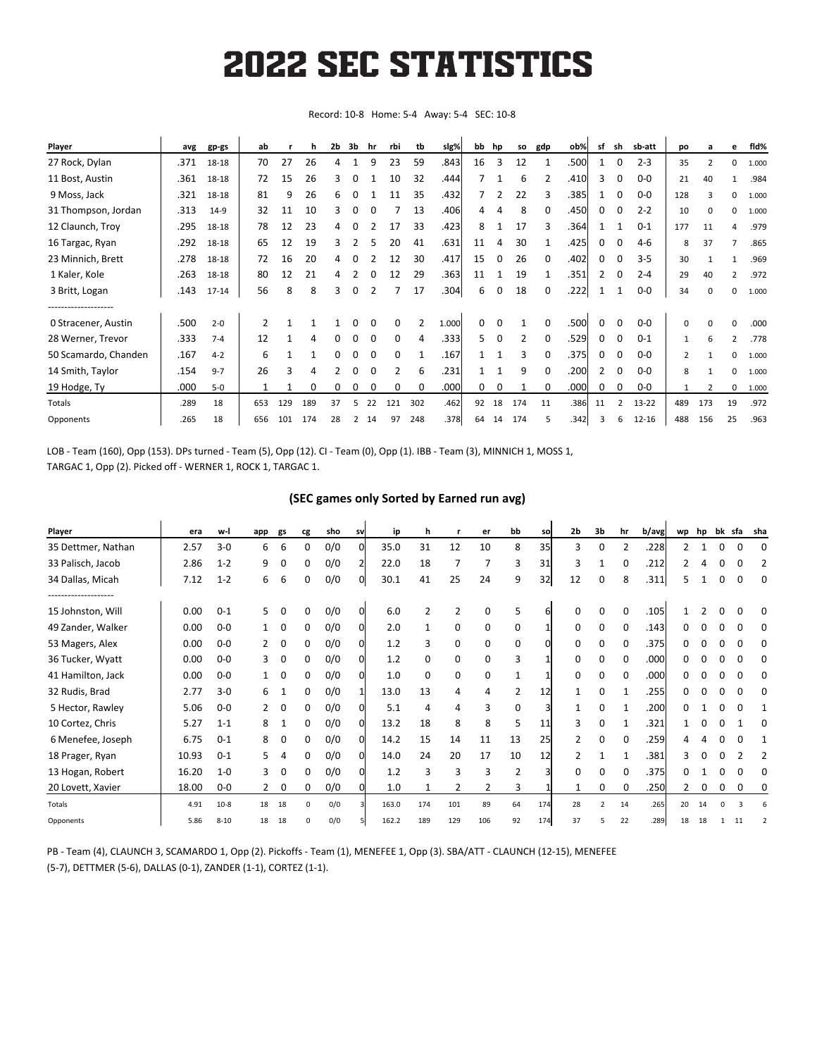# 2022 SEC STATISTICS

Record: 10-8 Home: 5-4 Away: 5-4 SEC: 10-8

| Player | avg | gp-gs | ab | r | h | 2b | 3b | hr | rbi | tb | slg% | bb | hp | so | gdp | ob% | sf | sh | sb-att | po | a | e | fld% |
|---|---|---|---|---|---|---|---|---|---|---|---|---|---|---|---|---|---|---|---|---|---|---|---|
| 27 Rock, Dylan | .371 | 18-18 | 70 | 27 | 26 | 4 | 1 | 9 | 23 | 59 | .843 | 16 | 3 | 12 | 1 | .500 | 1 | 0 | 2-3 | 35 | 2 | 0 | 1.000 |
| 11 Bost, Austin | .361 | 18-18 | 72 | 15 | 26 | 3 | 0 | 1 | 10 | 32 | .444 | 7 | 1 | 6 | 2 | .410 | 3 | 0 | 0-0 | 21 | 40 | 1 | .984 |
| 9 Moss, Jack | .321 | 18-18 | 81 | 9 | 26 | 6 | 0 | 1 | 11 | 35 | .432 | 7 | 2 | 22 | 3 | .385 | 1 | 0 | 0-0 | 128 | 3 | 0 | 1.000 |
| 31 Thompson, Jordan | .313 | 14-9 | 32 | 11 | 10 | 3 | 0 | 0 | 7 | 13 | .406 | 4 | 4 | 8 | 0 | .450 | 0 | 0 | 2-2 | 10 | 0 | 0 | 1.000 |
| 12 Claunch, Troy | .295 | 18-18 | 78 | 12 | 23 | 4 | 0 | 2 | 17 | 33 | .423 | 8 | 1 | 17 | 3 | .364 | 1 | 1 | 0-1 | 177 | 11 | 4 | .979 |
| 16 Targac, Ryan | .292 | 18-18 | 65 | 12 | 19 | 3 | 2 | 5 | 20 | 41 | .631 | 11 | 4 | 30 | 1 | .425 | 0 | 0 | 4-6 | 8 | 37 | 7 | .865 |
| 23 Minnich, Brett | .278 | 18-18 | 72 | 16 | 20 | 4 | 0 | 2 | 12 | 30 | .417 | 15 | 0 | 26 | 0 | .402 | 0 | 0 | 3-5 | 30 | 1 | 1 | .969 |
| 1 Kaler, Kole | .263 | 18-18 | 80 | 12 | 21 | 4 | 2 | 0 | 12 | 29 | .363 | 11 | 1 | 19 | 1 | .351 | 2 | 0 | 2-4 | 29 | 40 | 2 | .972 |
| 3 Britt, Logan | .143 | 17-14 | 56 | 8 | 8 | 3 | 0 | 2 | 7 | 17 | .304 | 6 | 0 | 18 | 0 | .222 | 1 | 1 | 0-0 | 34 | 0 | 0 | 1.000 |
| -------------------- | | | | | | | | | | | | | | | | | | | | | | | |
| 0 Stracener, Austin | .500 | 2-0 | 2 | 1 | 1 | 1 | 0 | 0 | 0 | 2 | 1.000 | 0 | 0 | 1 | 0 | .500 | 0 | 0 | 0-0 | 0 | 0 | 0 | .000 |
| 28 Werner, Trevor | .333 | 7-4 | 12 | 1 | 4 | 0 | 0 | 0 | 0 | 4 | .333 | 5 | 0 | 2 | 0 | .529 | 0 | 0 | 0-1 | 1 | 6 | 2 | .778 |
| 50 Scamardo, Chanden | .167 | 4-2 | 6 | 1 | 1 | 0 | 0 | 0 | 0 | 1 | .167 | 1 | 1 | 3 | 0 | .375 | 0 | 0 | 0-0 | 2 | 1 | 0 | 1.000 |
| 14 Smith, Taylor | .154 | 9-7 | 26 | 3 | 4 | 2 | 0 | 0 | 2 | 6 | .231 | 1 | 1 | 9 | 0 | .200 | 2 | 0 | 0-0 | 8 | 1 | 0 | 1.000 |
| 19 Hodge, Ty | .000 | 5-0 | 1 | 1 | 0 | 0 | 0 | 0 | 0 | 0 | .000 | 0 | 0 | 1 | 0 | .000 | 0 | 0 | 0-0 | 1 | 2 | 0 | 1.000 |
| Totals | .289 | 18 | 653 | 129 | 189 | 37 | 5 | 22 | 121 | 302 | .462 | 92 | 18 | 174 | 11 | .386 | 11 | 2 | 13-22 | 489 | 173 | 19 | .972 |
| Opponents | .265 | 18 | 656 | 101 | 174 | 28 | 2 | 14 | 97 | 248 | .378 | 64 | 14 | 174 | 5 | .342 | 3 | 6 | 12-16 | 488 | 156 | 25 | .963 |

LOB - Team (160), Opp (153). DPs turned - Team (5), Opp (12). CI - Team (0), Opp (1). IBB - Team (3), MINNICH 1, MOSS 1, TARGAC 1, Opp (2). Picked off - WERNER 1, ROCK 1, TARGAC 1.

## (SEC games only Sorted by Earned run avg)

| Player | era | w-l | app | gs | cg | sho | sv | ip | h | r | er | bb | so | 2b | 3b | hr | b/avg | wp | hp | bk | sfa | sha |
|---|---|---|---|---|---|---|---|---|---|---|---|---|---|---|---|---|---|---|---|---|---|---|
| 35 Dettmer, Nathan | 2.57 | 3-0 | 6 | 6 | 0 | 0/0 | 0 | 35.0 | 31 | 12 | 10 | 8 | 35 | 3 | 0 | 2 | .228 | 2 | 1 | 0 | 0 | 0 |
| 33 Palisch, Jacob | 2.86 | 1-2 | 9 | 0 | 0 | 0/0 | 2 | 22.0 | 18 | 7 | 7 | 3 | 31 | 3 | 1 | 0 | .212 | 2 | 4 | 0 | 0 | 2 |
| 34 Dallas, Micah | 7.12 | 1-2 | 6 | 6 | 0 | 0/0 | 0 | 30.1 | 41 | 25 | 24 | 9 | 32 | 12 | 0 | 8 | .311 | 5 | 1 | 0 | 0 | 0 |
| -------------------- | | | | | | | | | | | | | | | | | | | | | | |
| 15 Johnston, Will | 0.00 | 0-1 | 5 | 0 | 0 | 0/0 | 0 | 6.0 | 2 | 2 | 0 | 5 | 6 | 0 | 0 | 0 | .105 | 1 | 2 | 0 | 0 | 0 |
| 49 Zander, Walker | 0.00 | 0-0 | 1 | 0 | 0 | 0/0 | 0 | 2.0 | 1 | 0 | 0 | 0 | 1 | 0 | 0 | 0 | .143 | 0 | 0 | 0 | 0 | 0 |
| 53 Magers, Alex | 0.00 | 0-0 | 2 | 0 | 0 | 0/0 | 0 | 1.2 | 3 | 0 | 0 | 0 | 0 | 0 | 0 | 0 | .375 | 0 | 0 | 0 | 0 | 0 |
| 36 Tucker, Wyatt | 0.00 | 0-0 | 3 | 0 | 0 | 0/0 | 0 | 1.2 | 0 | 0 | 0 | 3 | 1 | 0 | 0 | 0 | .000 | 0 | 0 | 0 | 0 | 0 |
| 41 Hamilton, Jack | 0.00 | 0-0 | 1 | 0 | 0 | 0/0 | 0 | 1.0 | 0 | 0 | 0 | 1 | 1 | 0 | 0 | 0 | .000 | 0 | 0 | 0 | 0 | 0 |
| 32 Rudis, Brad | 2.77 | 3-0 | 6 | 1 | 0 | 0/0 | 1 | 13.0 | 13 | 4 | 4 | 2 | 12 | 1 | 0 | 1 | .255 | 0 | 0 | 0 | 0 | 0 |
| 5 Hector, Rawley | 5.06 | 0-0 | 2 | 0 | 0 | 0/0 | 0 | 5.1 | 4 | 4 | 3 | 0 | 3 | 1 | 0 | 1 | .200 | 0 | 1 | 0 | 0 | 1 |
| 10 Cortez, Chris | 5.27 | 1-1 | 8 | 1 | 0 | 0/0 | 0 | 13.2 | 18 | 8 | 8 | 5 | 11 | 3 | 0 | 1 | .321 | 1 | 0 | 0 | 1 | 0 |
| 6 Menefee, Joseph | 6.75 | 0-1 | 8 | 0 | 0 | 0/0 | 0 | 14.2 | 15 | 14 | 11 | 13 | 25 | 2 | 0 | 0 | .259 | 4 | 4 | 0 | 0 | 1 |
| 18 Prager, Ryan | 10.93 | 0-1 | 5 | 4 | 0 | 0/0 | 0 | 14.0 | 24 | 20 | 17 | 10 | 12 | 2 | 1 | 1 | .381 | 3 | 0 | 0 | 2 | 2 |
| 13 Hogan, Robert | 16.20 | 1-0 | 3 | 0 | 0 | 0/0 | 0 | 1.2 | 3 | 3 | 3 | 2 | 3 | 0 | 0 | 0 | .375 | 0 | 1 | 0 | 0 | 0 |
| 20 Lovett, Xavier | 18.00 | 0-0 | 2 | 0 | 0 | 0/0 | 0 | 1.0 | 1 | 2 | 2 | 3 | 1 | 1 | 0 | 0 | .250 | 2 | 0 | 0 | 0 | 0 |
| Totals | 4.91 | 10-8 | 18 | 18 | 0 | 0/0 | 3 | 163.0 | 174 | 101 | 89 | 64 | 174 | 28 | 2 | 14 | .265 | 20 | 14 | 0 | 3 | 6 |
| Opponents | 5.86 | 8-10 | 18 | 18 | 0 | 0/0 | 5 | 162.2 | 189 | 129 | 106 | 92 | 174 | 37 | 5 | 22 | .289 | 18 | 18 | 1 | 11 | 2 |

PB - Team (4), CLAUNCH 3, SCAMARDO 1, Opp (2). Pickoffs - Team (1), MENEFEE 1, Opp (3). SBA/ATT - CLAUNCH (12-15), MENEFEE (5-7), DETTMER (5-6), DALLAS (0-1), ZANDER (1-1), CORTEZ (1-1).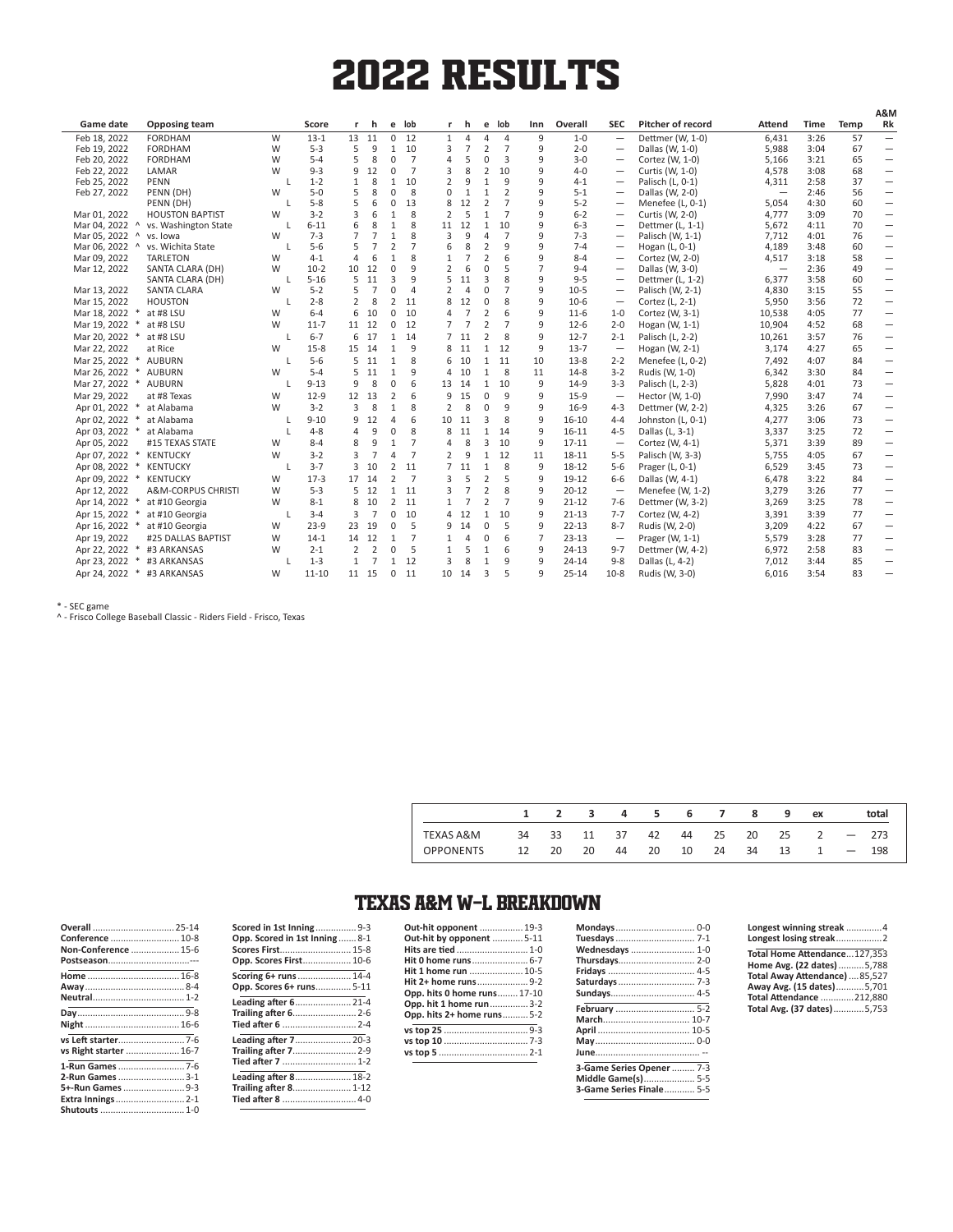# 2022 RESULTS

| Game date | | Opposing team | | Score | r | h | e | lob | r | h | e | lob | Inn | Overall | SEC | Pitcher of record | Attend | Time | Temp | A&M Rk |
|---|---|---|---|---|---|---|---|---|---|---|---|---|---|---|---|---|---|---|---|---|
| Feb 18, 2022 | | FORDHAM | W | 13-1 | 13 | 11 | 0 | 12 | 1 | 4 | 4 | 4 | 9 | 1-0 | — | Dettmer (W, 1-0) | 6,431 | 3:26 | 57 | — |
| Feb 19, 2022 | | FORDHAM | W | 5-3 | 5 | 9 | 1 | 10 | 3 | 7 | 2 | 7 | 9 | 2-0 | — | Dallas (W, 1-0) | 5,988 | 3:04 | 67 | — |
| Feb 20, 2022 | | FORDHAM | W | 5-4 | 5 | 8 | 0 | 7 | 4 | 5 | 0 | 3 | 9 | 3-0 | — | Cortez (W, 1-0) | 5,166 | 3:21 | 65 | — |
| Feb 22, 2022 | | LAMAR | W | 9-3 | 9 | 12 | 0 | 7 | 3 | 8 | 2 | 10 | 9 | 4-0 | — | Curtis (W, 1-0) | 4,578 | 3:08 | 68 | — |
| Feb 25, 2022 | | PENN | L | 1-2 | 1 | 8 | 1 | 10 | 2 | 9 | 1 | 9 | 9 | 4-1 | — | Palisch (L, 0-1) | 4,311 | 2:58 | 37 | — |
| Feb 27, 2022 | | PENN (DH) | W | 5-0 | 5 | 8 | 0 | 8 | 0 | 1 | 1 | 2 | 9 | 5-1 | — | Dallas (W, 2-0) | — | 2:46 | 56 | — |
| | | PENN (DH) | L | 5-8 | 5 | 6 | 0 | 13 | 8 | 12 | 2 | 7 | 9 | 5-2 | — | Menefee (L, 0-1) | 5,054 | 4:30 | 60 | — |
| Mar 01, 2022 | | HOUSTON BAPTIST | W | 3-2 | 3 | 6 | 1 | 8 | 2 | 5 | 1 | 7 | 9 | 6-2 | — | Curtis (W, 2-0) | 4,777 | 3:09 | 70 | — |
| Mar 04, 2022 | ^ | vs. Washington State | L | 6-11 | 6 | 8 | 1 | 8 | 11 | 12 | 1 | 10 | 9 | 6-3 | — | Dettmer (L, 1-1) | 5,672 | 4:11 | 70 | — |
| Mar 05, 2022 | ^ | vs. Iowa | W | 7-3 | 7 | 7 | 1 | 8 | 3 | 9 | 4 | 7 | 9 | 7-3 | — | Palisch (W, 1-1) | 7,712 | 4:01 | 76 | — |
| Mar 06, 2022 | ^ | vs. Wichita State | L | 5-6 | 5 | 7 | 2 | 7 | 6 | 8 | 2 | 9 | 9 | 7-4 | — | Hogan (L, 0-1) | 4,189 | 3:48 | 60 | — |
| Mar 09, 2022 | | TARLETON | W | 4-1 | 4 | 6 | 1 | 8 | 1 | 7 | 2 | 6 | 9 | 8-4 | — | Cortez (W, 2-0) | 4,517 | 3:18 | 58 | — |
| Mar 12, 2022 | | SANTA CLARA (DH) | W | 10-2 | 10 | 12 | 0 | 9 | 2 | 6 | 0 | 5 | 7 | 9-4 | — | Dallas (W, 3-0) | — | 2:36 | 49 | — |
| | | SANTA CLARA (DH) | L | 5-16 | 5 | 11 | 3 | 9 | 5 | 11 | 3 | 8 | 9 | 9-5 | — | Dettmer (L, 1-2) | 6,377 | 3:58 | 60 | — |
| Mar 13, 2022 | | SANTA CLARA | W | 5-2 | 5 | 7 | 0 | 4 | 2 | 4 | 0 | 7 | 9 | 10-5 | — | Palisch (W, 2-1) | 4,830 | 3:15 | 55 | — |
| Mar 15, 2022 | | HOUSTON | L | 2-8 | 2 | 8 | 2 | 11 | 8 | 12 | 0 | 8 | 9 | 10-6 | — | Cortez (L, 2-1) | 5,950 | 3:56 | 72 | — |
| Mar 18, 2022 | * | at #8 LSU | W | 6-4 | 6 | 10 | 0 | 10 | 4 | 7 | 2 | 6 | 9 | 11-6 | 1-0 | Cortez (W, 3-1) | 10,538 | 4:05 | 77 | — |
| Mar 19, 2022 | * | at #8 LSU | W | 11-7 | 11 | 12 | 0 | 12 | 7 | 7 | 2 | 7 | 9 | 12-6 | 2-0 | Hogan (W, 1-1) | 10,904 | 4:52 | 68 | — |
| Mar 20, 2022 | * | at #8 LSU | L | 6-7 | 6 | 17 | 1 | 14 | 7 | 11 | 2 | 8 | 9 | 12-7 | 2-1 | Palisch (L, 2-2) | 10,261 | 3:57 | 76 | — |
| Mar 22, 2022 | | at Rice | W | 15-8 | 15 | 14 | 1 | 9 | 8 | 11 | 1 | 12 | 9 | 13-7 | — | Hogan (W, 2-1) | 3,174 | 4:27 | 65 | — |
| Mar 25, 2022 | * | AUBURN | L | 5-6 | 5 | 11 | 1 | 8 | 6 | 10 | 1 | 11 | 10 | 13-8 | 2-2 | Menefee (L, 0-2) | 7,492 | 4:07 | 84 | — |
| Mar 26, 2022 | * | AUBURN | W | 5-4 | 5 | 11 | 1 | 9 | 4 | 10 | 1 | 8 | 11 | 14-8 | 3-2 | Rudis (W, 1-0) | 6,342 | 3:30 | 84 | — |
| Mar 27, 2022 | * | AUBURN | L | 9-13 | 9 | 8 | 0 | 6 | 13 | 14 | 1 | 10 | 9 | 14-9 | 3-3 | Palisch (L, 2-3) | 5,828 | 4:01 | 73 | — |
| Mar 29, 2022 | | at #8 Texas | W | 12-9 | 12 | 13 | 2 | 6 | 9 | 15 | 0 | 9 | 9 | 15-9 | — | Hector (W, 1-0) | 7,990 | 3:47 | 74 | — |
| Apr 01, 2022 | * | at Alabama | W | 3-2 | 3 | 8 | 1 | 8 | 2 | 8 | 0 | 9 | 9 | 16-9 | 4-3 | Dettmer (W, 2-2) | 4,325 | 3:26 | 67 | — |
| Apr 02, 2022 | * | at Alabama | L | 9-10 | 9 | 12 | 4 | 6 | 10 | 11 | 3 | 8 | 9 | 16-10 | 4-4 | Johnston (L, 0-1) | 4,277 | 3:06 | 73 | — |
| Apr 03, 2022 | * | at Alabama | L | 4-8 | 4 | 9 | 0 | 8 | 8 | 11 | 1 | 14 | 9 | 16-11 | 4-5 | Dallas (L, 3-1) | 3,337 | 3:25 | 72 | — |
| Apr 05, 2022 | | #15 TEXAS STATE | W | 8-4 | 8 | 9 | 1 | 7 | 4 | 8 | 3 | 10 | 9 | 17-11 | — | Cortez (W, 4-1) | 5,371 | 3:39 | 89 | — |
| Apr 07, 2022 | * | KENTUCKY | W | 3-2 | 3 | 7 | 4 | 7 | 2 | 9 | 1 | 12 | 11 | 18-11 | 5-5 | Palisch (W, 3-3) | 5,755 | 4:05 | 67 | — |
| Apr 08, 2022 | * | KENTUCKY | L | 3-7 | 3 | 10 | 2 | 11 | 7 | 11 | 1 | 8 | 9 | 18-12 | 5-6 | Prager (L, 0-1) | 6,529 | 3:45 | 73 | — |
| Apr 09, 2022 | * | KENTUCKY | W | 17-3 | 17 | 14 | 2 | 7 | 3 | 5 | 2 | 5 | 9 | 19-12 | 6-6 | Dallas (W, 4-1) | 6,478 | 3:22 | 84 | — |
| Apr 12, 2022 | | A&M-CORPUS CHRISTI | W | 5-3 | 5 | 12 | 1 | 11 | 3 | 7 | 2 | 8 | 9 | 20-12 | — | Menefee (W, 1-2) | 3,279 | 3:26 | 77 | — |
| Apr 14, 2022 | * | at #10 Georgia | W | 8-1 | 8 | 10 | 2 | 11 | 1 | 7 | 2 | 7 | 9 | 21-12 | 7-6 | Dettmer (W, 3-2) | 3,269 | 3:25 | 78 | — |
| Apr 15, 2022 | * | at #10 Georgia | L | 3-4 | 3 | 7 | 0 | 10 | 4 | 12 | 1 | 10 | 9 | 21-13 | 7-7 | Cortez (W, 4-2) | 3,391 | 3:39 | 77 | — |
| Apr 16, 2022 | * | at #10 Georgia | W | 23-9 | 23 | 19 | 0 | 5 | 9 | 14 | 0 | 5 | 9 | 22-13 | 8-7 | Rudis (W, 2-0) | 3,209 | 4:22 | 67 | — |
| Apr 19, 2022 | | #25 DALLAS BAPTIST | W | 14-1 | 14 | 12 | 1 | 7 | 1 | 4 | 0 | 6 | 7 | 23-13 | — | Prager (W, 1-1) | 5,579 | 3:28 | 77 | — |
| Apr 22, 2022 | * | #3 ARKANSAS | W | 2-1 | 2 | 2 | 0 | 5 | 1 | 5 | 1 | 6 | 9 | 24-13 | 9-7 | Dettmer (W, 4-2) | 6,972 | 2:58 | 83 | — |
| Apr 23, 2022 | * | #3 ARKANSAS | L | 1-3 | 1 | 7 | 1 | 12 | 3 | 8 | 1 | 9 | 9 | 24-14 | 9-8 | Dallas (L, 4-2) | 7,012 | 3:44 | 85 | — |
| Apr 24, 2022 | * | #3 ARKANSAS | W | 11-10 | 11 | 15 | 0 | 11 | 10 | 14 | 3 | 5 | 9 | 25-14 | 10-8 | Rudis (W, 3-0) | 6,016 | 3:54 | 83 | — |

* - SEC game
^ - Frisco College Baseball Classic - Riders Field - Frisco, Texas

| | 1 | 2 | 3 | 4 | 5 | 6 | 7 | 8 | 9 | ex | | total |
|---|---|---|---|---|---|---|---|---|---|---|---|---|
| TEXAS A&M | 34 | 33 | 11 | 37 | 42 | 44 | 25 | 20 | 25 | 2 | — | 273 |
| OPPONENTS | 12 | 20 | 20 | 44 | 20 | 10 | 24 | 34 | 13 | 1 | — | 198 |

## TEXAS A&M W-L BREAKDOWN

**Overall** 25-14
**Conference** 10-8
**Non-Conference** 15-6
**Postseason** ---

**Home** 16-8
**Away** 8-4
**Neutral** 1-2

**Day** 9-8
**Night** 16-6

**vs Left starter** 7-6
**vs Right starter** 16-7

**1-Run Games** 7-6
**2-Run Games** 3-1
**5+-Run Games** 9-3
**Extra Innings** 2-1
**Shutouts** 1-0

**Scored in 1st Inning** 9-3
**Opp. Scored in 1st Inning** 8-1
**Scores First** 15-8
**Opp. Scores First** 10-6

**Scoring 6+ runs** 14-4
**Opp. Scores 6+ runs** 5-11

**Leading after 6** 21-4
**Trailing after 6** 2-6
**Tied after 6** 2-4

**Leading after 7** 20-3
**Trailing after 7** 2-9
**Tied after 7** 1-2

**Leading after 8** 18-2
**Trailing after 8** 1-12
**Tied after 8** 4-0

**Out-hit opponent** 19-3
**Out-hit by opponent** 5-11
**Hits are tied** 1-0
**Hit 0 home runs** 6-7
**Hit 1 home run** 10-5
**Hit 2+ home runs** 9-2
**Opp. hits 0 home runs** 17-10
**Opp. hit 1 home run** 3-2
**Opp. hits 2+ home runs** 5-2

**vs top 25** 9-3
**vs top 10** 7-3
**vs top 5** 2-1

**Mondays** 0-0
**Tuesdays** 7-1
**Wednesdays** 1-0
**Thursdays** 2-0
**Fridays** 4-5
**Saturdays** 7-3
**Sundays** 4-5

**February** 5-2
**March** 10-7
**April** 10-5
**May** 0-0
**June** --

**3-Game Series Opener** 7-3
**Middle Game(s)** 5-5
**3-Game Series Finale** 5-5

**Longest winning streak** 4
**Longest losing streak** 2

**Total Home Attendance** 127,353
**Home Avg. (22 dates)** 5,788
**Total Away Attendance)** 85,527
**Away Avg. (15 dates)** 5,701
**Total Attendance** 212,880
**Total Avg. (37 dates)** 5,753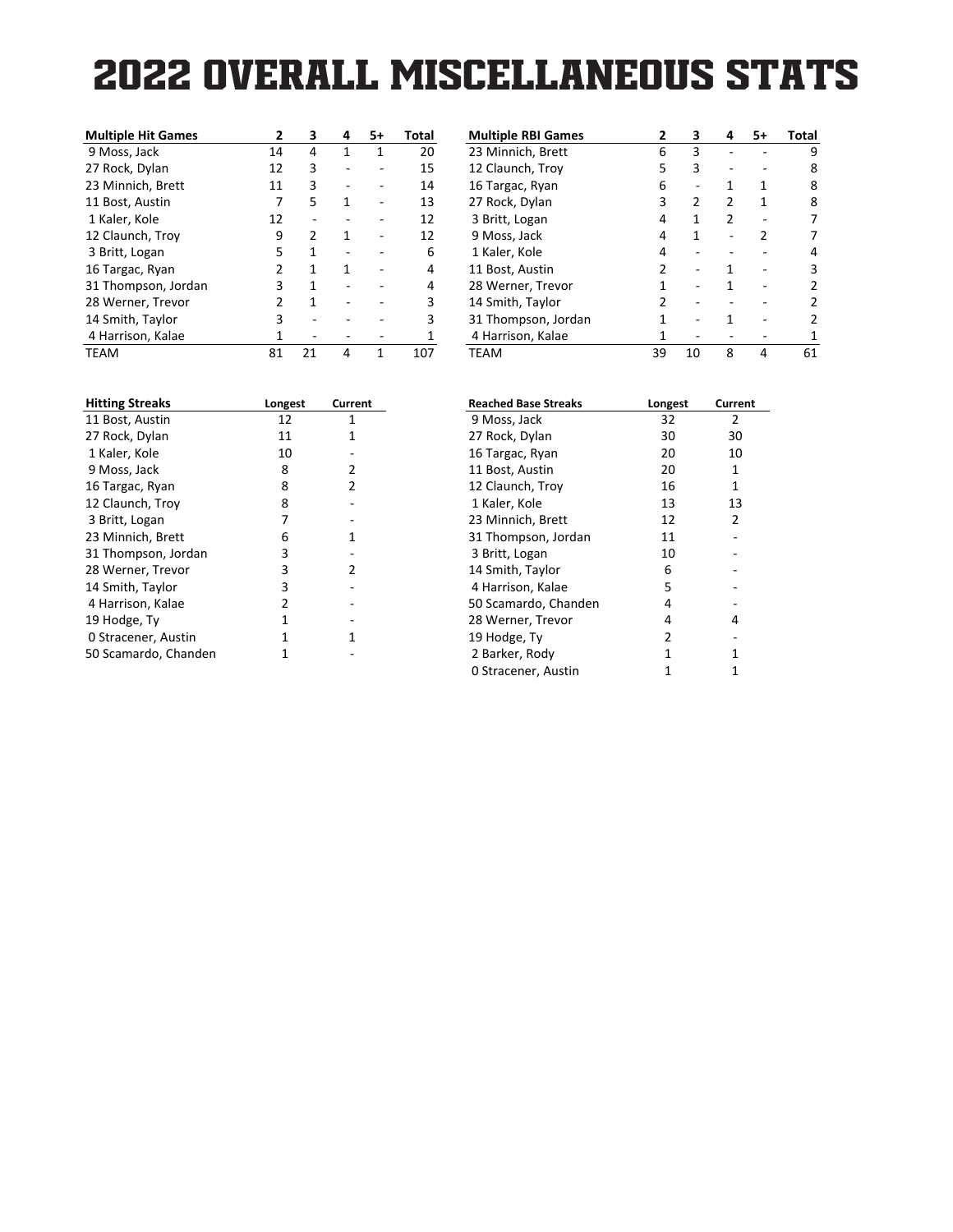# 2022 OVERALL MISCELLANEOUS STATS

| Multiple Hit Games | 2 | 3 | 4 | 5+ | Total |
|---|---|---|---|---|---|
| 9 Moss, Jack | 14 | 4 | 1 | 1 | 20 |
| 27 Rock, Dylan | 12 | 3 | - | - | 15 |
| 23 Minnich, Brett | 11 | 3 | - | - | 14 |
| 11 Bost, Austin | 7 | 5 | 1 | - | 13 |
| 1 Kaler, Kole | 12 | - | - | - | 12 |
| 12 Claunch, Troy | 9 | 2 | 1 | - | 12 |
| 3 Britt, Logan | 5 | 1 | - | - | 6 |
| 16 Targac, Ryan | 2 | 1 | 1 | - | 4 |
| 31 Thompson, Jordan | 3 | 1 | - | - | 4 |
| 28 Werner, Trevor | 2 | 1 | - | - | 3 |
| 14 Smith, Taylor | 3 | - | - | - | 3 |
| 4 Harrison, Kalae | 1 | - | - | - | 1 |
| TEAM | 81 | 21 | 4 | 1 | 107 |

| Multiple RBI Games | 2 | 3 | 4 | 5+ | Total |
|---|---|---|---|---|---|
| 23 Minnich, Brett | 6 | 3 | - | - | 9 |
| 12 Claunch, Troy | 5 | 3 | - | - | 8 |
| 16 Targac, Ryan | 6 | - | 1 | 1 | 8 |
| 27 Rock, Dylan | 3 | 2 | 2 | 1 | 8 |
| 3 Britt, Logan | 4 | 1 | 2 | - | 7 |
| 9 Moss, Jack | 4 | 1 | - | 2 | 7 |
| 1 Kaler, Kole | 4 | - | - | - | 4 |
| 11 Bost, Austin | 2 | - | 1 | - | 3 |
| 28 Werner, Trevor | 1 | - | 1 | - | 2 |
| 14 Smith, Taylor | 2 | - | - | - | 2 |
| 31 Thompson, Jordan | 1 | - | 1 | - | 2 |
| 4 Harrison, Kalae | 1 | - | - | - | 1 |
| TEAM | 39 | 10 | 8 | 4 | 61 |

| Hitting Streaks | Longest | Current |
|---|---|---|
| 11 Bost, Austin | 12 | 1 |
| 27 Rock, Dylan | 11 | 1 |
| 1 Kaler, Kole | 10 | - |
| 9 Moss, Jack | 8 | 2 |
| 16 Targac, Ryan | 8 | 2 |
| 12 Claunch, Troy | 8 | - |
| 3 Britt, Logan | 7 | - |
| 23 Minnich, Brett | 6 | 1 |
| 31 Thompson, Jordan | 3 | - |
| 28 Werner, Trevor | 3 | 2 |
| 14 Smith, Taylor | 3 | - |
| 4 Harrison, Kalae | 2 | - |
| 19 Hodge, Ty | 1 | - |
| 0 Stracener, Austin | 1 | 1 |
| 50 Scamardo, Chanden | 1 | - |

| Reached Base Streaks | Longest | Current |
|---|---|---|
| 9 Moss, Jack | 32 | 2 |
| 27 Rock, Dylan | 30 | 30 |
| 16 Targac, Ryan | 20 | 10 |
| 11 Bost, Austin | 20 | 1 |
| 12 Claunch, Troy | 16 | 1 |
| 1 Kaler, Kole | 13 | 13 |
| 23 Minnich, Brett | 12 | 2 |
| 31 Thompson, Jordan | 11 | - |
| 3 Britt, Logan | 10 | - |
| 14 Smith, Taylor | 6 | - |
| 4 Harrison, Kalae | 5 | - |
| 50 Scamardo, Chanden | 4 | - |
| 28 Werner, Trevor | 4 | 4 |
| 19 Hodge, Ty | 2 | - |
| 2 Barker, Rody | 1 | 1 |
| 0 Stracener, Austin | 1 | 1 |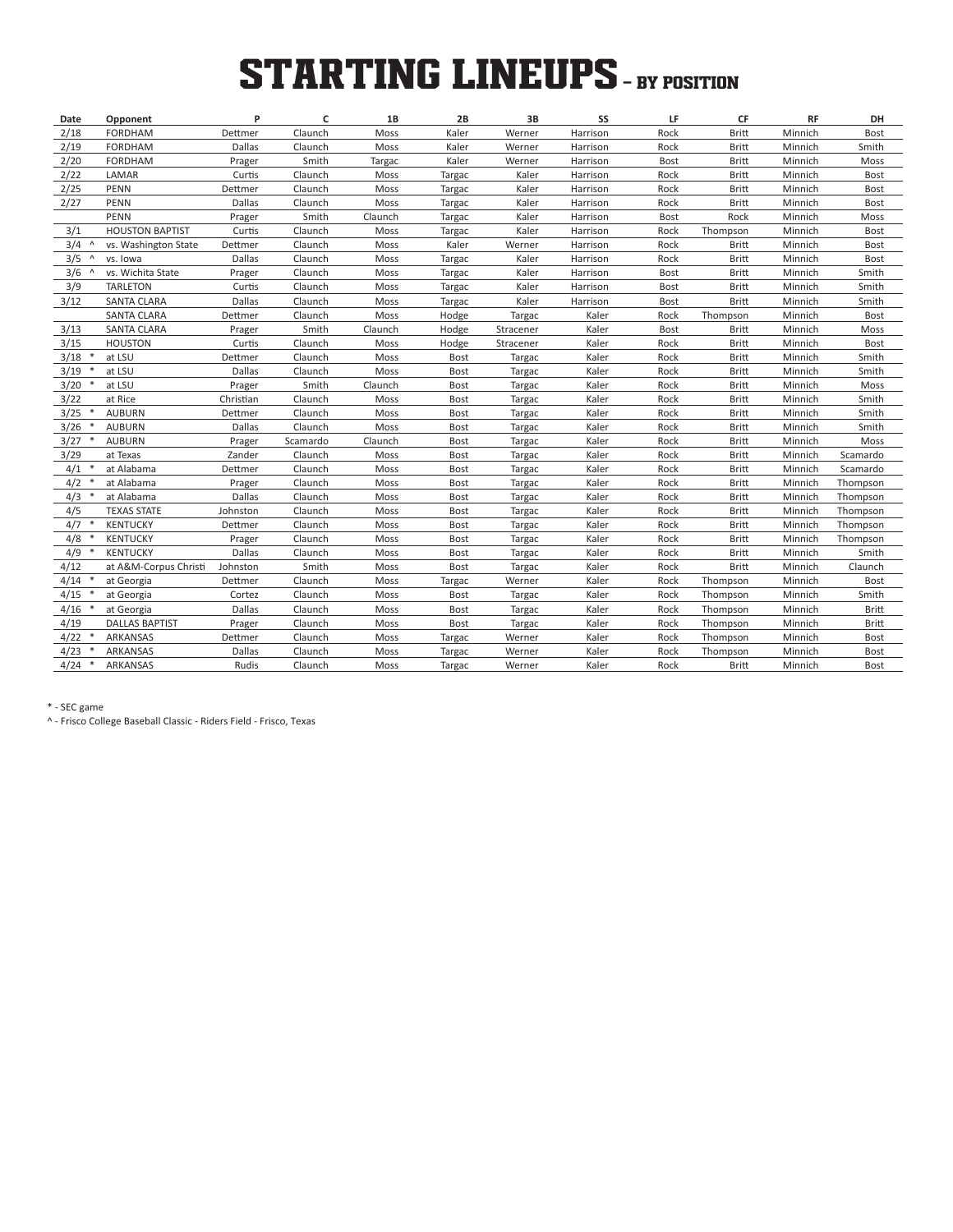# STARTING LINEUPS - BY POSITION

| Date | Opponent | P | C | 1B | 2B | 3B | SS | LF | CF | RF | DH |
|---|---|---|---|---|---|---|---|---|---|---|---|
| 2/18 | FORDHAM | Dettmer | Claunch | Moss | Kaler | Werner | Harrison | Rock | Britt | Minnich | Bost |
| 2/19 | FORDHAM | Dallas | Claunch | Moss | Kaler | Werner | Harrison | Rock | Britt | Minnich | Smith |
| 2/20 | FORDHAM | Prager | Smith | Targac | Kaler | Werner | Harrison | Bost | Britt | Minnich | Moss |
| 2/22 | LAMAR | Curtis | Claunch | Moss | Targac | Kaler | Harrison | Rock | Britt | Minnich | Bost |
| 2/25 | PENN | Dettmer | Claunch | Moss | Targac | Kaler | Harrison | Rock | Britt | Minnich | Bost |
| 2/27 | PENN | Dallas | Claunch | Moss | Targac | Kaler | Harrison | Rock | Britt | Minnich | Bost |
| | PENN | Prager | Smith | Claunch | Targac | Kaler | Harrison | Bost | Rock | Minnich | Moss |
| 3/1 | HOUSTON BAPTIST | Curtis | Claunch | Moss | Targac | Kaler | Harrison | Rock | Thompson | Minnich | Bost |
| 3/4 ^ | vs. Washington State | Dettmer | Claunch | Moss | Kaler | Werner | Harrison | Rock | Britt | Minnich | Bost |
| 3/5 ^ | vs. Iowa | Dallas | Claunch | Moss | Targac | Kaler | Harrison | Rock | Britt | Minnich | Bost |
| 3/6 ^ | vs. Wichita State | Prager | Claunch | Moss | Targac | Kaler | Harrison | Bost | Britt | Minnich | Smith |
| 3/9 | TARLETON | Curtis | Claunch | Moss | Targac | Kaler | Harrison | Bost | Britt | Minnich | Smith |
| 3/12 | SANTA CLARA | Dallas | Claunch | Moss | Targac | Kaler | Harrison | Bost | Britt | Minnich | Smith |
| | SANTA CLARA | Dettmer | Claunch | Moss | Hodge | Targac | Kaler | Rock | Thompson | Minnich | Bost |
| 3/13 | SANTA CLARA | Prager | Smith | Claunch | Hodge | Stracener | Kaler | Bost | Britt | Minnich | Moss |
| 3/15 | HOUSTON | Curtis | Claunch | Moss | Hodge | Stracener | Kaler | Rock | Britt | Minnich | Bost |
| 3/18 * | at LSU | Dettmer | Claunch | Moss | Bost | Targac | Kaler | Rock | Britt | Minnich | Smith |
| 3/19 * | at LSU | Dallas | Claunch | Moss | Bost | Targac | Kaler | Rock | Britt | Minnich | Smith |
| 3/20 * | at LSU | Prager | Smith | Claunch | Bost | Targac | Kaler | Rock | Britt | Minnich | Moss |
| 3/22 | at Rice | Christian | Claunch | Moss | Bost | Targac | Kaler | Rock | Britt | Minnich | Smith |
| 3/25 * | AUBURN | Dettmer | Claunch | Moss | Bost | Targac | Kaler | Rock | Britt | Minnich | Smith |
| 3/26 * | AUBURN | Dallas | Claunch | Moss | Bost | Targac | Kaler | Rock | Britt | Minnich | Smith |
| 3/27 * | AUBURN | Prager | Scamardo | Claunch | Bost | Targac | Kaler | Rock | Britt | Minnich | Moss |
| 3/29 | at Texas | Zander | Claunch | Moss | Bost | Targac | Kaler | Rock | Britt | Minnich | Scamardo |
| 4/1 * | at Alabama | Dettmer | Claunch | Moss | Bost | Targac | Kaler | Rock | Britt | Minnich | Scamardo |
| 4/2 * | at Alabama | Prager | Claunch | Moss | Bost | Targac | Kaler | Rock | Britt | Minnich | Thompson |
| 4/3 * | at Alabama | Dallas | Claunch | Moss | Bost | Targac | Kaler | Rock | Britt | Minnich | Thompson |
| 4/5 | TEXAS STATE | Johnston | Claunch | Moss | Bost | Targac | Kaler | Rock | Britt | Minnich | Thompson |
| 4/7 * | KENTUCKY | Dettmer | Claunch | Moss | Bost | Targac | Kaler | Rock | Britt | Minnich | Thompson |
| 4/8 * | KENTUCKY | Prager | Claunch | Moss | Bost | Targac | Kaler | Rock | Britt | Minnich | Thompson |
| 4/9 * | KENTUCKY | Dallas | Claunch | Moss | Bost | Targac | Kaler | Rock | Britt | Minnich | Smith |
| 4/12 | at A&M-Corpus Christi | Johnston | Smith | Moss | Bost | Targac | Kaler | Rock | Britt | Minnich | Claunch |
| 4/14 * | at Georgia | Dettmer | Claunch | Moss | Targac | Werner | Kaler | Rock | Thompson | Minnich | Bost |
| 4/15 * | at Georgia | Cortez | Claunch | Moss | Bost | Targac | Kaler | Rock | Thompson | Minnich | Smith |
| 4/16 * | at Georgia | Dallas | Claunch | Moss | Bost | Targac | Kaler | Rock | Thompson | Minnich | Britt |
| 4/19 | DALLAS BAPTIST | Prager | Claunch | Moss | Bost | Targac | Kaler | Rock | Thompson | Minnich | Britt |
| 4/22 * | ARKANSAS | Dettmer | Claunch | Moss | Targac | Werner | Kaler | Rock | Thompson | Minnich | Bost |
| 4/23 * | ARKANSAS | Dallas | Claunch | Moss | Targac | Werner | Kaler | Rock | Thompson | Minnich | Bost |
| 4/24 * | ARKANSAS | Rudis | Claunch | Moss | Targac | Werner | Kaler | Rock | Britt | Minnich | Bost |

* - SEC game

^ - Frisco College Baseball Classic - Riders Field - Frisco, Texas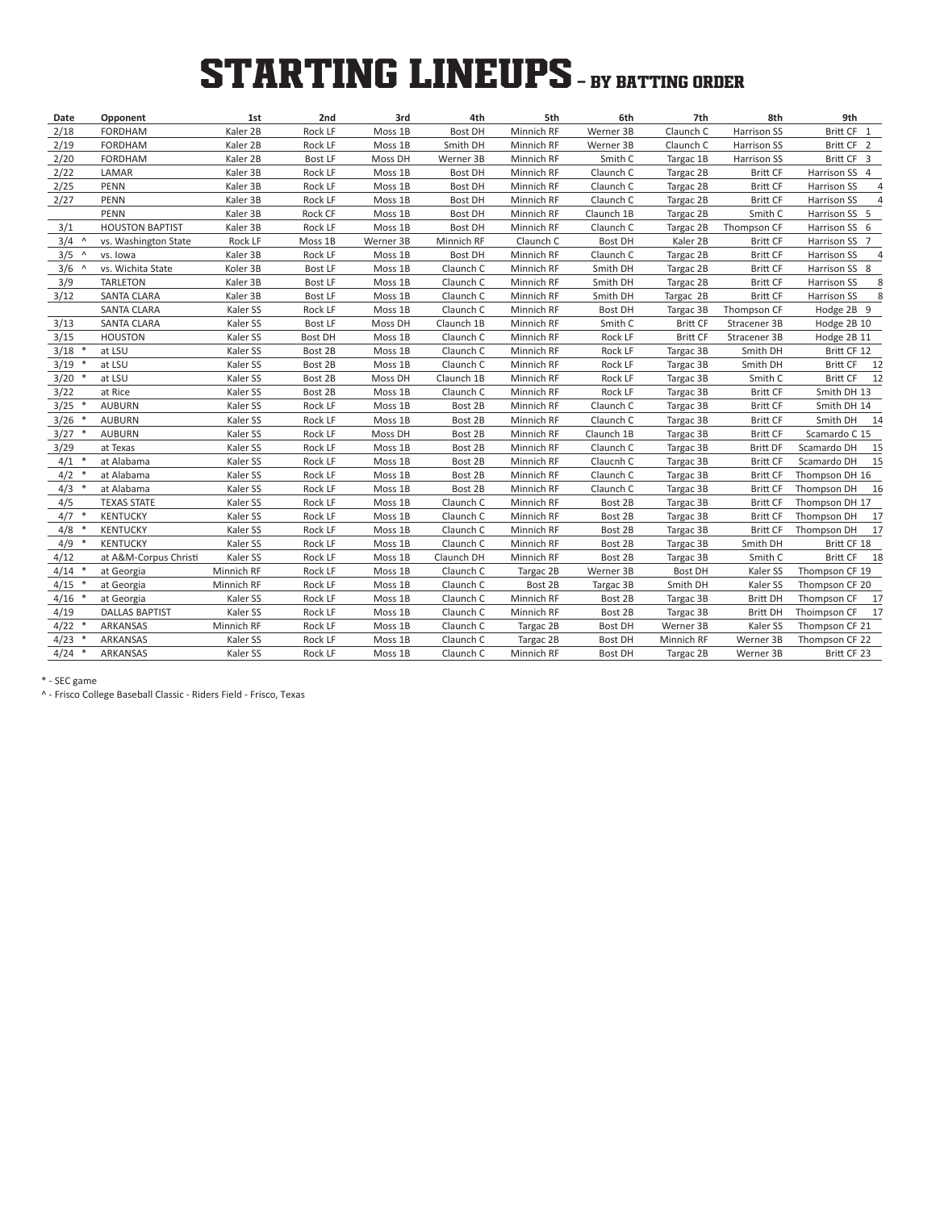# STARTING LINEUPS - BY BATTING ORDER

| Date | Opponent | 1st | 2nd | 3rd | 4th | 5th | 6th | 7th | 8th | 9th |
|---|---|---|---|---|---|---|---|---|---|---|
| 2/18 | FORDHAM | Kaler 2B | Rock LF | Moss 1B | Bost DH | Minnich RF | Werner 3B | Claunch C | Harrison SS | Britt CF 1 |
| 2/19 | FORDHAM | Kaler 2B | Rock LF | Moss 1B | Smith DH | Minnich RF | Werner 3B | Claunch C | Harrison SS | Britt CF 2 |
| 2/20 | FORDHAM | Kaler 2B | Bost LF | Moss DH | Werner 3B | Minnich RF | Smith C | Targac 1B | Harrison SS | Britt CF 3 |
| 2/22 | LAMAR | Kaler 3B | Rock LF | Moss 1B | Bost DH | Minnich RF | Claunch C | Targac 2B | Britt CF | Harrison SS 4 |
| 2/25 | PENN | Kaler 3B | Rock LF | Moss 1B | Bost DH | Minnich RF | Claunch C | Targac 2B | Britt CF | Harrison SS 4 |
| 2/27 | PENN | Kaler 3B | Rock LF | Moss 1B | Bost DH | Minnich RF | Claunch C | Targac 2B | Britt CF | Harrison SS 4 |
| | PENN | Kaler 3B | Rock CF | Moss 1B | Bost DH | Minnich RF | Claunch 1B | Targac 2B | Smith C | Harrison SS 5 |
| 3/1 | HOUSTON BAPTIST | Kaler 3B | Rock LF | Moss 1B | Bost DH | Minnich RF | Claunch C | Targac 2B | Thompson CF | Harrison SS 6 |
| 3/4 ^ | vs. Washington State | Rock LF | Moss 1B | Werner 3B | Minnich RF | Claunch C | Bost DH | Kaler 2B | Britt CF | Harrison SS 7 |
| 3/5 ^ | vs. Iowa | Kaler 3B | Rock LF | Moss 1B | Bost DH | Minnich RF | Claunch C | Targac 2B | Britt CF | Harrison SS 4 |
| 3/6 ^ | vs. Wichita State | Koler 3B | Bost LF | Moss 1B | Claunch C | Minnich RF | Smith DH | Targac 2B | Britt CF | Harrison SS 8 |
| 3/9 | TARLETON | Kaler 3B | Bost LF | Moss 1B | Claunch C | Minnich RF | Smith DH | Targac 2B | Britt CF | Harrison SS 8 |
| 3/12 | SANTA CLARA | Kaler 3B | Bost LF | Moss 1B | Claunch C | Minnich RF | Smith DH | Targac 2B | Britt CF | Harrison SS 8 |
| | SANTA CLARA | Kaler SS | Rock LF | Moss 1B | Claunch C | Minnich RF | Bost DH | Targac 3B | Thompson CF | Hodge 2B 9 |
| 3/13 | SANTA CLARA | Kaler SS | Bost LF | Moss DH | Claunch 1B | Minnich RF | Smith C | Britt CF | Stracener 3B | Hodge 2B 10 |
| 3/15 | HOUSTON | Kaler SS | Bost DH | Moss 1B | Claunch C | Minnich RF | Rock LF | Britt CF | Stracener 3B | Hodge 2B 11 |
| 3/18 * | at LSU | Kaler SS | Bost 2B | Moss 1B | Claunch C | Minnich RF | Rock LF | Targac 3B | Smith DH | Britt CF 12 |
| 3/19 * | at LSU | Kaler SS | Bost 2B | Moss 1B | Claunch C | Minnich RF | Rock LF | Targac 3B | Smith DH | Britt CF 12 |
| 3/20 * | at LSU | Kaler SS | Bost 2B | Moss DH | Claunch 1B | Minnich RF | Rock LF | Targac 3B | Smith C | Britt CF 12 |
| 3/22 | at Rice | Kaler SS | Bost 2B | Moss 1B | Claunch C | Minnich RF | Rock LF | Targac 3B | Britt CF | Smith DH 13 |
| 3/25 * | AUBURN | Kaler SS | Rock LF | Moss 1B | Bost 2B | Minnich RF | Claunch C | Targac 3B | Britt CF | Smith DH 14 |
| 3/26 * | AUBURN | Kaler SS | Rock LF | Moss 1B | Bost 2B | Minnich RF | Claunch C | Targac 3B | Britt CF | Smith DH 14 |
| 3/27 * | AUBURN | Kaler SS | Rock LF | Moss DH | Bost 2B | Minnich RF | Claunch 1B | Targac 3B | Britt CF | Scamardo C 15 |
| 3/29 | at Texas | Kaler SS | Rock LF | Moss 1B | Bost 2B | Minnich RF | Claunch C | Targac 3B | Britt DF | Scamardo DH 15 |
| 4/1 * | at Alabama | Kaler SS | Rock LF | Moss 1B | Bost 2B | Minnich RF | Claucnh C | Targac 3B | Britt CF | Scamardo DH 15 |
| 4/2 * | at Alabama | Kaler SS | Rock LF | Moss 1B | Bost 2B | Minnich RF | Claunch C | Targac 3B | Britt CF | Thompson DH 16 |
| 4/3 * | at Alabama | Kaler SS | Rock LF | Moss 1B | Bost 2B | Minnich RF | Claunch C | Targac 3B | Britt CF | Thompson DH 16 |
| 4/5 | TEXAS STATE | Kaler SS | Rock LF | Moss 1B | Claunch C | Minnich RF | Bost 2B | Targac 3B | Britt CF | Thompson DH 17 |
| 4/7 * | KENTUCKY | Kaler SS | Rock LF | Moss 1B | Claunch C | Minnich RF | Bost 2B | Targac 3B | Britt CF | Thompson DH 17 |
| 4/8 * | KENTUCKY | Kaler SS | Rock LF | Moss 1B | Claunch C | Minnich RF | Bost 2B | Targac 3B | Britt CF | Thompson DH 17 |
| 4/9 * | KENTUCKY | Kaler SS | Rock LF | Moss 1B | Claunch C | Minnich RF | Bost 2B | Targac 3B | Smith DH | Britt CF 18 |
| 4/12 | at A&M-Corpus Christi | Kaler SS | Rock LF | Moss 1B | Claunch DH | Minnich RF | Bost 2B | Targac 3B | Smith C | Britt CF 18 |
| 4/14 * | at Georgia | Minnich RF | Rock LF | Moss 1B | Claunch C | Targac 2B | Werner 3B | Bost DH | Kaler SS | Thompson CF 19 |
| 4/15 * | at Georgia | Minnich RF | Rock LF | Moss 1B | Claunch C | Bost 2B | Targac 3B | Smith DH | Kaler SS | Thompson CF 20 |
| 4/16 * | at Georgia | Kaler SS | Rock LF | Moss 1B | Claunch C | Minnich RF | Bost 2B | Targac 3B | Britt DH | Thompson CF 17 |
| 4/19 | DALLAS BAPTIST | Kaler SS | Rock LF | Moss 1B | Claunch C | Minnich RF | Bost 2B | Targac 3B | Britt DH | Thoimpson CF 17 |
| 4/22 * | ARKANSAS | Minnich RF | Rock LF | Moss 1B | Claunch C | Targac 2B | Bost DH | Werner 3B | Kaler SS | Thompson CF 21 |
| 4/23 * | ARKANSAS | Kaler SS | Rock LF | Moss 1B | Claunch C | Targac 2B | Bost DH | Minnich RF | Werner 3B | Thompson CF 22 |
| 4/24 * | ARKANSAS | Kaler SS | Rock LF | Moss 1B | Claunch C | Minnich RF | Bost DH | Targac 2B | Werner 3B | Britt CF 23 |

* - SEC game

^ - Frisco College Baseball Classic - Riders Field - Frisco, Texas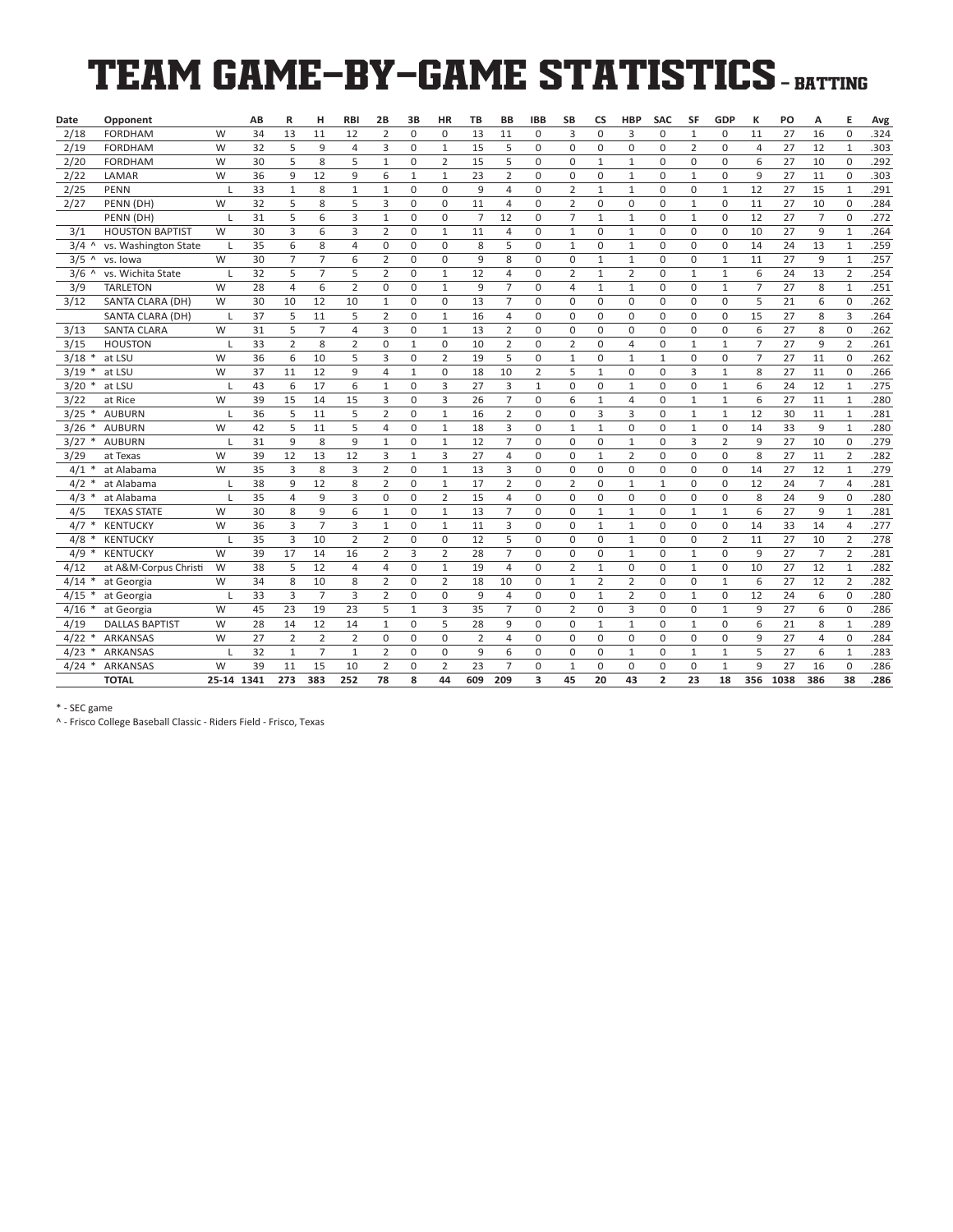# TEAM GAME-BY-GAME STATISTICS - BATTING

| Date | Opponent | | AB | R | H | RBI | 2B | 3B | HR | TB | BB | IBB | SB | CS | HBP | SAC | SF | GDP | K | PO | A | E | Avg |
|---|---|---|---|---|---|---|---|---|---|---|---|---|---|---|---|---|---|---|---|---|---|---|---|
| 2/18 | FORDHAM | W | 34 | 13 | 11 | 12 | 2 | 0 | 0 | 13 | 11 | 0 | 3 | 0 | 3 | 0 | 1 | 0 | 11 | 27 | 16 | 0 | .324 |
| 2/19 | FORDHAM | W | 32 | 5 | 9 | 4 | 3 | 0 | 1 | 15 | 5 | 0 | 0 | 0 | 0 | 0 | 2 | 0 | 4 | 27 | 12 | 1 | .303 |
| 2/20 | FORDHAM | W | 30 | 5 | 8 | 5 | 1 | 0 | 2 | 15 | 5 | 0 | 0 | 1 | 1 | 0 | 0 | 0 | 6 | 27 | 10 | 0 | .292 |
| 2/22 | LAMAR | W | 36 | 9 | 12 | 9 | 6 | 1 | 1 | 23 | 2 | 0 | 0 | 0 | 1 | 0 | 1 | 0 | 9 | 27 | 11 | 0 | .303 |
| 2/25 | PENN | L | 33 | 1 | 8 | 1 | 1 | 0 | 0 | 9 | 4 | 0 | 2 | 1 | 1 | 0 | 0 | 1 | 12 | 27 | 15 | 1 | .291 |
| 2/27 | PENN (DH) | W | 32 | 5 | 8 | 5 | 3 | 0 | 0 | 11 | 4 | 0 | 2 | 0 | 0 | 0 | 1 | 0 | 11 | 27 | 10 | 0 | .284 |
| | PENN (DH) | L | 31 | 5 | 6 | 3 | 1 | 0 | 0 | 7 | 12 | 0 | 7 | 1 | 1 | 0 | 1 | 0 | 12 | 27 | 7 | 0 | .272 |
| 3/1 | HOUSTON BAPTIST | W | 30 | 3 | 6 | 3 | 2 | 0 | 1 | 11 | 4 | 0 | 1 | 0 | 1 | 0 | 0 | 0 | 10 | 27 | 9 | 1 | .264 |
| 3/4 ^ | vs. Washington State | L | 35 | 6 | 8 | 4 | 0 | 0 | 0 | 8 | 5 | 0 | 1 | 0 | 1 | 0 | 0 | 0 | 14 | 24 | 13 | 1 | .259 |
| 3/5 ^ | vs. Iowa | W | 30 | 7 | 7 | 6 | 2 | 0 | 0 | 9 | 8 | 0 | 0 | 1 | 1 | 0 | 0 | 1 | 11 | 27 | 9 | 1 | .257 |
| 3/6 ^ | vs. Wichita State | L | 32 | 5 | 7 | 5 | 2 | 0 | 1 | 12 | 4 | 0 | 2 | 1 | 2 | 0 | 1 | 1 | 6 | 24 | 13 | 2 | .254 |
| 3/9 | TARLETON | W | 28 | 4 | 6 | 2 | 0 | 0 | 1 | 9 | 7 | 0 | 4 | 1 | 1 | 0 | 0 | 1 | 7 | 27 | 8 | 1 | .251 |
| 3/12 | SANTA CLARA (DH) | W | 30 | 10 | 12 | 10 | 1 | 0 | 0 | 13 | 7 | 0 | 0 | 0 | 0 | 0 | 0 | 0 | 5 | 21 | 6 | 0 | .262 |
| | SANTA CLARA (DH) | L | 37 | 5 | 11 | 5 | 2 | 0 | 1 | 16 | 4 | 0 | 0 | 0 | 0 | 0 | 0 | 0 | 15 | 27 | 8 | 3 | .264 |
| 3/13 | SANTA CLARA | W | 31 | 5 | 7 | 4 | 3 | 0 | 1 | 13 | 2 | 0 | 0 | 0 | 0 | 0 | 0 | 0 | 6 | 27 | 8 | 0 | .262 |
| 3/15 | HOUSTON | L | 33 | 2 | 8 | 2 | 0 | 1 | 0 | 10 | 2 | 0 | 2 | 0 | 4 | 0 | 1 | 1 | 7 | 27 | 9 | 2 | .261 |
| 3/18 * | at LSU | W | 36 | 6 | 10 | 5 | 3 | 0 | 2 | 19 | 5 | 0 | 1 | 0 | 1 | 1 | 0 | 0 | 7 | 27 | 11 | 0 | .262 |
| 3/19 * | at LSU | W | 37 | 11 | 12 | 9 | 4 | 1 | 0 | 18 | 10 | 2 | 5 | 1 | 0 | 0 | 3 | 1 | 8 | 27 | 11 | 0 | .266 |
| 3/20 * | at LSU | L | 43 | 6 | 17 | 6 | 1 | 0 | 3 | 27 | 3 | 1 | 0 | 0 | 1 | 0 | 0 | 1 | 6 | 24 | 12 | 1 | .275 |
| 3/22 | at Rice | W | 39 | 15 | 14 | 15 | 3 | 0 | 3 | 26 | 7 | 0 | 6 | 1 | 4 | 0 | 1 | 1 | 6 | 27 | 11 | 1 | .280 |
| 3/25 * | AUBURN | L | 36 | 5 | 11 | 5 | 2 | 0 | 1 | 16 | 2 | 0 | 0 | 3 | 3 | 0 | 1 | 1 | 12 | 30 | 11 | 1 | .281 |
| 3/26 * | AUBURN | W | 42 | 5 | 11 | 5 | 4 | 0 | 1 | 18 | 3 | 0 | 1 | 1 | 0 | 0 | 1 | 0 | 14 | 33 | 9 | 1 | .280 |
| 3/27 * | AUBURN | L | 31 | 9 | 8 | 9 | 1 | 0 | 1 | 12 | 7 | 0 | 0 | 0 | 1 | 0 | 3 | 2 | 9 | 27 | 10 | 0 | .279 |
| 3/29 | at Texas | W | 39 | 12 | 13 | 12 | 3 | 1 | 3 | 27 | 4 | 0 | 0 | 1 | 2 | 0 | 0 | 0 | 8 | 27 | 11 | 2 | .282 |
| 4/1 * | at Alabama | W | 35 | 3 | 8 | 3 | 2 | 0 | 1 | 13 | 3 | 0 | 0 | 0 | 0 | 0 | 0 | 0 | 14 | 27 | 12 | 1 | .279 |
| 4/2 * | at Alabama | L | 38 | 9 | 12 | 8 | 2 | 0 | 1 | 17 | 2 | 0 | 2 | 0 | 1 | 1 | 0 | 0 | 12 | 24 | 7 | 4 | .281 |
| 4/3 * | at Alabama | L | 35 | 4 | 9 | 3 | 0 | 0 | 2 | 15 | 4 | 0 | 0 | 0 | 0 | 0 | 0 | 0 | 8 | 24 | 9 | 0 | .280 |
| 4/5 | TEXAS STATE | W | 30 | 8 | 9 | 6 | 1 | 0 | 1 | 13 | 7 | 0 | 0 | 1 | 1 | 0 | 1 | 1 | 6 | 27 | 9 | 1 | .281 |
| 4/7 * | KENTUCKY | W | 36 | 3 | 7 | 3 | 1 | 0 | 1 | 11 | 3 | 0 | 0 | 1 | 1 | 0 | 0 | 0 | 14 | 33 | 14 | 4 | .277 |
| 4/8 * | KENTUCKY | L | 35 | 3 | 10 | 2 | 2 | 0 | 0 | 12 | 5 | 0 | 0 | 0 | 1 | 0 | 0 | 2 | 11 | 27 | 10 | 2 | .278 |
| 4/9 * | KENTUCKY | W | 39 | 17 | 14 | 16 | 2 | 3 | 2 | 28 | 7 | 0 | 0 | 0 | 1 | 0 | 1 | 0 | 9 | 27 | 7 | 2 | .281 |
| 4/12 | at A&M-Corpus Christi | W | 38 | 5 | 12 | 4 | 4 | 0 | 1 | 19 | 4 | 0 | 2 | 1 | 0 | 0 | 1 | 0 | 10 | 27 | 12 | 1 | .282 |
| 4/14 * | at Georgia | W | 34 | 8 | 10 | 8 | 2 | 0 | 2 | 18 | 10 | 0 | 1 | 2 | 2 | 0 | 0 | 1 | 6 | 27 | 12 | 2 | .282 |
| 4/15 * | at Georgia | L | 33 | 3 | 7 | 3 | 2 | 0 | 0 | 9 | 4 | 0 | 0 | 1 | 2 | 0 | 1 | 0 | 12 | 24 | 6 | 0 | .280 |
| 4/16 * | at Georgia | W | 45 | 23 | 19 | 23 | 5 | 1 | 3 | 35 | 7 | 0 | 2 | 0 | 3 | 0 | 0 | 1 | 9 | 27 | 6 | 0 | .286 |
| 4/19 | DALLAS BAPTIST | W | 28 | 14 | 12 | 14 | 1 | 0 | 5 | 28 | 9 | 0 | 0 | 1 | 1 | 0 | 1 | 0 | 6 | 21 | 8 | 1 | .289 |
| 4/22 * | ARKANSAS | W | 27 | 2 | 2 | 2 | 0 | 0 | 0 | 2 | 4 | 0 | 0 | 0 | 0 | 0 | 0 | 0 | 9 | 27 | 4 | 0 | .284 |
| 4/23 * | ARKANSAS | L | 32 | 1 | 7 | 1 | 2 | 0 | 0 | 9 | 6 | 0 | 0 | 0 | 1 | 0 | 1 | 1 | 5 | 27 | 6 | 1 | .283 |
| 4/24 * | ARKANSAS | W | 39 | 11 | 15 | 10 | 2 | 0 | 2 | 23 | 7 | 0 | 1 | 0 | 0 | 0 | 0 | 1 | 9 | 27 | 16 | 0 | .286 |
| | **TOTAL** | **25-14** | **1341** | **273** | **383** | **252** | **78** | **8** | **44** | **609** | **209** | **3** | **45** | **20** | **43** | **2** | **23** | **18** | **356** | **1038** | **386** | **38** | **.286** |

* - SEC game

^ - Frisco College Baseball Classic - Riders Field - Frisco, Texas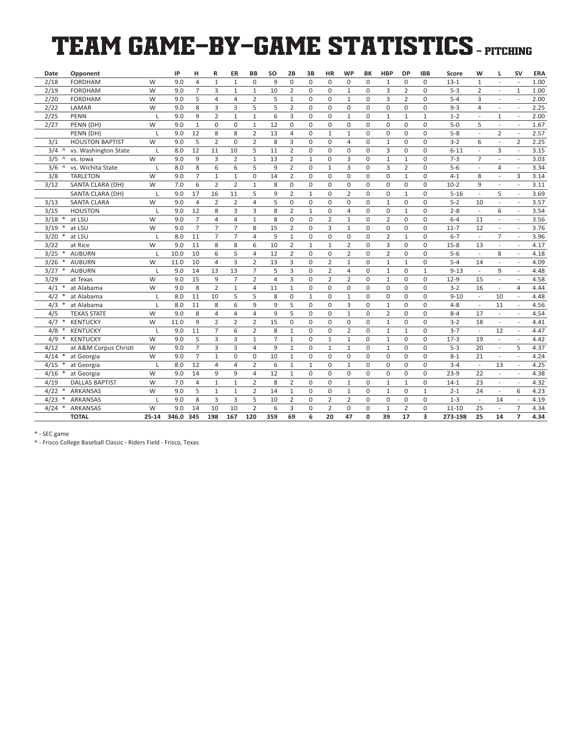# TEAM GAME-BY-GAME STATISTICS - PITCHING

| Date | Opponent | | IP | H | R | ER | BB | SO | 2B | 3B | HR | WP | BK | HBP | DP | IBB | Score | W | L | SV | ERA |
|---|---|---|---|---|---|---|---|---|---|---|---|---|---|---|---|---|---|---|---|---|---|
| 2/18 | FORDHAM | W | 9.0 | 4 | 1 | 1 | 0 | 9 | 0 | 0 | 0 | 0 | 0 | 1 | 0 | 0 | 13-1 | 1 | - | - | 1.00 |
| 2/19 | FORDHAM | W | 9.0 | 7 | 3 | 1 | 1 | 10 | 2 | 0 | 0 | 1 | 0 | 3 | 2 | 0 | 5-3 | 2 | - | 1 | 1.00 |
| 2/20 | FORDHAM | W | 9.0 | 5 | 4 | 4 | 2 | 5 | 1 | 0 | 0 | 1 | 0 | 3 | 2 | 0 | 5-4 | 3 | - | - | 2.00 |
| 2/22 | LAMAR | W | 9.0 | 8 | 3 | 3 | 5 | 5 | 2 | 0 | 0 | 0 | 0 | 0 | 0 | 0 | 9-3 | 4 | - | - | 2.25 |
| 2/25 | PENN | L | 9.0 | 9 | 2 | 1 | 1 | 6 | 3 | 0 | 0 | 1 | 0 | 1 | 1 | 1 | 1-2 | - | 1 | - | 2.00 |
| 2/27 | PENN (DH) | W | 9.0 | 1 | 0 | 0 | 1 | 12 | 0 | 0 | 0 | 0 | 0 | 0 | 0 | 0 | 5-0 | 5 | - | - | 1.67 |
| | PENN (DH) | L | 9.0 | 12 | 8 | 8 | 2 | 13 | 4 | 0 | 1 | 1 | 0 | 0 | 0 | 0 | 5-8 | - | 2 | - | 2.57 |
| 3/1 | HOUSTON BAPTIST | W | 9.0 | 5 | 2 | 0 | 2 | 8 | 3 | 0 | 0 | 4 | 0 | 1 | 0 | 0 | 3-2 | 6 | - | 2 | 2.25 |
| 3/4 ^ | vs. Washington State | L | 8.0 | 12 | 11 | 10 | 5 | 11 | 2 | 0 | 0 | 0 | 0 | 3 | 0 | 0 | 6-11 | - | 3 | - | 3.15 |
| 3/5 ^ | vs. Iowa | W | 9.0 | 9 | 3 | 2 | 1 | 13 | 2 | 1 | 0 | 3 | 0 | 1 | 1 | 0 | 7-3 | 7 | - | - | 3.03 |
| 3/6 ^ | vs. Wichita State | L | 8.0 | 8 | 6 | 6 | 5 | 9 | 2 | 0 | 1 | 3 | 0 | 3 | 2 | 0 | 5-6 | - | 4 | - | 3.34 |
| 3/8 | TARLETON | W | 9.0 | 7 | 1 | 1 | 0 | 14 | 2 | 0 | 0 | 0 | 0 | 0 | 1 | 0 | 4-1 | 8 | - | 3 | 3.14 |
| 3/12 | SANTA CLARA (DH) | W | 7.0 | 6 | 2 | 2 | 1 | 8 | 0 | 0 | 0 | 0 | 0 | 0 | 0 | 0 | 10-2 | 9 | - | - | 3.11 |
| | SANTA CLARA (DH) | L | 9.0 | 17 | 16 | 11 | 5 | 9 | 2 | 1 | 0 | 2 | 0 | 0 | 1 | 0 | 5-16 | - | 5 | - | 3.69 |
| 3/13 | SANTA CLARA | W | 9.0 | 4 | 2 | 2 | 4 | 5 | 0 | 0 | 0 | 0 | 0 | 1 | 0 | 0 | 5-2 | 10 | - | - | 3.57 |
| 3/15 | HOUSTON | L | 9.0 | 12 | 8 | 3 | 3 | 8 | 2 | 1 | 0 | 4 | 0 | 0 | 1 | 0 | 2-8 | - | 6 | - | 3.54 |
| 3/18 * | at LSU | W | 9.0 | 7 | 4 | 4 | 1 | 8 | 0 | 0 | 2 | 1 | 0 | 2 | 0 | 0 | 6-4 | 11 | - | - | 3.56 |
| 3/19 * | at LSU | W | 9.0 | 7 | 7 | 7 | 8 | 15 | 2 | 0 | 3 | 1 | 0 | 0 | 0 | 0 | 11-7 | 12 | - | - | 3.76 |
| 3/20 * | at LSU | L | 8.0 | 11 | 7 | 7 | 4 | 5 | 1 | 0 | 0 | 0 | 0 | 2 | 1 | 0 | 6-7 | - | 7 | - | 3.96 |
| 3/22 | at Rice | W | 9.0 | 11 | 8 | 8 | 6 | 10 | 2 | 1 | 1 | 2 | 0 | 3 | 0 | 0 | 15-8 | 13 | - | - | 4.17 |
| 3/25 * | AUBURN | L | 10.0 | 10 | 6 | 5 | 4 | 12 | 2 | 0 | 0 | 2 | 0 | 2 | 0 | 0 | 5-6 | - | 8 | - | 4.18 |
| 3/26 * | AUBURN | W | 11.0 | 10 | 4 | 3 | 2 | 13 | 3 | 0 | 2 | 1 | 0 | 1 | 1 | 0 | 5-4 | 14 | - | - | 4.09 |
| 3/27 * | AUBURN | L | 9.0 | 14 | 13 | 13 | 7 | 5 | 3 | 0 | 2 | 4 | 0 | 1 | 0 | 1 | 9-13 | - | 9 | - | 4.48 |
| 3/29 | at Texas | W | 9.0 | 15 | 9 | 7 | 2 | 4 | 3 | 0 | 2 | 2 | 0 | 1 | 0 | 0 | 12-9 | 15 | - | - | 4.58 |
| 4/1 * | at Alabama | W | 9.0 | 8 | 2 | 1 | 4 | 11 | 1 | 0 | 0 | 0 | 0 | 0 | 0 | 0 | 3-2 | 16 | - | 4 | 4.44 |
| 4/2 * | at Alabama | L | 8.0 | 11 | 10 | 5 | 5 | 8 | 0 | 1 | 0 | 1 | 0 | 1 | 0 | 0 | 9-10 | - | 10 | - | 4.48 |
| 4/3 * | at Alabama | L | 8.0 | 11 | 8 | 6 | 9 | 9 | 5 | 0 | 0 | 3 | 0 | 1 | 0 | 0 | 4-8 | - | 11 | - | 4.56 |
| 4/5 | TEXAS STATE | W | 9.0 | 8 | 4 | 4 | 4 | 9 | 5 | 0 | 0 | 1 | 0 | 2 | 0 | 0 | 8-4 | 17 | - | - | 4.54 |
| 4/7 * | KENTUCKY | W | 11.0 | 9 | 2 | 2 | 2 | 15 | 0 | 0 | 0 | 0 | 0 | 1 | 0 | 0 | 3-2 | 18 | - | - | 4.41 |
| 4/8 * | KENTUCKY | L | 9.0 | 11 | 7 | 6 | 2 | 8 | 1 | 0 | 0 | 2 | 0 | 1 | 1 | 0 | 3-7 | - | 12 | - | 4.47 |
| 4/9 * | KENTUCKY | W | 9.0 | 5 | 3 | 3 | 1 | 7 | 1 | 0 | 1 | 1 | 0 | 1 | 0 | 0 | 17-3 | 19 | - | - | 4.42 |
| 4/12 | at A&M Corpus Christi | W | 9.0 | 7 | 3 | 3 | 4 | 9 | 1 | 0 | 1 | 1 | 0 | 1 | 0 | 0 | 5-3 | 20 | - | 5 | 4.37 |
| 4/14 * | at Georgia | W | 9.0 | 7 | 1 | 0 | 0 | 10 | 1 | 0 | 0 | 0 | 0 | 0 | 0 | 0 | 8-1 | 21 | - | - | 4.24 |
| 4/15 * | at Georgia | L | 8.0 | 12 | 4 | 4 | 2 | 6 | 1 | 1 | 0 | 1 | 0 | 0 | 0 | 0 | 3-4 | - | 13 | - | 4.25 |
| 4/16 * | at Georgia | W | 9.0 | 14 | 9 | 9 | 4 | 12 | 1 | 0 | 0 | 0 | 0 | 0 | 0 | 0 | 23-9 | 22 | - | - | 4.38 |
| 4/19 | DALLAS BAPTIST | W | 7.0 | 4 | 1 | 1 | 2 | 8 | 2 | 0 | 0 | 1 | 0 | 1 | 1 | 0 | 14-1 | 23 | - | - | 4.32 |
| 4/22 * | ARKANSAS | W | 9.0 | 5 | 1 | 1 | 2 | 14 | 1 | 0 | 0 | 1 | 0 | 1 | 0 | 1 | 2-1 | 24 | - | 6 | 4.23 |
| 4/23 * | ARKANSAS | L | 9.0 | 8 | 3 | 3 | 5 | 10 | 2 | 0 | 2 | 2 | 0 | 0 | 0 | 0 | 1-3 | - | 14 | - | 4.19 |
| 4/24 * | ARKANSAS | W | 9.0 | 14 | 10 | 10 | 2 | 6 | 3 | 0 | 2 | 0 | 0 | 1 | 2 | 0 | 11-10 | 25 | - | 7 | 4.34 |
| | **TOTAL** | **25-14** | **346.0** | **345** | **198** | **167** | **120** | **359** | **69** | **6** | **20** | **47** | **0** | **39** | **17** | **3** | **273-198** | **25** | **14** | **7** | **4.34** |

* - SEC game

^ - Frisco College Baseball Classic - Riders Field - Frisco, Texas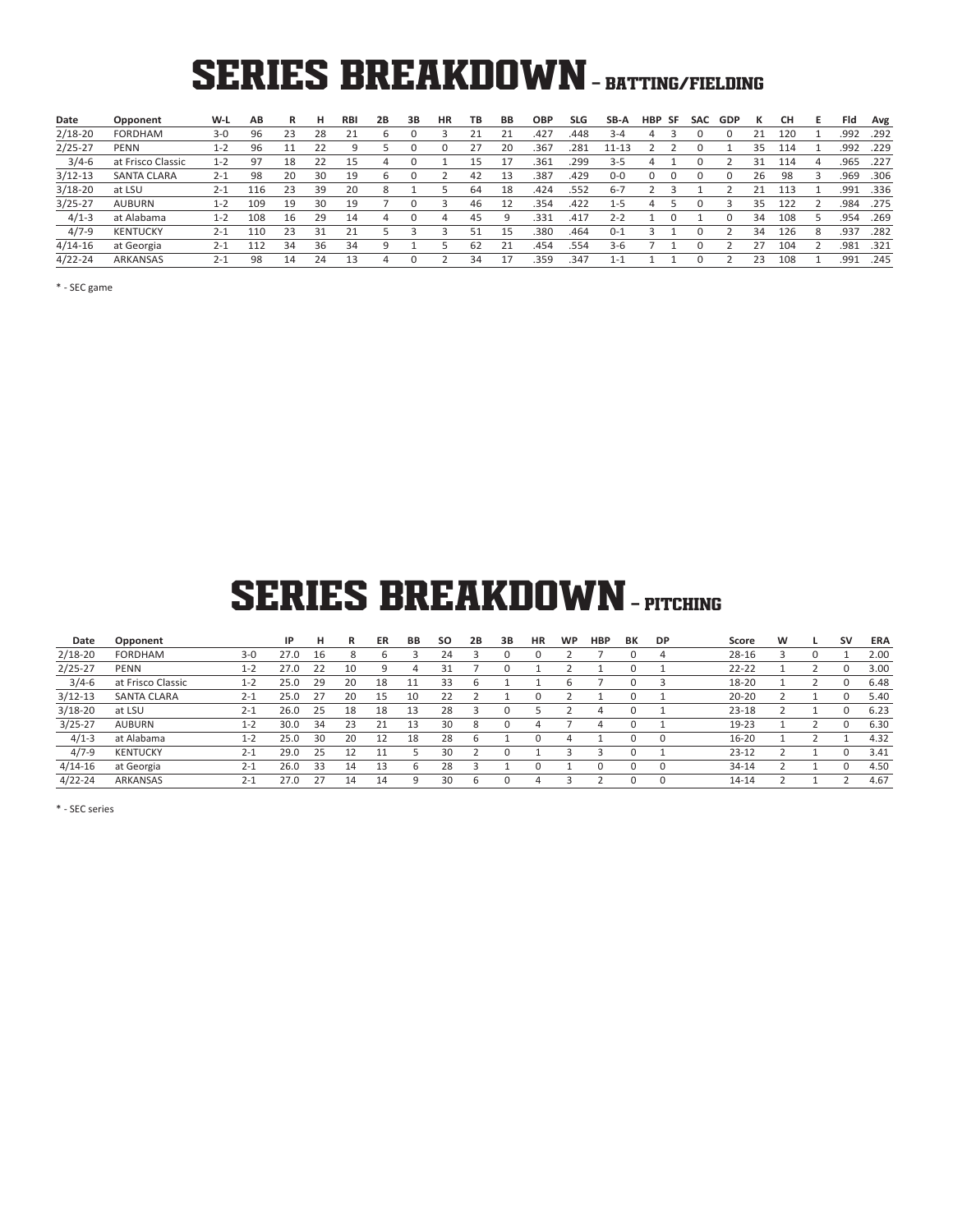# SERIES BREAKDOWN - BATTING/FIELDING

| Date | Opponent | W-L | AB | R | H | RBI | 2B | 3B | HR | TB | BB | OBP | SLG | SB-A | HBP | SF | SAC | GDP | K | CH | E | Fld | Avg |
|---|---|---|---|---|---|---|---|---|---|---|---|---|---|---|---|---|---|---|---|---|---|---|---|
| 2/18-20 | FORDHAM | 3-0 | 96 | 23 | 28 | 21 | 6 | 0 | 3 | 21 | 21 | .427 | .448 | 3-4 | 4 | 3 | 0 | 0 | 21 | 120 | 1 | .992 | .292 |
| 2/25-27 | PENN | 1-2 | 96 | 11 | 22 | 9 | 5 | 0 | 0 | 27 | 20 | .367 | .281 | 11-13 | 2 | 2 | 0 | 1 | 35 | 114 | 1 | .992 | .229 |
| 3/4-6 | at Frisco Classic | 1-2 | 97 | 18 | 22 | 15 | 4 | 0 | 1 | 15 | 17 | .361 | .299 | 3-5 | 4 | 1 | 0 | 2 | 31 | 114 | 4 | .965 | .227 |
| 3/12-13 | SANTA CLARA | 2-1 | 98 | 20 | 30 | 19 | 6 | 0 | 2 | 42 | 13 | .387 | .429 | 0-0 | 0 | 0 | 0 | 0 | 26 | 98 | 3 | .969 | .306 |
| 3/18-20 | at LSU | 2-1 | 116 | 23 | 39 | 20 | 8 | 1 | 5 | 64 | 18 | .424 | .552 | 6-7 | 2 | 3 | 1 | 2 | 21 | 113 | 1 | .991 | .336 |
| 3/25-27 | AUBURN | 1-2 | 109 | 19 | 30 | 19 | 7 | 0 | 3 | 46 | 12 | .354 | .422 | 1-5 | 4 | 5 | 0 | 3 | 35 | 122 | 2 | .984 | .275 |
| 4/1-3 | at Alabama | 1-2 | 108 | 16 | 29 | 14 | 4 | 0 | 4 | 45 | 9 | .331 | .417 | 2-2 | 1 | 0 | 1 | 0 | 34 | 108 | 5 | .954 | .269 |
| 4/7-9 | KENTUCKY | 2-1 | 110 | 23 | 31 | 21 | 5 | 3 | 3 | 51 | 15 | .380 | .464 | 0-1 | 3 | 1 | 0 | 2 | 34 | 126 | 8 | .937 | .282 |
| 4/14-16 | at Georgia | 2-1 | 112 | 34 | 36 | 34 | 9 | 1 | 5 | 62 | 21 | .454 | .554 | 3-6 | 7 | 1 | 0 | 2 | 27 | 104 | 2 | .981 | .321 |
| 4/22-24 | ARKANSAS | 2-1 | 98 | 14 | 24 | 13 | 4 | 0 | 2 | 34 | 17 | .359 | .347 | 1-1 | 1 | 1 | 0 | 2 | 23 | 108 | 1 | .991 | .245 |

* - SEC game

# SERIES BREAKDOWN - PITCHING

| Date | Opponent | | IP | H | R | ER | BB | SO | 2B | 3B | HR | WP | HBP | BK | DP | Score | W | L | SV | ERA |
|---|---|---|---|---|---|---|---|---|---|---|---|---|---|---|---|---|---|---|---|---|
| 2/18-20 | FORDHAM | 3-0 | 27.0 | 16 | 8 | 6 | 3 | 24 | 3 | 0 | 0 | 2 | 7 | 0 | 4 | 28-16 | 3 | 0 | 1 | 2.00 |
| 2/25-27 | PENN | 1-2 | 27.0 | 22 | 10 | 9 | 4 | 31 | 7 | 0 | 1 | 2 | 1 | 0 | 1 | 22-22 | 1 | 2 | 0 | 3.00 |
| 3/4-6 | at Frisco Classic | 1-2 | 25.0 | 29 | 20 | 18 | 11 | 33 | 6 | 1 | 1 | 6 | 7 | 0 | 3 | 18-20 | 1 | 2 | 0 | 6.48 |
| 3/12-13 | SANTA CLARA | 2-1 | 25.0 | 27 | 20 | 15 | 10 | 22 | 2 | 1 | 0 | 2 | 1 | 0 | 1 | 20-20 | 2 | 1 | 0 | 5.40 |
| 3/18-20 | at LSU | 2-1 | 26.0 | 25 | 18 | 18 | 13 | 28 | 3 | 0 | 5 | 2 | 4 | 0 | 1 | 23-18 | 2 | 1 | 0 | 6.23 |
| 3/25-27 | AUBURN | 1-2 | 30.0 | 34 | 23 | 21 | 13 | 30 | 8 | 0 | 4 | 7 | 4 | 0 | 1 | 19-23 | 1 | 2 | 0 | 6.30 |
| 4/1-3 | at Alabama | 1-2 | 25.0 | 30 | 20 | 12 | 18 | 28 | 6 | 1 | 0 | 4 | 1 | 0 | 0 | 16-20 | 1 | 2 | 1 | 4.32 |
| 4/7-9 | KENTUCKY | 2-1 | 29.0 | 25 | 12 | 11 | 5 | 30 | 2 | 0 | 1 | 3 | 3 | 0 | 1 | 23-12 | 2 | 1 | 0 | 3.41 |
| 4/14-16 | at Georgia | 2-1 | 26.0 | 33 | 14 | 13 | 6 | 28 | 3 | 1 | 0 | 1 | 0 | 0 | 0 | 34-14 | 2 | 1 | 0 | 4.50 |
| 4/22-24 | ARKANSAS | 2-1 | 27.0 | 27 | 14 | 14 | 9 | 30 | 6 | 0 | 4 | 3 | 2 | 0 | 0 | 14-14 | 2 | 1 | 2 | 4.67 |

* - SEC series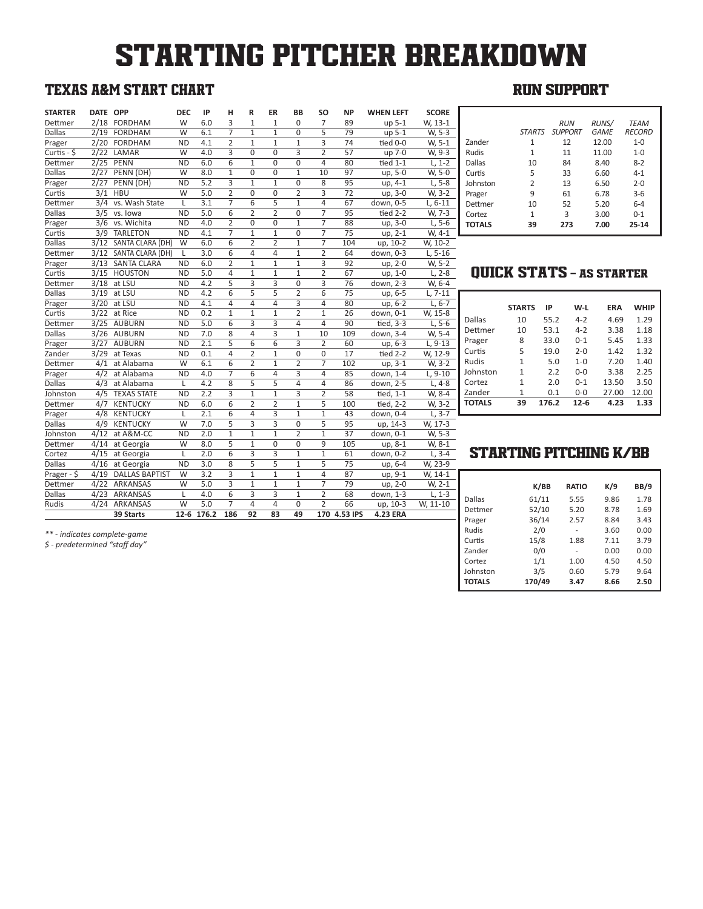# STARTING PITCHER BREAKDOWN

## TEXAS A&M START CHART

| STARTER | DATE | OPP | DEC | IP | H | R | ER | BB | SO | NP | WHEN LEFT | SCORE |
|---|---|---|---|---|---|---|---|---|---|---|---|---|
| Dettmer | 2/18 | FORDHAM | W | 6.0 | 3 | 1 | 1 | 0 | 7 | 89 | up 5-1 | W, 13-1 |
| Dallas | 2/19 | FORDHAM | W | 6.1 | 7 | 1 | 1 | 0 | 5 | 79 | up 5-1 | W, 5-3 |
| Prager | 2/20 | FORDHAM | ND | 4.1 | 2 | 1 | 1 | 1 | 3 | 74 | tied 0-0 | W, 5-1 |
| Curtis - $ | 2/22 | LAMAR | W | 4.0 | 3 | 0 | 0 | 3 | 2 | 57 | up 7-0 | W, 9-3 |
| Dettmer | 2/25 | PENN | ND | 6.0 | 6 | 1 | 0 | 0 | 4 | 80 | tied 1-1 | L, 1-2 |
| Dallas | 2/27 | PENN (DH) | W | 8.0 | 1 | 0 | 0 | 1 | 10 | 97 | up, 5-0 | W, 5-0 |
| Prager | 2/27 | PENN (DH) | ND | 5.2 | 3 | 1 | 1 | 0 | 8 | 95 | up, 4-1 | L, 5-8 |
| Curtis | 3/1 | HBU | W | 5.0 | 2 | 0 | 0 | 2 | 3 | 72 | up, 3-0 | W, 3-2 |
| Dettmer | 3/4 | vs. Wash State | L | 3.1 | 7 | 6 | 5 | 1 | 4 | 67 | down, 0-5 | L, 6-11 |
| Dallas | 3/5 | vs. Iowa | ND | 5.0 | 6 | 2 | 2 | 0 | 7 | 95 | tied 2-2 | W, 7-3 |
| Prager | 3/6 | vs. Wichita | ND | 4.0 | 2 | 0 | 0 | 1 | 7 | 88 | up, 3-0 | L, 5-6 |
| Curtis | 3/9 | TARLETON | ND | 4.1 | 7 | 1 | 1 | 0 | 7 | 75 | up, 2-1 | W, 4-1 |
| Dallas | 3/12 | SANTA CLARA (DH) | W | 6.0 | 6 | 2 | 2 | 1 | 7 | 104 | up, 10-2 | W, 10-2 |
| Dettmer | 3/12 | SANTA CLARA (DH) | L | 3.0 | 6 | 4 | 4 | 1 | 2 | 64 | down, 0-3 | L, 5-16 |
| Prager | 3/13 | SANTA CLARA | ND | 6.0 | 2 | 1 | 1 | 1 | 3 | 92 | up, 2-0 | W, 5-2 |
| Curtis | 3/15 | HOUSTON | ND | 5.0 | 4 | 1 | 1 | 1 | 2 | 67 | up, 1-0 | L, 2-8 |
| Dettmer | 3/18 | at LSU | ND | 4.2 | 5 | 3 | 3 | 0 | 3 | 76 | down, 2-3 | W, 6-4 |
| Dallas | 3/19 | at LSU | ND | 4.2 | 6 | 5 | 5 | 2 | 6 | 75 | up, 6-5 | L, 7-11 |
| Prager | 3/20 | at LSU | ND | 4.1 | 4 | 4 | 4 | 3 | 4 | 80 | up, 6-2 | L, 6-7 |
| Curtis | 3/22 | at Rice | ND | 0.2 | 1 | 1 | 1 | 2 | 1 | 26 | down, 0-1 | W, 15-8 |
| Dettmer | 3/25 | AUBURN | ND | 5.0 | 6 | 3 | 3 | 4 | 4 | 90 | tied, 3-3 | L, 5-6 |
| Dallas | 3/26 | AUBURN | ND | 7.0 | 8 | 4 | 3 | 1 | 10 | 109 | down, 3-4 | W, 5-4 |
| Prager | 3/27 | AUBURN | ND | 2.1 | 5 | 6 | 6 | 3 | 2 | 60 | up, 6-3 | L, 9-13 |
| Zander | 3/29 | at Texas | ND | 0.1 | 4 | 2 | 1 | 0 | 0 | 17 | tied 2-2 | W, 12-9 |
| Dettmer | 4/1 | at Alabama | W | 6.1 | 6 | 2 | 1 | 2 | 7 | 102 | up, 3-1 | W, 3-2 |
| Prager | 4/2 | at Alabama | ND | 4.0 | 7 | 6 | 4 | 3 | 4 | 85 | down, 1-4 | L, 9-10 |
| Dallas | 4/3 | at Alabama | L | 4.2 | 8 | 5 | 5 | 4 | 4 | 86 | down, 2-5 | L, 4-8 |
| Johnston | 4/5 | TEXAS STATE | ND | 2.2 | 3 | 1 | 1 | 3 | 2 | 58 | tied, 1-1 | W, 8-4 |
| Dettmer | 4/7 | KENTUCKY | ND | 6.0 | 6 | 2 | 2 | 1 | 5 | 100 | tied, 2-2 | W, 3-2 |
| Prager | 4/8 | KENTUCKY | L | 2.1 | 6 | 4 | 3 | 1 | 1 | 43 | down, 0-4 | L, 3-7 |
| Dallas | 4/9 | KENTUCKY | W | 7.0 | 5 | 3 | 3 | 0 | 5 | 95 | up, 14-3 | W, 17-3 |
| Johnston | 4/12 | at A&M-CC | ND | 2.0 | 1 | 1 | 1 | 2 | 1 | 37 | down, 0-1 | W, 5-3 |
| Dettmer | 4/14 | at Georgia | W | 8.0 | 5 | 1 | 0 | 0 | 9 | 105 | up, 8-1 | W, 8-1 |
| Cortez | 4/15 | at Georgia | L | 2.0 | 6 | 3 | 3 | 1 | 1 | 61 | down, 0-2 | L, 3-4 |
| Dallas | 4/16 | at Georgia | ND | 3.0 | 8 | 5 | 5 | 1 | 5 | 75 | up, 6-4 | W, 23-9 |
| Prager - $ | 4/19 | DALLAS BAPTIST | W | 3.2 | 3 | 1 | 1 | 1 | 4 | 87 | up, 9-1 | W, 14-1 |
| Dettmer | 4/22 | ARKANSAS | W | 5.0 | 3 | 1 | 1 | 1 | 7 | 79 | up, 2-0 | W, 2-1 |
| Dallas | 4/23 | ARKANSAS | L | 4.0 | 6 | 3 | 3 | 1 | 2 | 68 | down, 1-3 | L, 1-3 |
| Rudis | 4/24 | ARKANSAS | W | 5.0 | 7 | 4 | 4 | 0 | 2 | 66 | up, 10-3 | W, 11-10 |
| | | **39 Starts** | **12-6** | **176.2** | **186** | **92** | **83** | **49** | **170** | **4.53 IPS** | **4.23 ERA** | |

*\** - indicates complete-game*

*$ - predetermined "staff day"*

## RUN SUPPORT

| | *STARTS* | *RUN SUPPORT* | *RUNS/ GAME* | *TEAM RECORD* |
|---|---|---|---|---|
| Zander | 1 | 12 | 12.00 | 1-0 |
| Rudis | 1 | 11 | 11.00 | 1-0 |
| Dallas | 10 | 84 | 8.40 | 8-2 |
| Curtis | 5 | 33 | 6.60 | 4-1 |
| Johnston | 2 | 13 | 6.50 | 2-0 |
| Prager | 9 | 61 | 6.78 | 3-6 |
| Dettmer | 10 | 52 | 5.20 | 6-4 |
| Cortez | 1 | 3 | 3.00 | 0-1 |
| **TOTALS** | **39** | **273** | **7.00** | **25-14** |

## QUICK STATS - AS STARTER

| | STARTS | IP | W-L | ERA | WHIP |
|---|---|---|---|---|---|
| Dallas | 10 | 55.2 | 4-2 | 4.69 | 1.29 |
| Dettmer | 10 | 53.1 | 4-2 | 3.38 | 1.18 |
| Prager | 8 | 33.0 | 0-1 | 5.45 | 1.33 |
| Curtis | 5 | 19.0 | 2-0 | 1.42 | 1.32 |
| Rudis | 1 | 5.0 | 1-0 | 7.20 | 1.40 |
| Johnston | 1 | 2.2 | 0-0 | 3.38 | 2.25 |
| Cortez | 1 | 2.0 | 0-1 | 13.50 | 3.50 |
| Zander | 1 | 0.1 | 0-0 | 27.00 | 12.00 |
| **TOTALS** | **39** | **176.2** | **12-6** | **4.23** | **1.33** |

## STARTING PITCHING K/BB

| | K/BB | RATIO | K/9 | BB/9 |
|---|---|---|---|---|
| Dallas | 61/11 | 5.55 | 9.86 | 1.78 |
| Dettmer | 52/10 | 5.20 | 8.78 | 1.69 |
| Prager | 36/14 | 2.57 | 8.84 | 3.43 |
| Rudis | 2/0 | - | 3.60 | 0.00 |
| Curtis | 15/8 | 1.88 | 7.11 | 3.79 |
| Zander | 0/0 | - | 0.00 | 0.00 |
| Cortez | 1/1 | 1.00 | 4.50 | 4.50 |
| Johnston | 3/5 | 0.60 | 5.79 | 9.64 |
| **TOTALS** | **170/49** | **3.47** | **8.66** | **2.50** |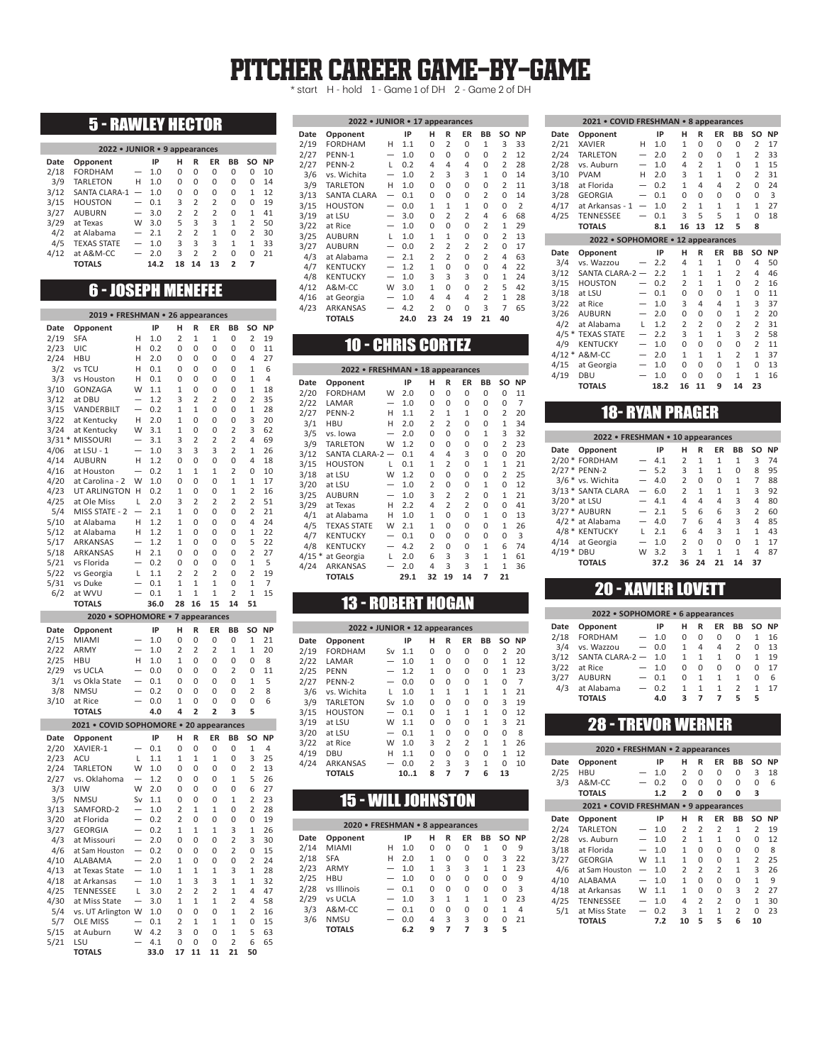# PITCHER CAREER GAME-BY-GAME

\* start H - hold 1 - Game 1 of DH 2 - Game 2 of DH

## 5 - RAWLEY HECTOR

| 2022 • JUNIOR • 9 appearances | | | | | | | | | |
|---|---|---|---|---|---|---|---|---|---|
| Date | Opponent | | IP | H | R | ER | BB | SO | NP |
| 2/18 | FORDHAM | — | 1.0 | 0 | 0 | 0 | 0 | 0 | 10 |
| 3/9 | TARLETON | H | 1.0 | 0 | 0 | 0 | 0 | 0 | 14 |
| 3/12 | SANTA CLARA-1 | — | 1.0 | 0 | 0 | 0 | 0 | 1 | 12 |
| 3/15 | HOUSTON | — | 0.1 | 3 | 2 | 2 | 0 | 0 | 19 |
| 3/27 | AUBURN | — | 3.0 | 2 | 2 | 2 | 0 | 1 | 41 |
| 3/29 | at Texas | W | 3.0 | 5 | 3 | 3 | 1 | 2 | 50 |
| 4/2 | at Alabama | — | 2.1 | 2 | 2 | 1 | 0 | 2 | 30 |
| 4/5 | TEXAS STATE | — | 1.0 | 3 | 3 | 3 | 1 | 1 | 33 |
| 4/12 | at A&M-CC | — | 2.0 | 3 | 2 | 2 | 0 | 0 | 21 |
| | **TOTALS** | | **14.2** | **18** | **14** | **13** | **2** | **7** | |

## 6 - JOSEPH MENEFEE

| 2019 • FRESHMAN • 26 appearances | | | | | | | | | |
|---|---|---|---|---|---|---|---|---|---|
| Date | Opponent | | IP | H | R | ER | BB | SO | NP |
| 2/19 | SFA | H | 1.0 | 2 | 1 | 1 | 0 | 2 | 19 |
| 2/23 | UIC | H | 0.2 | 0 | 0 | 0 | 0 | 0 | 11 |
| 2/24 | HBU | H | 2.0 | 0 | 0 | 0 | 0 | 4 | 27 |
| 3/2 | vs TCU | H | 0.1 | 0 | 0 | 0 | 0 | 1 | 6 |
| 3/3 | vs Houston | H | 0.1 | 0 | 0 | 0 | 0 | 1 | 4 |
| 3/10 | GONZAGA | W | 1.1 | 1 | 0 | 0 | 0 | 1 | 18 |
| 3/12 | at DBU | — | 1.2 | 3 | 2 | 2 | 0 | 2 | 35 |
| 3/15 | VANDERBILT | — | 0.2 | 1 | 1 | 0 | 0 | 1 | 28 |
| 3/22 | at Kentucky | H | 2.0 | 1 | 0 | 0 | 0 | 3 | 20 |
| 3/24 | at Kentucky | W | 3.1 | 1 | 0 | 0 | 2 | 3 | 62 |
| 3/31 * | MISSOURI | — | 3.1 | 3 | 2 | 2 | 2 | 4 | 69 |
| 4/06 | at LSU - 1 | — | 1.0 | 3 | 3 | 3 | 2 | 1 | 26 |
| 4/14 | AUBURN | H | 1.2 | 0 | 0 | 0 | 0 | 4 | 18 |
| 4/16 | at Houston | — | 0.2 | 1 | 1 | 1 | 2 | 0 | 10 |
| 4/20 | at Carolina - 2 | W | 1.0 | 0 | 0 | 0 | 1 | 1 | 17 |
| 4/23 | UT ARLINGTON | H | 0.2 | 1 | 0 | 0 | 1 | 2 | 16 |
| 4/25 | at Ole Miss | L | 2.0 | 3 | 2 | 2 | 2 | 2 | 51 |
| 5/4 | MISS STATE - 2 | — | 2.1 | 1 | 0 | 0 | 0 | 2 | 21 |
| 5/10 | at Alabama | H | 1.2 | 1 | 0 | 0 | 0 | 4 | 24 |
| 5/12 | at Alabama | H | 1.2 | 1 | 0 | 0 | 0 | 1 | 22 |
| 5/17 | ARKANSAS | — | 1.2 | 1 | 0 | 0 | 0 | 5 | 22 |
| 5/18 | ARKANSAS | H | 2.1 | 0 | 0 | 0 | 0 | 2 | 27 |
| 5/21 | vs Florida | — | 0.2 | 0 | 0 | 0 | 0 | 1 | 5 |
| 5/22 | vs Georgia | L | 1.1 | 2 | 2 | 2 | 0 | 2 | 19 |
| 5/31 | vs Duke | — | 0.1 | 1 | 1 | 1 | 0 | 1 | 7 |
| 6/2 | at WVU | — | 0.1 | 1 | 1 | 1 | 2 | 1 | 15 |
| | **TOTALS** | | **36.0** | **28** | **16** | **15** | **14** | **51** | |

| 2020 • SOPHOMORE • 7 appearances | | | | | | | | | |
|---|---|---|---|---|---|---|---|---|---|
| Date | Opponent | | IP | H | R | ER | BB | SO | NP |
| 2/15 | MIAMI | — | 1.0 | 0 | 0 | 0 | 0 | 1 | 21 |
| 2/22 | ARMY | — | 1.0 | 2 | 2 | 2 | 1 | 1 | 20 |
| 2/25 | HBU | H | 1.0 | 1 | 0 | 0 | 0 | 0 | 8 |
| 2/29 | vs UCLA | — | 0.0 | 0 | 0 | 0 | 2 | 0 | 11 |
| 3/1 | vs Okla State | — | 0.1 | 0 | 0 | 0 | 0 | 1 | 5 |
| 3/8 | NMSU | — | 0.2 | 0 | 0 | 0 | 0 | 2 | 8 |
| 3/10 | at Rice | — | 0.0 | 1 | 0 | 0 | 0 | 0 | 6 |
| | **TOTALS** | | **4.0** | **4** | **2** | **2** | **3** | **5** | |

| 2021 • COVID SOPHOMORE • 20 appearances | | | | | | | | | |
|---|---|---|---|---|---|---|---|---|---|
| Date | Opponent | | IP | H | R | ER | BB | SO | NP |
| 2/20 | XAVIER-1 | — | 0.1 | 0 | 0 | 0 | 0 | 1 | 4 |
| 2/21 | ACU | L | 1.1 | 1 | 1 | 1 | 0 | 3 | 25 |
| 2/24 | TARLETON | W | 1.0 | 0 | 0 | 0 | 0 | 2 | 13 |
| 2/27 | vs. Oklahoma | — | 1.2 | 0 | 0 | 0 | 1 | 5 | 26 |
| 3/3 | UIW | W | 2.0 | 0 | 0 | 0 | 0 | 6 | 27 |
| 3/5 | NMSU | Sv | 1.1 | 0 | 0 | 0 | 1 | 2 | 23 |
| 3/13 | SAMFORD-2 | — | 1.0 | 2 | 1 | 1 | 0 | 2 | 28 |
| 3/20 | at Florida | — | 0.2 | 2 | 0 | 0 | 0 | 0 | 19 |
| 3/27 | GEORGIA | — | 0.2 | 1 | 1 | 1 | 3 | 1 | 26 |
| 4/3 | at Missouri | — | 2.0 | 0 | 0 | 0 | 2 | 3 | 30 |
| 4/6 | at Sam Houston | — | 0.2 | 0 | 0 | 0 | 2 | 0 | 15 |
| 4/10 | ALABAMA | — | 2.0 | 1 | 0 | 0 | 0 | 2 | 24 |
| 4/13 | at Texas State | — | 1.0 | 1 | 1 | 1 | 3 | 1 | 28 |
| 4/18 | at Arkansas | — | 1.0 | 1 | 3 | 3 | 1 | 1 | 32 |
| 4/25 | TENNESSEE | L | 3.0 | 2 | 2 | 2 | 1 | 4 | 47 |
| 4/30 | at Miss State | — | 3.0 | 1 | 1 | 1 | 2 | 4 | 58 |
| 5/4 | vs. UT Arlington | W | 1.0 | 0 | 0 | 0 | 1 | 2 | 16 |
| 5/7 | OLE MISS | — | 0.1 | 2 | 1 | 1 | 1 | 0 | 15 |
| 5/15 | at Auburn | W | 4.2 | 3 | 0 | 0 | 1 | 5 | 63 |
| 5/21 | LSU | — | 4.1 | 0 | 0 | 0 | 2 | 6 | 65 |
| | **TOTALS** | | **33.0** | **17** | **11** | **11** | **21** | **50** | |

| 2022 • JUNIOR • 17 appearances | | | | | | | | | |
|---|---|---|---|---|---|---|---|---|---|
| Date | Opponent | | IP | H | R | ER | BB | SO | NP |
| 2/19 | FORDHAM | H | 1.1 | 0 | 2 | 0 | 1 | 3 | 33 |
| 2/27 | PENN-1 | — | 1.0 | 0 | 0 | 0 | 0 | 2 | 12 |
| 2/27 | PENN-2 | L | 0.2 | 4 | 4 | 4 | 0 | 2 | 28 |
| 3/6 | vs. Wichita | — | 1.0 | 2 | 3 | 3 | 1 | 0 | 14 |
| 3/9 | TARLETON | H | 1.0 | 0 | 0 | 0 | 0 | 2 | 11 |
| 3/13 | SANTA CLARA | — | 0.1 | 0 | 0 | 0 | 2 | 0 | 14 |
| 3/15 | HOUSTON | — | 0.0 | 1 | 1 | 1 | 0 | 0 | 2 |
| 3/19 | at LSU | — | 3.0 | 0 | 2 | 2 | 4 | 6 | 68 |
| 3/22 | at Rice | — | 1.0 | 0 | 0 | 0 | 2 | 1 | 29 |
| 3/25 | AUBURN | L | 1.0 | 1 | 1 | 0 | 0 | 2 | 13 |
| 3/27 | AUBURN | — | 0.0 | 2 | 2 | 2 | 2 | 0 | 17 |
| 4/3 | at Alabama | — | 2.1 | 2 | 2 | 0 | 2 | 4 | 63 |
| 4/7 | KENTUCKY | — | 1.2 | 1 | 0 | 0 | 0 | 4 | 22 |
| 4/8 | KENTUCKY | — | 1.0 | 3 | 3 | 3 | 0 | 1 | 24 |
| 4/12 | A&M-CC | W | 3.0 | 1 | 0 | 0 | 2 | 5 | 42 |
| 4/16 | at Georgia | — | 1.0 | 4 | 4 | 4 | 2 | 1 | 28 |
| 4/23 | ARKANSAS | — | 4.2 | 2 | 0 | 0 | 3 | 7 | 65 |
| | **TOTALS** | | **24.0** | **23** | **24** | **19** | **21** | **40** | |

## 10 - CHRIS CORTEZ

| 2022 • FRESHMAN • 18 appearances | | | | | | | | | |
|---|---|---|---|---|---|---|---|---|---|
| Date | Opponent | | IP | H | R | ER | BB | SO | NP |
| 2/20 | FORDHAM | W | 2.0 | 0 | 0 | 0 | 0 | 0 | 11 |
| 2/22 | LAMAR | — | 1.0 | 0 | 0 | 0 | 0 | 0 | 7 |
| 2/27 | PENN-2 | H | 1.1 | 2 | 1 | 1 | 0 | 2 | 20 |
| 3/1 | HBU | H | 2.0 | 2 | 2 | 0 | 0 | 1 | 34 |
| 3/5 | vs. Iowa | — | 2.0 | 0 | 0 | 0 | 1 | 3 | 32 |
| 3/9 | TARLETON | W | 1.2 | 0 | 0 | 0 | 0 | 2 | 23 |
| 3/12 | SANTA CLARA-2 | — | 0.1 | 4 | 4 | 3 | 0 | 0 | 20 |
| 3/15 | HOUSTON | L | 0.1 | 1 | 2 | 0 | 1 | 1 | 21 |
| 3/18 | at LSU | W | 1.2 | 0 | 0 | 0 | 0 | 2 | 25 |
| 3/20 | at LSU | — | 1.0 | 2 | 0 | 0 | 1 | 0 | 12 |
| 3/25 | AUBURN | — | 1.0 | 3 | 2 | 2 | 0 | 1 | 21 |
| 3/29 | at Texas | H | 2.2 | 4 | 2 | 2 | 0 | 0 | 41 |
| 4/1 | at Alabama | H | 1.0 | 1 | 0 | 0 | 1 | 0 | 13 |
| 4/5 | TEXAS STATE | W | 2.1 | 1 | 0 | 0 | 0 | 1 | 26 |
| 4/7 | KENTUCKY | — | 0.1 | 0 | 0 | 0 | 0 | 0 | 3 |
| 4/8 | KENTUCKY | — | 4.2 | 2 | 0 | 0 | 1 | 6 | 74 |
| 4/15 * | at Georgia | L | 2.0 | 6 | 3 | 3 | 1 | 1 | 61 |
| 4/24 | ARKANSAS | — | 2.0 | 4 | 3 | 3 | 1 | 1 | 36 |
| | **TOTALS** | | **29.1** | **32** | **19** | **14** | **7** | **21** | |

## 13 - ROBERT HOGAN

| 2022 • JUNIOR • 12 appearances | | | | | | | | | |
|---|---|---|---|---|---|---|---|---|---|
| Date | Opponent | | IP | H | R | ER | BB | SO | NP |
| 2/19 | FORDHAM | Sv | 1.1 | 0 | 0 | 0 | 0 | 2 | 20 |
| 2/22 | LAMAR | — | 1.0 | 1 | 0 | 0 | 0 | 1 | 12 |
| 2/25 | PENN | — | 1.2 | 1 | 0 | 0 | 0 | 1 | 23 |
| 2/27 | PENN-2 | — | 0.0 | 0 | 0 | 0 | 1 | 0 | 7 |
| 3/6 | vs. Wichita | L | 1.0 | 1 | 1 | 1 | 1 | 1 | 21 |
| 3/9 | TARLETON | Sv | 1.0 | 0 | 0 | 0 | 0 | 3 | 19 |
| 3/15 | HOUSTON | — | 0.1 | 0 | 1 | 1 | 1 | 0 | 12 |
| 3/19 | at LSU | W | 1.1 | 0 | 0 | 0 | 1 | 3 | 21 |
| 3/20 | at LSU | — | 0.1 | 1 | 0 | 0 | 0 | 0 | 8 |
| 3/22 | at Rice | W | 1.0 | 3 | 2 | 2 | 1 | 1 | 26 |
| 4/19 | DBU | H | 1.1 | 0 | 0 | 0 | 0 | 1 | 12 |
| 4/24 | ARKANSAS | — | 0.0 | 2 | 3 | 3 | 1 | 0 | 10 |
| | **TOTALS** | | **10..1** | **8** | **7** | **7** | **6** | **13** | |

## 15 - WILL JOHNSTON

| 2020 • FRESHMAN • 8 appearances | | | | | | | | | |
|---|---|---|---|---|---|---|---|---|---|
| Date | Opponent | | IP | H | R | ER | BB | SO | NP |
| 2/14 | MIAMI | H | 1.0 | 0 | 0 | 0 | 1 | 0 | 9 |
| 2/18 | SFA | H | 2.0 | 1 | 0 | 0 | 0 | 3 | 22 |
| 2/23 | ARMY | — | 1.0 | 1 | 3 | 3 | 1 | 1 | 23 |
| 2/25 | HBU | — | 1.0 | 0 | 0 | 0 | 0 | 0 | 9 |
| 2/28 | vs Illinois | — | 0.1 | 0 | 0 | 0 | 0 | 0 | 3 |
| 2/29 | vs UCLA | — | 1.0 | 3 | 1 | 1 | 1 | 0 | 23 |
| 3/3 | A&M-CC | — | 0.1 | 0 | 0 | 0 | 0 | 1 | 4 |
| 3/6 | NMSU | — | 0.0 | 4 | 3 | 3 | 0 | 0 | 21 |
| | **TOTALS** | | **6.2** | **9** | **7** | **7** | **3** | **5** | |

| 2021 • COVID FRESHMAN • 8 appearances | | | | | | | | | |
|---|---|---|---|---|---|---|---|---|---|
| Date | Opponent | | IP | H | R | ER | BB | SO | NP |
| 2/21 | XAVIER | H | 1.0 | 1 | 0 | 0 | 0 | 2 | 17 |
| 2/24 | TARLETON | — | 2.0 | 2 | 0 | 0 | 1 | 2 | 33 |
| 2/28 | vs. Auburn | — | 1.0 | 4 | 2 | 1 | 0 | 1 | 15 |
| 3/10 | PVAM | H | 2.0 | 3 | 1 | 1 | 0 | 2 | 31 |
| 3/18 | at Florida | — | 0.2 | 1 | 4 | 4 | 2 | 0 | 24 |
| 3/28 | GEORGIA | — | 0.1 | 0 | 0 | 0 | 0 | 0 | 3 |
| 4/17 | at Arkansas - 1 | — | 1.0 | 2 | 1 | 1 | 1 | 1 | 27 |
| 4/25 | TENNESSEE | — | 0.1 | 3 | 5 | 5 | 1 | 0 | 18 |
| | **TOTALS** | | **8.1** | **16** | **13** | **12** | **5** | **8** | |

| 2022 • SOPHOMORE • 12 appearances | | | | | | | | | |
|---|---|---|---|---|---|---|---|---|---|
| Date | Opponent | | IP | H | R | ER | BB | SO | NP |
| 3/4 | vs. Wazzou | — | 2.2 | 4 | 1 | 1 | 0 | 4 | 50 |
| 3/12 | SANTA CLARA-2 | — | 2.2 | 1 | 1 | 1 | 2 | 4 | 46 |
| 3/15 | HOUSTON | — | 0.2 | 2 | 1 | 1 | 0 | 2 | 16 |
| 3/18 | at LSU | — | 0.1 | 0 | 0 | 0 | 1 | 0 | 11 |
| 3/22 | at Rice | — | 1.0 | 3 | 4 | 4 | 1 | 3 | 37 |
| 3/26 | AUBURN | — | 2.0 | 0 | 0 | 0 | 1 | 2 | 20 |
| 4/2 | at Alabama | L | 1.2 | 2 | 2 | 0 | 2 | 2 | 24 |
| 4/5 * | TEXAS STATE | — | 2.2 | 3 | 1 | 1 | 3 | 2 | 58 |
| 4/9 | KENTUCKY | — | 1.0 | 0 | 0 | 0 | 0 | 2 | 11 |
| 4/12 * | A&M-CC | — | 2.0 | 1 | 1 | 1 | 2 | 1 | 37 |
| 4/15 | at Georgia | — | 1.0 | 0 | 0 | 0 | 1 | 0 | 13 |
| 4/19 | DBU | — | 1.0 | 0 | 0 | 0 | 1 | 1 | 16 |
| | **TOTALS** | | **18.2** | **16** | **11** | **9** | **14** | **23** | |

## 18- RYAN PRAGER

| 2022 • FRESHMAN • 10 appearances | | | | | | | | | |
|---|---|---|---|---|---|---|---|---|---|
| Date | Opponent | | IP | H | R | ER | BB | SO | NP |
| 2/20 * | FORDHAM | — | 4.1 | 2 | 1 | 1 | 1 | 3 | 74 |
| 2/27 * | PENN-2 | — | 5.2 | 3 | 1 | 1 | 0 | 8 | 95 |
| 3/6 * | vs. Wichita | — | 4.0 | 2 | 0 | 0 | 1 | 7 | 88 |
| 3/13 * | SANTA CLARA | — | 6.0 | 2 | 1 | 1 | 1 | 3 | 92 |
| 3/20 * | at LSU | — | 4.1 | 4 | 4 | 4 | 3 | 4 | 80 |
| 3/27 * | AUBURN | — | 2.1 | 5 | 6 | 6 | 3 | 2 | 60 |
| 4/2 * | at Alabama | — | 4.0 | 7 | 6 | 4 | 3 | 4 | 85 |
| 4/8 * | KENTUCKY | L | 2.1 | 6 | 4 | 3 | 1 | 1 | 43 |
| 4/14 | at Georgia | — | 1.0 | 2 | 0 | 0 | 0 | 1 | 17 |
| 4/19 * | DBU | W | 3.2 | 3 | 1 | 1 | 1 | 4 | 87 |
| | **TOTALS** | | **37.2** | **36** | **24** | **21** | **14** | **37** | |

## 20 - XAVIER LOVETT

| 2022 • SOPHOMORE • 6 appearances | | | | | | | | | |
|---|---|---|---|---|---|---|---|---|---|
| Date | Opponent | | IP | H | R | ER | BB | SO | NP |
| 2/18 | FORDHAM | — | 1.0 | 0 | 0 | 0 | 0 | 1 | 16 |
| 3/4 | vs. Wazzou | — | 0.0 | 1 | 4 | 4 | 2 | 0 | 13 |
| 3/12 | SANTA CLARA-2 | — | 1.0 | 1 | 1 | 1 | 0 | 1 | 19 |
| 3/22 | at Rice | — | 1.0 | 0 | 0 | 0 | 0 | 0 | 17 |
| 3/27 | AUBURN | — | 0.1 | 0 | 1 | 1 | 1 | 0 | 6 |
| 4/3 | at Alabama | — | 0.2 | 1 | 1 | 1 | 2 | 1 | 17 |
| | **TOTALS** | | **4.0** | **3** | **7** | **7** | **5** | **5** | |

## 28 - TREVOR WERNER

| 2020 • FRESHMAN • 2 appearances | | | | | | | | | |
|---|---|---|---|---|---|---|---|---|---|
| Date | Opponent | | IP | H | R | ER | BB | SO | NP |
| 2/25 | HBU | — | 1.0 | 2 | 0 | 0 | 0 | 3 | 18 |
| 3/3 | A&M-CC | — | 0.2 | 0 | 0 | 0 | 0 | 0 | 6 |
| | **TOTALS** | | **1.2** | **2** | **0** | **0** | **0** | **3** | |

| 2021 • COVID FRESHMAN • 9 appearances | | | | | | | | | |
|---|---|---|---|---|---|---|---|---|---|
| Date | Opponent | | IP | H | R | ER | BB | SO | NP |
| 2/24 | TARLETON | — | 1.0 | 2 | 2 | 2 | 1 | 2 | 19 |
| 2/28 | vs. Auburn | — | 1.0 | 2 | 1 | 1 | 0 | 0 | 12 |
| 3/18 | at Florida | — | 1.0 | 1 | 0 | 0 | 0 | 0 | 8 |
| 3/27 | GEORGIA | W | 1.1 | 1 | 0 | 0 | 1 | 2 | 25 |
| 4/6 | at Sam Houston | — | 1.0 | 2 | 2 | 2 | 1 | 3 | 26 |
| 4/10 | ALABAMA | — | 1.0 | 1 | 0 | 0 | 0 | 1 | 9 |
| 4/18 | at Arkansas | W | 1.1 | 1 | 0 | 0 | 3 | 2 | 27 |
| 4/25 | TENNESSEE | — | 1.0 | 4 | 2 | 2 | 0 | 1 | 30 |
| 5/1 | at Miss State | — | 0.2 | 3 | 1 | 1 | 2 | 0 | 23 |
| | **TOTALS** | | **7.2** | **10** | **5** | **5** | **6** | **10** | |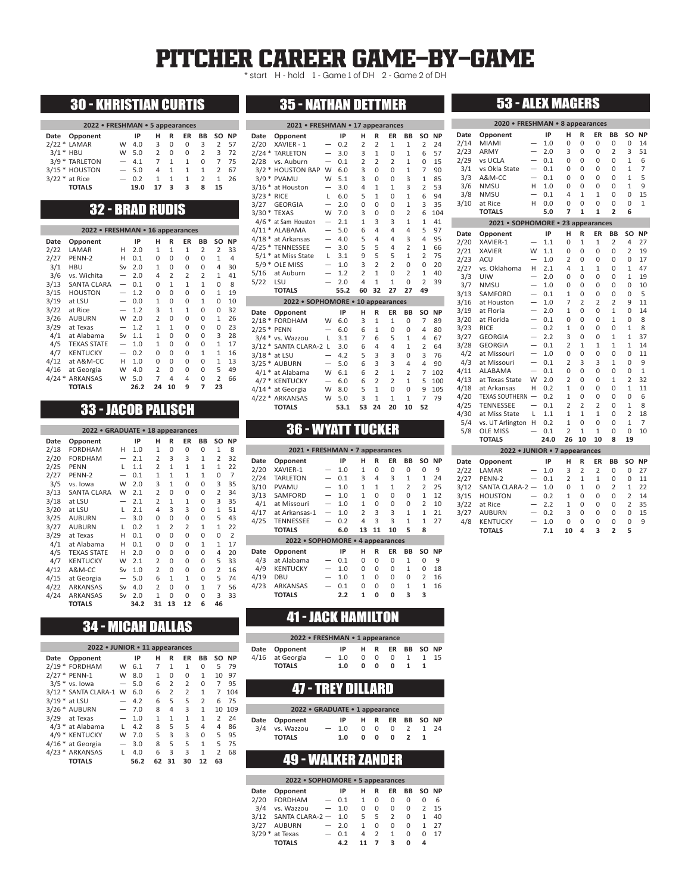# PITCHER CAREER GAME-BY-GAME

\* start H - hold 1 - Game 1 of DH 2 - Game 2 of DH

## 30 - KHRISTIAN CURTIS

**2022 • FRESHMAN • 5 appearances**

| Date | Opponent | | IP | H | R | ER | BB | SO | NP |
|---|---|---|---|---|---|---|---|---|---|
| 2/22 * | LAMAR | W | 4.0 | 3 | 0 | 0 | 3 | 2 | 57 |
| 3/1 * | HBU | W | 5.0 | 2 | 0 | 0 | 2 | 3 | 72 |
| 3/9 * | TARLETON | — | 4.1 | 7 | 1 | 1 | 0 | 7 | 75 |
| 3/15 * | HOUSTON | — | 5.0 | 4 | 1 | 1 | 1 | 2 | 67 |
| 3/22 * | at Rice | — | 0.2 | 1 | 1 | 1 | 2 | 1 | 26 |
| | **TOTALS** | | **19.0** | **17** | **3** | **3** | **8** | **15** | |

## 32 - BRAD RUDIS

**2022 • FRESHMAN • 16 appearances**

| Date | Opponent | | IP | H | R | ER | BB | SO | NP |
|---|---|---|---|---|---|---|---|---|---|
| 2/22 | LAMAR | H | 2.0 | 1 | 1 | 1 | 2 | 2 | 33 |
| 2/27 | PENN-2 | H | 0.1 | 0 | 0 | 0 | 0 | 1 | 4 |
| 3/1 | HBU | Sv | 2.0 | 1 | 0 | 0 | 0 | 4 | 30 |
| 3/6 | vs. Wichita | — | 2.0 | 4 | 2 | 2 | 2 | 1 | 41 |
| 3/13 | SANTA CLARA | — | 0.1 | 0 | 1 | 1 | 1 | 0 | 8 |
| 3/15 | HOUSTON | — | 1.2 | 0 | 0 | 0 | 0 | 1 | 19 |
| 3/19 | at LSU | — | 0.0 | 1 | 0 | 0 | 1 | 0 | 10 |
| 3/22 | at Rice | — | 1.2 | 3 | 1 | 1 | 0 | 0 | 32 |
| 3/26 | AUBURN | W | 2.0 | 2 | 0 | 0 | 0 | 1 | 26 |
| 3/29 | at Texas | — | 1.2 | 1 | 1 | 0 | 0 | 0 | 23 |
| 4/1 | at Alabama | Sv | 1.1 | 1 | 0 | 0 | 0 | 3 | 28 |
| 4/5 | TEXAS STATE | — | 1.0 | 1 | 0 | 0 | 0 | 1 | 17 |
| 4/7 | KENTUCKY | — | 0.2 | 0 | 0 | 0 | 1 | 1 | 16 |
| 4/12 | at A&M-CC | H | 1.0 | 0 | 0 | 0 | 0 | 1 | 13 |
| 4/16 | at Georgia | W | 4.0 | 2 | 0 | 0 | 0 | 5 | 49 |
| 4/24 * | ARKANSAS | W | 5.0 | 7 | 4 | 4 | 0 | 2 | 66 |
| | **TOTALS** | | **26.2** | **24** | **10** | **9** | **7** | **23** | |

## 33 - JACOB PALISCH

**2022 • GRADUATE • 18 appearances**

| Date | Opponent | | IP | H | R | ER | BB | SO | NP |
|---|---|---|---|---|---|---|---|---|---|
| 2/18 | FORDHAM | H | 1.0 | 1 | 0 | 0 | 0 | 1 | 8 |
| 2/20 | FORDHAM | — | 2.1 | 2 | 3 | 3 | 1 | 2 | 32 |
| 2/25 | PENN | L | 1.1 | 2 | 1 | 1 | 1 | 1 | 22 |
| 2/27 | PENN-2 | — | 0.1 | 1 | 1 | 1 | 1 | 0 | 7 |
| 3/5 | vs. Iowa | W | 2.0 | 3 | 1 | 0 | 0 | 3 | 35 |
| 3/13 | SANTA CLARA | W | 2.1 | 2 | 0 | 0 | 0 | 2 | 34 |
| 3/18 | at LSU | — | 2.1 | 2 | 1 | 1 | 0 | 3 | 35 |
| 3/20 | at LSU | L | 2.1 | 4 | 3 | 3 | 0 | 1 | 51 |
| 3/25 | AUBURN | — | 3.0 | 0 | 0 | 0 | 0 | 5 | 43 |
| 3/27 | AUBURN | L | 0.2 | 1 | 2 | 2 | 1 | 1 | 22 |
| 3/29 | at Texas | H | 0.1 | 0 | 0 | 0 | 0 | 0 | 2 |
| 4/1 | at Alabama | H | 0.1 | 0 | 0 | 0 | 1 | 1 | 17 |
| 4/5 | TEXAS STATE | H | 2.0 | 0 | 0 | 0 | 0 | 4 | 20 |
| 4/7 | KENTUCKY | W | 2.1 | 2 | 0 | 0 | 0 | 5 | 33 |
| 4/12 | A&M-CC | Sv | 1.0 | 2 | 0 | 0 | 0 | 2 | 16 |
| 4/15 | at Georgia | — | 5.0 | 6 | 1 | 1 | 0 | 5 | 74 |
| 4/22 | ARKANSAS | Sv | 4.0 | 2 | 0 | 0 | 1 | 7 | 56 |
| 4/24 | ARKANSAS | Sv | 2.0 | 1 | 0 | 0 | 0 | 3 | 33 |
| | **TOTALS** | | **34.2** | **31** | **13** | **12** | **6** | **46** | |

## 34 - MICAH DALLAS

**2022 • JUNIOR • 11 appearances**

| Date | Opponent | | IP | H | R | ER | BB | SO | NP |
|---|---|---|---|---|---|---|---|---|---|
| 2/19 * | FORDHAM | W | 6.1 | 7 | 1 | 1 | 0 | 5 | 79 |
| 2/27 * | PENN-1 | W | 8.0 | 1 | 0 | 0 | 1 | 10 | 97 |
| 3/5 * | vs. Iowa | — | 5.0 | 6 | 2 | 2 | 0 | 7 | 95 |
| 3/12 * | SANTA CLARA-1 | W | 6.0 | 6 | 2 | 2 | 1 | 7 | 104 |
| 3/19 * | at LSU | — | 4.2 | 6 | 5 | 5 | 2 | 6 | 75 |
| 3/26 * | AUBURN | — | 7.0 | 8 | 4 | 3 | 1 | 10 | 109 |
| 3/29 | at Texas | — | 1.0 | 1 | 1 | 1 | 1 | 2 | 24 |
| 4/3 * | at Alabama | L | 4.2 | 8 | 5 | 5 | 4 | 4 | 86 |
| 4/9 * | KENTUCKY | W | 7.0 | 5 | 3 | 3 | 0 | 5 | 95 |
| 4/16 * | at Georgia | — | 3.0 | 8 | 5 | 5 | 1 | 5 | 75 |
| 4/23 * | ARKANSAS | L | 4.0 | 6 | 3 | 3 | 1 | 2 | 68 |
| | **TOTALS** | | **56.2** | **62** | **31** | **30** | **12** | **63** | |

## 35 - NATHAN DETTMER

**2021 • FRESHMAN • 17 appearances**

| Date | Opponent | | IP | H | R | ER | BB | SO | NP |
|---|---|---|---|---|---|---|---|---|---|
| 2/20 | XAVIER - 1 | — | 0.2 | 2 | 2 | 1 | 1 | 2 | 24 |
| 2/24 * | TARLETON | — | 3.0 | 3 | 1 | 0 | 1 | 6 | 57 |
| 2/28 | vs. Auburn | — | 0.1 | 2 | 2 | 2 | 1 | 0 | 15 |
| 3/2 * | HOUSTON BAP | W | 6.0 | 3 | 0 | 0 | 1 | 7 | 90 |
| 3/9 * | PVAMU | W | 5.1 | 3 | 0 | 0 | 3 | 1 | 85 |
| 3/16 * | at Houston | — | 3.0 | 4 | 1 | 1 | 3 | 2 | 53 |
| 3/23 * | RICE | L | 6.0 | 5 | 1 | 0 | 1 | 6 | 94 |
| 3/27 | GEORGIA | — | 2.0 | 0 | 0 | 0 | 1 | 3 | 35 |
| 3/30 * | TEXAS | W | 7.0 | 3 | 0 | 0 | 2 | 6 | 104 |
| 4/6 * | at Sam Houston | — | 2.1 | 1 | 3 | 3 | 1 | 1 | 41 |
| 4/11 * | ALABAMA | — | 5.0 | 6 | 4 | 4 | 4 | 5 | 97 |
| 4/18 * | at Arkansas | — | 4.0 | 5 | 4 | 4 | 3 | 4 | 95 |
| 4/25 * | TENNESSEE | — | 3.0 | 5 | 5 | 4 | 2 | 1 | 66 |
| 5/1 * | at Miss State | L | 3.1 | 9 | 5 | 5 | 1 | 2 | 75 |
| 5/9 * | OLE MISS | — | 1.0 | 3 | 2 | 2 | 0 | 0 | 20 |
| 5/16 | at Auburn | — | 1.2 | 2 | 1 | 0 | 2 | 1 | 40 |
| 5/22 | LSU | — | 2.0 | 4 | 1 | 1 | 0 | 2 | 39 |
| | **TOTALS** | | **55.2** | **60** | **32** | **27** | **27** | **49** | |

**2022 • SOPHOMORE • 10 appearances**

| Date | Opponent | | IP | H | R | ER | BB | SO | NP |
|---|---|---|---|---|---|---|---|---|---|
| 2/18 * | FORDHAM | W | 6.0 | 3 | 1 | 1 | 0 | 7 | 89 |
| 2/25 * | PENN | — | 6.0 | 6 | 1 | 0 | 0 | 4 | 80 |
| 3/4 * | vs. Wazzou | L | 3.1 | 7 | 6 | 5 | 1 | 4 | 67 |
| 3/12 * | SANTA CLARA-2 | L | 3.0 | 6 | 4 | 4 | 1 | 2 | 64 |
| 3/18 * | at LSU | — | 4.2 | 5 | 3 | 3 | 0 | 3 | 76 |
| 3/25 * | AUBURN | — | 5.0 | 6 | 3 | 3 | 4 | 4 | 90 |
| 4/1 * | at Alabama | W | 6.1 | 6 | 2 | 1 | 2 | 7 | 102 |
| 4/7 * | KENTUCKY | — | 6.0 | 6 | 2 | 2 | 1 | 5 | 100 |
| 4/14 * | at Georgia | W | 8.0 | 5 | 1 | 0 | 0 | 9 | 105 |
| 4/22 * | ARKANSAS | W | 5.0 | 3 | 1 | 1 | 1 | 7 | 79 |
| | **TOTALS** | | **53.1** | **53** | **24** | **20** | **10** | **52** | |

## 36 - WYATT TUCKER

**2021 • FRESHMAN • 7 appearances**

| Date | Opponent | | IP | H | R | ER | BB | SO | NP |
|---|---|---|---|---|---|---|---|---|---|
| 2/20 | XAVIER-1 | — | 1.0 | 0 | 0 | 0 | 0 | 0 | 9 |
| 2/24 | TARLETON | — | 0.1 | 3 | 4 | 3 | 1 | 1 | 24 |
| 3/10 | PVAMU | — | 1.0 | 1 | 1 | 1 | 2 | 2 | 25 |
| 3/13 | SAMFORD | — | 1.0 | 1 | 0 | 0 | 0 | 1 | 12 |
| 4/1 | at Missouri | — | 1.0 | 1 | 0 | 0 | 0 | 2 | 10 |
| 4/17 | at Arkansas-1 | — | 1.0 | 2 | 3 | 3 | 1 | 1 | 21 |
| 4/25 | TENNESSEE | — | 0.2 | 4 | 3 | 3 | 1 | 1 | 27 |
| | **TOTALS** | | **6.0** | **13** | **11** | **10** | **5** | **8** | |

**2022 • SOPHOMORE • 4 appearances**

| Date | Opponent | | IP | H | R | ER | BB | SO | NP |
|---|---|---|---|---|---|---|---|---|---|
| 4/3 | at Alabama | — | 0.1 | 0 | 0 | 0 | 1 | 0 | 9 |
| 4/9 | KENTUCKY | — | 1.0 | 0 | 0 | 0 | 1 | 0 | 18 |
| 4/19 | DBU | — | 1.0 | 1 | 0 | 0 | 0 | 2 | 16 |
| 4/23 | ARKANSAS | — | 0.1 | 0 | 0 | 0 | 1 | 1 | 16 |
| | **TOTALS** | | **2.2** | **1** | **0** | **0** | **3** | **3** | |

## 41 - JACK HAMILTON

**2022 • FRESHMAN • 1 appearance**

| Date | Opponent | | IP | H | R | ER | BB | SO | NP |
|---|---|---|---|---|---|---|---|---|---|
| 4/16 | at Georgia | — | 1.0 | 0 | 0 | 0 | 1 | 1 | 15 |
| | **TOTALS** | | **1.0** | **0** | **0** | **0** | **1** | **1** | |

## 47 - TREY DILLARD

**2022 • GRADUATE • 1 appearance**

| Date | Opponent | | IP | H | R | ER | BB | SO | NP |
|---|---|---|---|---|---|---|---|---|---|
| 3/4 | vs. Wazzou | — | 1.0 | 0 | 0 | 0 | 2 | 1 | 24 |
| | **TOTALS** | | **1.0** | **0** | **0** | **0** | **2** | **1** | |

## 49 - WALKER ZANDER

**2022 • SOPHOMORE • 5 appearances**

| Date | Opponent | | IP | H | R | ER | BB | SO | NP |
|---|---|---|---|---|---|---|---|---|---|
| 2/20 | FORDHAM | — | 0.1 | 1 | 0 | 0 | 0 | 0 | 6 |
| 3/4 | vs. Wazzou | — | 1.0 | 0 | 0 | 0 | 0 | 2 | 15 |
| 3/12 | SANTA CLARA-2 | — | 1.0 | 5 | 5 | 2 | 0 | 1 | 40 |
| 3/27 | AUBURN | — | 2.0 | 1 | 0 | 0 | 0 | 1 | 27 |
| 3/29 * | at Texas | — | 0.1 | 4 | 2 | 1 | 0 | 0 | 17 |
| | **TOTALS** | | **4.2** | **11** | **7** | **3** | **0** | **4** | |

## 53 - ALEX MAGERS

**2020 • FRESHMAN • 8 appearances**

| Date | Opponent | | IP | H | R | ER | BB | SO | NP |
|---|---|---|---|---|---|---|---|---|---|
| 2/14 | MIAMI | — | 1.0 | 0 | 0 | 0 | 0 | 0 | 14 |
| 2/23 | ARMY | — | 2.0 | 3 | 0 | 0 | 2 | 3 | 51 |
| 2/29 | vs UCLA | — | 0.1 | 0 | 0 | 0 | 0 | 1 | 6 |
| 3/1 | vs Okla State | — | 0.1 | 0 | 0 | 0 | 0 | 1 | 7 |
| 3/3 | A&M-CC | — | 0.1 | 0 | 0 | 0 | 0 | 1 | 5 |
| 3/6 | NMSU | H | 1.0 | 0 | 0 | 0 | 0 | 1 | 9 |
| 3/8 | NMSU | — | 0.1 | 4 | 1 | 1 | 0 | 0 | 15 |
| 3/10 | at Rice | H | 0.0 | 0 | 0 | 0 | 0 | 0 | 1 |
| | **TOTALS** | | **5.0** | **7** | **1** | **1** | **2** | **6** | |

**2021 • SOPHOMORE • 23 appearances**

| Date | Opponent | | IP | H | R | ER | BB | SO | NP |
|---|---|---|---|---|---|---|---|---|---|
| 2/20 | XAVIER-1 | — | 1.1 | 0 | 1 | 1 | 2 | 4 | 27 |
| 2/21 | XAVIER | W | 1.1 | 0 | 0 | 0 | 0 | 2 | 19 |
| 2/23 | ACU | — | 1.0 | 2 | 0 | 0 | 0 | 0 | 17 |
| 2/27 | vs. Oklahoma | H | 2.1 | 4 | 1 | 1 | 0 | 1 | 47 |
| 3/3 | UIW | — | 2.0 | 0 | 0 | 0 | 0 | 1 | 19 |
| 3/7 | NMSU | — | 1.0 | 0 | 0 | 0 | 0 | 0 | 10 |
| 3/13 | SAMFORD | — | 0.1 | 1 | 0 | 0 | 0 | 0 | 5 |
| 3/16 | at Houston | — | 1.0 | 7 | 2 | 2 | 2 | 9 | 11 |
| 3/19 | at Floria | — | 2.0 | 1 | 0 | 0 | 1 | 0 | 14 |
| 3/20 | at Florida | — | 0.1 | 0 | 0 | 0 | 1 | 0 | 8 |
| 3/23 | RICE | — | 0.2 | 1 | 0 | 0 | 0 | 1 | 8 |
| 3/27 | GEORGIA | — | 2.2 | 3 | 0 | 0 | 1 | 1 | 37 |
| 3/28 | GEORGIA | — | 0.1 | 2 | 1 | 1 | 1 | 1 | 14 |
| 4/2 | at Missouri | — | 1.0 | 0 | 0 | 0 | 0 | 0 | 11 |
| 4/3 | at Missouri | — | 0.1 | 2 | 3 | 3 | 1 | 0 | 9 |
| 4/11 | ALABAMA | — | 0.1 | 0 | 0 | 0 | 0 | 0 | 1 |
| 4/13 | at Texas State | W | 2.0 | 2 | 0 | 0 | 1 | 2 | 32 |
| 4/18 | at Arkansas | H | 0.2 | 1 | 0 | 0 | 0 | 1 | 11 |
| 4/20 | TEXAS SOUTHERN | — | 0.2 | 1 | 0 | 0 | 0 | 0 | 6 |
| 4/25 | TENNESSEE | — | 0.1 | 2 | 2 | 2 | 0 | 1 | 8 |
| 4/30 | at Miss State | L | 1.1 | 1 | 1 | 1 | 0 | 2 | 18 |
| 5/4 | vs. UT Arlington | H | 0.2 | 1 | 0 | 0 | 0 | 1 | 7 |
| 5/8 | OLE MISS | — | 0.1 | 2 | 1 | 1 | 0 | 0 | 10 |
| | **TOTALS** | | **24.0** | **26** | **10** | **10** | **8** | **19** | |

**2022 • JUNIOR • 7 appearances**

| Date | Opponent | | IP | H | R | ER | BB | SO | NP |
|---|---|---|---|---|---|---|---|---|---|
| 2/22 | LAMAR | — | 1.0 | 3 | 2 | 2 | 0 | 0 | 27 |
| 2/27 | PENN-2 | — | 0.1 | 2 | 1 | 1 | 0 | 0 | 11 |
| 3/12 | SANTA CLARA-2 | — | 1.0 | 0 | 1 | 0 | 2 | 1 | 22 |
| 3/15 | HOUSTON | — | 0.2 | 1 | 0 | 0 | 0 | 2 | 14 |
| 3/22 | at Rice | — | 2.2 | 1 | 0 | 0 | 0 | 2 | 35 |
| 3/27 | AUBURN | — | 0.2 | 3 | 0 | 0 | 0 | 0 | 15 |
| 4/8 | KENTUCKY | — | 1.0 | 0 | 0 | 0 | 0 | 0 | 9 |
| | **TOTALS** | | **7.1** | **10** | **4** | **3** | **2** | **5** | |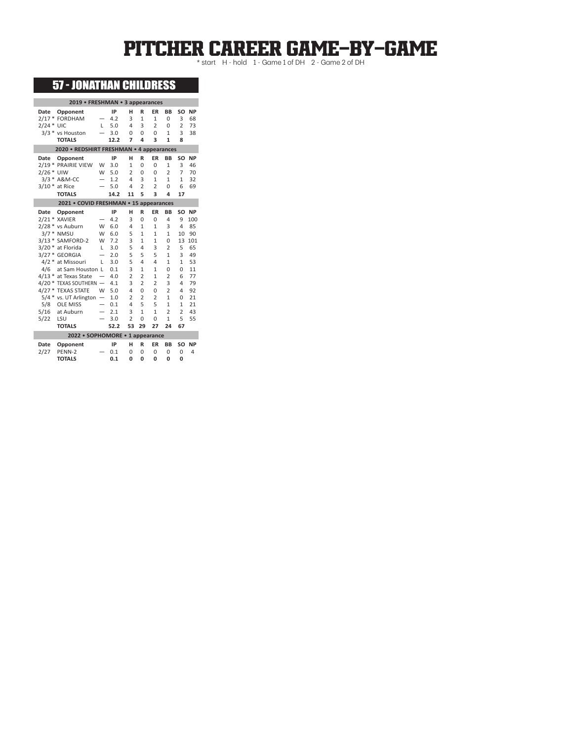# PITCHER CAREER GAME-BY-GAME

\* start H - hold 1 - Game 1 of DH 2 - Game 2 of DH

## 57 - JONATHAN CHILDRESS

**2019 • FRESHMAN • 3 appearances**

| Date | Opponent | | IP | H | R | ER | BB | SO | NP |
|---|---|---|---|---|---|---|---|---|---|
| 2/17 * | FORDHAM | — | 4.2 | 3 | 1 | 1 | 0 | 3 | 68 |
| 2/24 * | UIC | L | 5.0 | 4 | 3 | 2 | 0 | 2 | 73 |
| 3/3 * | vs Houston | — | 3.0 | 0 | 0 | 0 | 1 | 3 | 38 |
| | **TOTALS** | | **12.2** | **7** | **4** | **3** | **1** | **8** | |

**2020 • REDSHIRT FRESHMAN • 4 appearances**

| Date | Opponent | | IP | H | R | ER | BB | SO | NP |
|---|---|---|---|---|---|---|---|---|---|
| 2/19 * | PRAIRIE VIEW | W | 3.0 | 1 | 0 | 0 | 1 | 3 | 46 |
| 2/26 * | UIW | W | 5.0 | 2 | 0 | 0 | 2 | 7 | 70 |
| 3/3 * | A&M-CC | — | 1.2 | 4 | 3 | 1 | 1 | 1 | 32 |
| 3/10 * | at Rice | — | 5.0 | 4 | 2 | 2 | 0 | 6 | 69 |
| | **TOTALS** | | **14.2** | **11** | **5** | **3** | **4** | **17** | |

**2021 • COVID FRESHMAN • 15 appearances**

| Date | Opponent | | IP | H | R | ER | BB | SO | NP |
|---|---|---|---|---|---|---|---|---|---|
| 2/21 * | XAVIER | — | 4.2 | 3 | 0 | 0 | 4 | 9 | 100 |
| 2/28 * | vs Auburn | W | 6.0 | 4 | 1 | 1 | 3 | 4 | 85 |
| 3/7 * | NMSU | W | 6.0 | 5 | 1 | 1 | 1 | 10 | 90 |
| 3/13 * | SAMFORD-2 | W | 7.2 | 3 | 1 | 1 | 0 | 13 | 101 |
| 3/20 * | at Florida | L | 3.0 | 5 | 4 | 3 | 2 | 5 | 65 |
| 3/27 * | GEORGIA | — | 2.0 | 5 | 5 | 5 | 1 | 3 | 49 |
| 4/2 * | at Missouri | L | 3.0 | 5 | 4 | 4 | 1 | 1 | 53 |
| 4/6 | at Sam Houston | L | 0.1 | 3 | 1 | 1 | 0 | 0 | 11 |
| 4/13 * | at Texas State | — | 4.0 | 2 | 2 | 1 | 2 | 6 | 77 |
| 4/20 * | TEXAS SOUTHERN | — | 4.1 | 3 | 2 | 2 | 3 | 4 | 79 |
| 4/27 * | TEXAS STATE | W | 5.0 | 4 | 0 | 0 | 2 | 4 | 92 |
| 5/4 * | vs. UT Arlington | — | 1.0 | 2 | 2 | 2 | 1 | 0 | 21 |
| 5/8 | OLE MISS | — | 0.1 | 4 | 5 | 5 | 1 | 1 | 21 |
| 5/16 | at Auburn | — | 2.1 | 3 | 1 | 1 | 2 | 2 | 43 |
| 5/22 | LSU | — | 3.0 | 2 | 0 | 0 | 1 | 5 | 55 |
| | **TOTALS** | | **52.2** | **53** | **29** | **27** | **24** | **67** | |

**2022 • SOPHOMORE • 1 appearance**

| Date | Opponent | | IP | H | R | ER | BB | SO | NP |
|---|---|---|---|---|---|---|---|---|---|
| 2/27 | PENN-2 | — | 0.1 | 0 | 0 | 0 | 0 | 0 | 4 |
| | **TOTALS** | | **0.1** | **0** | **0** | **0** | **0** | **0** | |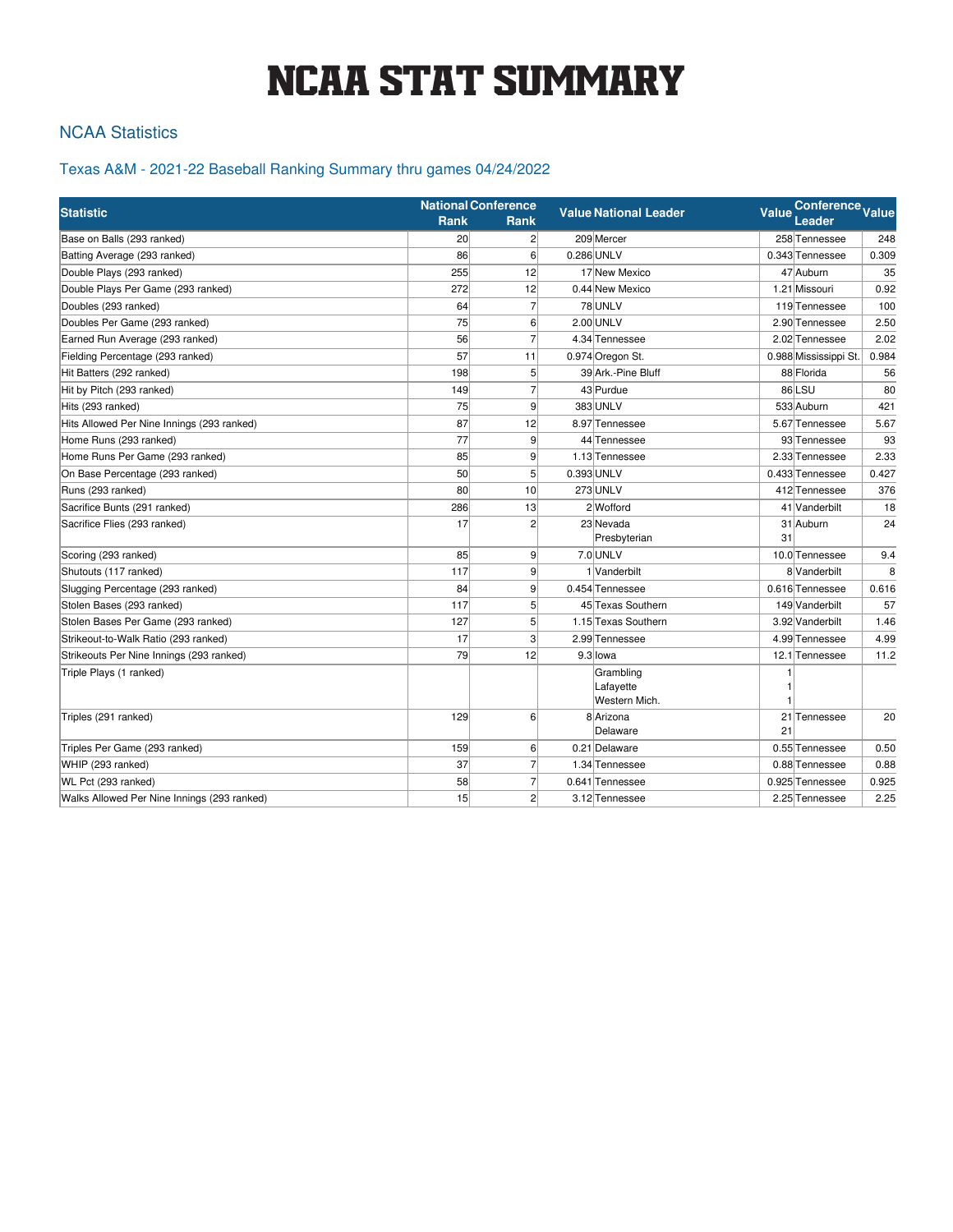# NCAA STAT SUMMARY

## NCAA Statistics

### Texas A&M - 2021-22 Baseball Ranking Summary thru games 04/24/2022

| Statistic | National Rank | Conference Rank | Value | National Leader | Value | Conference Leader | Value |
|---|---|---|---|---|---|---|---|
| Base on Balls (293 ranked) | 20 | 2 | 209 | Mercer | 258 | Tennessee | 248 |
| Batting Average (293 ranked) | 86 | 6 | 0.286 | UNLV | 0.343 | Tennessee | 0.309 |
| Double Plays (293 ranked) | 255 | 12 | 17 | New Mexico | 47 | Auburn | 35 |
| Double Plays Per Game (293 ranked) | 272 | 12 | 0.44 | New Mexico | 1.21 | Missouri | 0.92 |
| Doubles (293 ranked) | 64 | 7 | 78 | UNLV | 119 | Tennessee | 100 |
| Doubles Per Game (293 ranked) | 75 | 6 | 2.00 | UNLV | 2.90 | Tennessee | 2.50 |
| Earned Run Average (293 ranked) | 56 | 7 | 4.34 | Tennessee | 2.02 | Tennessee | 2.02 |
| Fielding Percentage (293 ranked) | 57 | 11 | 0.974 | Oregon St. | 0.988 | Mississippi St. | 0.984 |
| Hit Batters (292 ranked) | 198 | 5 | 39 | Ark.-Pine Bluff | 88 | Florida | 56 |
| Hit by Pitch (293 ranked) | 149 | 7 | 43 | Purdue | 86 | LSU | 80 |
| Hits (293 ranked) | 75 | 9 | 383 | UNLV | 533 | Auburn | 421 |
| Hits Allowed Per Nine Innings (293 ranked) | 87 | 12 | 8.97 | Tennessee | 5.67 | Tennessee | 5.67 |
| Home Runs (293 ranked) | 77 | 9 | 44 | Tennessee | 93 | Tennessee | 93 |
| Home Runs Per Game (293 ranked) | 85 | 9 | 1.13 | Tennessee | 2.33 | Tennessee | 2.33 |
| On Base Percentage (293 ranked) | 50 | 5 | 0.393 | UNLV | 0.433 | Tennessee | 0.427 |
| Runs (293 ranked) | 80 | 10 | 273 | UNLV | 412 | Tennessee | 376 |
| Sacrifice Bunts (291 ranked) | 286 | 13 | 2 | Wofford | 41 | Vanderbilt | 18 |
| Sacrifice Flies (293 ranked) | 17 | 2 | 23 | Nevada<br>Presbyterian | 31<br>31 | Auburn | 24 |
| Scoring (293 ranked) | 85 | 9 | 7.0 | UNLV | 10.0 | Tennessee | 9.4 |
| Shutouts (117 ranked) | 117 | 9 | 1 | Vanderbilt | 8 | Vanderbilt | 8 |
| Slugging Percentage (293 ranked) | 84 | 9 | 0.454 | Tennessee | 0.616 | Tennessee | 0.616 |
| Stolen Bases (293 ranked) | 117 | 5 | 45 | Texas Southern | 149 | Vanderbilt | 57 |
| Stolen Bases Per Game (293 ranked) | 127 | 5 | 1.15 | Texas Southern | 3.92 | Vanderbilt | 1.46 |
| Strikeout-to-Walk Ratio (293 ranked) | 17 | 3 | 2.99 | Tennessee | 4.99 | Tennessee | 4.99 |
| Strikeouts Per Nine Innings (293 ranked) | 79 | 12 | 9.3 | Iowa | 12.1 | Tennessee | 11.2 |
| Triple Plays (1 ranked) | | | | Grambling<br>Lafayette<br>Western Mich. | 1<br>1<br>1 | | |
| Triples (291 ranked) | 129 | 6 | 8 | Arizona<br>Delaware | 21<br>21 | Tennessee | 20 |
| Triples Per Game (293 ranked) | 159 | 6 | 0.21 | Delaware | 0.55 | Tennessee | 0.50 |
| WHIP (293 ranked) | 37 | 7 | 1.34 | Tennessee | 0.88 | Tennessee | 0.88 |
| WL Pct (293 ranked) | 58 | 7 | 0.641 | Tennessee | 0.925 | Tennessee | 0.925 |
| Walks Allowed Per Nine Innings (293 ranked) | 15 | 2 | 3.12 | Tennessee | 2.25 | Tennessee | 2.25 |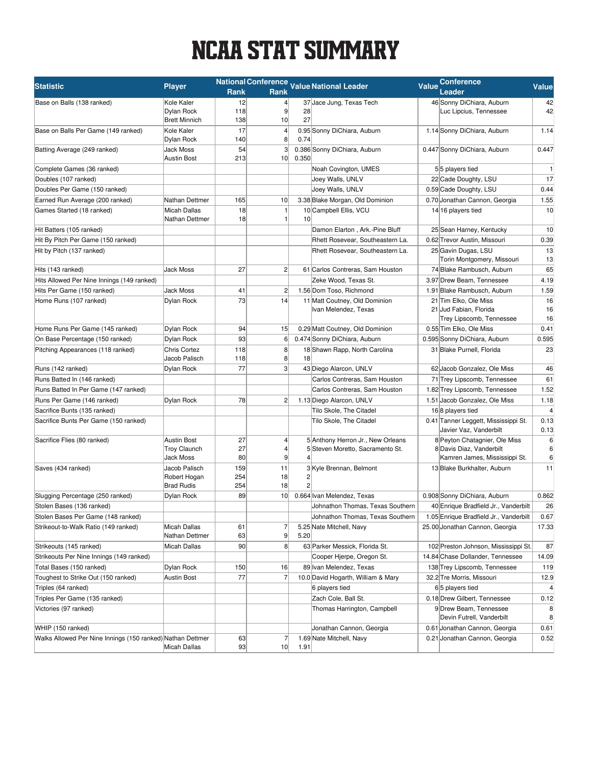# NCAA STAT SUMMARY

| Statistic | Player | National Rank | Conference Rank | Value | National Leader | Value | Conference Leader | Value |
|---|---|---|---|---|---|---|---|---|
| Base on Balls (138 ranked) | Kole Kaler | 12 | 4 | 37 | Jace Jung, Texas Tech | 46 | Sonny DiChiara, Auburn | 42 |
| | Dylan Rock | 118 | 9 | 28 | | | Luc Lipcius, Tennessee | 42 |
| | Brett Minnich | 138 | 10 | 27 | | | | |
| Base on Balls Per Game (149 ranked) | Kole Kaler | 17 | 4 | 0.95 | Sonny DiChiara, Auburn | 1.14 | Sonny DiChiara, Auburn | 1.14 |
| | Dylan Rock | 140 | 8 | 0.74 | | | | |
| Batting Average (249 ranked) | Jack Moss | 54 | 3 | 0.386 | Sonny DiChiara, Auburn | 0.447 | Sonny DiChiara, Auburn | 0.447 |
| | Austin Bost | 213 | 10 | 0.350 | | | | |
| Complete Games (36 ranked) | | | | | Noah Covington, UMES | 5 | 5 players tied | 1 |
| Doubles (107 ranked) | | | | | Joey Walls, UNLV | 22 | Cade Doughty, LSU | 17 |
| Doubles Per Game (150 ranked) | | | | | Joey Walls, UNLV | 0.59 | Cade Doughty, LSU | 0.44 |
| Earned Run Average (200 ranked) | Nathan Dettmer | 165 | 10 | 3.38 | Blake Morgan, Old Dominion | 0.70 | Jonathan Cannon, Georgia | 1.55 |
| Games Started (18 ranked) | Micah Dallas | 18 | 1 | 10 | Campbell Ellis, VCU | 14 | 16 players tied | 10 |
| | Nathan Dettmer | 18 | 1 | 10 | | | | |
| Hit Batters (105 ranked) | | | | | Damon Elarton , Ark.-Pine Bluff | 25 | Sean Harney, Kentucky | 10 |
| Hit By Pitch Per Game (150 ranked) | | | | | Rhett Rosevear, Southeastern La. | 0.62 | Trevor Austin, Missouri | 0.39 |
| Hit by Pitch (137 ranked) | | | | | Rhett Rosevear, Southeastern La. | 25 | Gavin Dugas, LSU | 13 |
| | | | | | | | Torin Montgomery, Missouri | 13 |
| Hits (143 ranked) | Jack Moss | 27 | 2 | 61 | Carlos Contreras, Sam Houston | 74 | Blake Rambusch, Auburn | 65 |
| Hits Allowed Per Nine Innings (149 ranked) | | | | | Zeke Wood, Texas St. | 3.97 | Drew Beam, Tennessee | 4.19 |
| Hits Per Game (150 ranked) | Jack Moss | 41 | 2 | 1.56 | Dom Toso, Richmond | 1.91 | Blake Rambusch, Auburn | 1.59 |
| Home Runs (107 ranked) | Dylan Rock | 73 | 14 | 11 | Matt Coutney, Old Dominion | 21 | Tim Elko, Ole Miss | 16 |
| | | | | | Ivan Melendez, Texas | 21 | Jud Fabian, Florida | 16 |
| | | | | | | | Trey Lipscomb, Tennessee | 16 |
| Home Runs Per Game (145 ranked) | Dylan Rock | 94 | 15 | 0.29 | Matt Coutney, Old Dominion | 0.55 | Tim Elko, Ole Miss | 0.41 |
| On Base Percentage (150 ranked) | Dylan Rock | 93 | 6 | 0.474 | Sonny DiChiara, Auburn | 0.595 | Sonny DiChiara, Auburn | 0.595 |
| Pitching Appearances (118 ranked) | Chris Cortez | 118 | 8 | 18 | Shawn Rapp, North Carolina | 31 | Blake Purnell, Florida | 23 |
| | Jacob Palisch | 118 | 8 | 18 | | | | |
| Runs (142 ranked) | Dylan Rock | 77 | 3 | 43 | Diego Alarcon, UNLV | 62 | Jacob Gonzalez, Ole Miss | 46 |
| Runs Batted In (146 ranked) | | | | | Carlos Contreras, Sam Houston | 71 | Trey Lipscomb, Tennessee | 61 |
| Runs Batted In Per Game (147 ranked) | | | | | Carlos Contreras, Sam Houston | 1.82 | Trey Lipscomb, Tennessee | 1.52 |
| Runs Per Game (146 ranked) | Dylan Rock | 78 | 2 | 1.13 | Diego Alarcon, UNLV | 1.51 | Jacob Gonzalez, Ole Miss | 1.18 |
| Sacrifice Bunts (135 ranked) | | | | | Tilo Skole, The Citadel | 16 | 8 players tied | 4 |
| Sacrifice Bunts Per Game (150 ranked) | | | | | Tilo Skole, The Citadel | 0.41 | Tanner Leggett, Mississippi St. | 0.13 |
| | | | | | | | Javier Vaz, Vanderbilt | 0.13 |
| Sacrifice Flies (80 ranked) | Austin Bost | 27 | 4 | 5 | Anthony Herron Jr., New Orleans | 8 | Peyton Chatagnier, Ole Miss | 6 |
| | Troy Claunch | 27 | 4 | 5 | Steven Moretto, Sacramento St. | 8 | Davis Diaz, Vanderbilt | 6 |
| | Jack Moss | 80 | 9 | 4 | | | Kamren James, Mississippi St. | 6 |
| Saves (434 ranked) | Jacob Palisch | 159 | 11 | 3 | Kyle Brennan, Belmont | 13 | Blake Burkhalter, Auburn | 11 |
| | Robert Hogan | 254 | 18 | 2 | | | | |
| | Brad Rudis | 254 | 18 | 2 | | | | |
| Slugging Percentage (250 ranked) | Dylan Rock | 89 | 10 | 0.664 | Ivan Melendez, Texas | 0.908 | Sonny DiChiara, Auburn | 0.862 |
| Stolen Bases (136 ranked) | | | | | Johnathon Thomas, Texas Southern | 40 | Enrique Bradfield Jr., Vanderbilt | 26 |
| Stolen Bases Per Game (148 ranked) | | | | | Johnathon Thomas, Texas Southern | 1.05 | Enrique Bradfield Jr., Vanderbilt | 0.67 |
| Strikeout-to-Walk Ratio (149 ranked) | Micah Dallas | 61 | 7 | 5.25 | Nate Mitchell, Navy | 25.00 | Jonathan Cannon, Georgia | 17.33 |
| | Nathan Dettmer | 63 | 9 | 5.20 | | | | |
| Strikeouts (145 ranked) | Micah Dallas | 90 | 8 | 63 | Parker Messick, Florida St. | 102 | Preston Johnson, Mississippi St. | 87 |
| Strikeouts Per Nine Innings (149 ranked) | | | | | Cooper Hjerpe, Oregon St. | 14.84 | Chase Dollander, Tennessee | 14.09 |
| Total Bases (150 ranked) | Dylan Rock | 150 | 16 | 89 | Ivan Melendez, Texas | 138 | Trey Lipscomb, Tennessee | 119 |
| Toughest to Strike Out (150 ranked) | Austin Bost | 77 | 7 | 10.0 | David Hogarth, William & Mary | 32.2 | Tre Morris, Missouri | 12.9 |
| Triples (64 ranked) | | | | | 6 players tied | 6 | 5 players tied | 4 |
| Triples Per Game (135 ranked) | | | | | Zach Cole, Ball St. | 0.18 | Drew Gilbert, Tennessee | 0.12 |
| Victories (97 ranked) | | | | | Thomas Harrington, Campbell | 9 | Drew Beam, Tennessee | 8 |
| | | | | | | | Devin Futrell, Vanderbilt | 8 |
| WHIP (150 ranked) | | | | | Jonathan Cannon, Georgia | 0.61 | Jonathan Cannon, Georgia | 0.61 |
| Walks Allowed Per Nine Innings (150 ranked) | Nathan Dettmer | 63 | 7 | 1.69 | Nate Mitchell, Navy | 0.21 | Jonathan Cannon, Georgia | 0.52 |
| | Micah Dallas | 93 | 10 | 1.91 | | | | |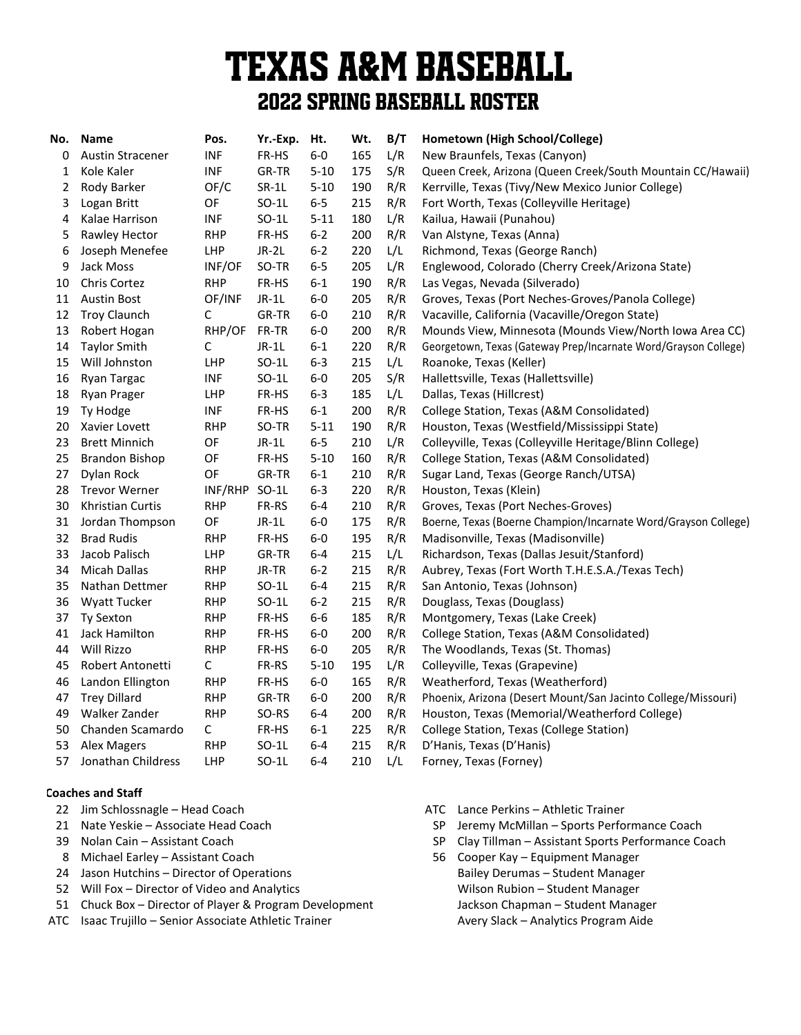# TEXAS A&M BASEBALL

## 2022 SPRING BASEBALL ROSTER

| No. | Name | Pos. | Yr.-Exp. | Ht. | Wt. | B/T | Hometown (High School/College) |
|---|---|---|---|---|---|---|---|
| 0 | Austin Stracener | INF | FR-HS | 6-0 | 165 | L/R | New Braunfels, Texas (Canyon) |
| 1 | Kole Kaler | INF | GR-TR | 5-10 | 175 | S/R | Queen Creek, Arizona (Queen Creek/South Mountain CC/Hawaii) |
| 2 | Rody Barker | OF/C | SR-1L | 5-10 | 190 | R/R | Kerrville, Texas (Tivy/New Mexico Junior College) |
| 3 | Logan Britt | OF | SO-1L | 6-5 | 215 | R/R | Fort Worth, Texas (Colleyville Heritage) |
| 4 | Kalae Harrison | INF | SO-1L | 5-11 | 180 | L/R | Kailua, Hawaii (Punahou) |
| 5 | Rawley Hector | RHP | FR-HS | 6-2 | 200 | R/R | Van Alstyne, Texas (Anna) |
| 6 | Joseph Menefee | LHP | JR-2L | 6-2 | 220 | L/L | Richmond, Texas (George Ranch) |
| 9 | Jack Moss | INF/OF | SO-TR | 6-5 | 205 | L/R | Englewood, Colorado (Cherry Creek/Arizona State) |
| 10 | Chris Cortez | RHP | FR-HS | 6-1 | 190 | R/R | Las Vegas, Nevada (Silverado) |
| 11 | Austin Bost | OF/INF | JR-1L | 6-0 | 205 | R/R | Groves, Texas (Port Neches-Groves/Panola College) |
| 12 | Troy Claunch | C | GR-TR | 6-0 | 210 | R/R | Vacaville, California (Vacaville/Oregon State) |
| 13 | Robert Hogan | RHP/OF | FR-TR | 6-0 | 200 | R/R | Mounds View, Minnesota (Mounds View/North Iowa Area CC) |
| 14 | Taylor Smith | C | JR-1L | 6-1 | 220 | R/R | Georgetown, Texas (Gateway Prep/Incarnate Word/Grayson College) |
| 15 | Will Johnston | LHP | SO-1L | 6-3 | 215 | L/L | Roanoke, Texas (Keller) |
| 16 | Ryan Targac | INF | SO-1L | 6-0 | 205 | S/R | Hallettsville, Texas (Hallettsville) |
| 18 | Ryan Prager | LHP | FR-HS | 6-3 | 185 | L/L | Dallas, Texas (Hillcrest) |
| 19 | Ty Hodge | INF | FR-HS | 6-1 | 200 | R/R | College Station, Texas (A&M Consolidated) |
| 20 | Xavier Lovett | RHP | SO-TR | 5-11 | 190 | R/R | Houston, Texas (Westfield/Mississippi State) |
| 23 | Brett Minnich | OF | JR-1L | 6-5 | 210 | L/R | Colleyville, Texas (Colleyville Heritage/Blinn College) |
| 25 | Brandon Bishop | OF | FR-HS | 5-10 | 160 | R/R | College Station, Texas (A&M Consolidated) |
| 27 | Dylan Rock | OF | GR-TR | 6-1 | 210 | R/R | Sugar Land, Texas (George Ranch/UTSA) |
| 28 | Trevor Werner | INF/RHP | SO-1L | 6-3 | 220 | R/R | Houston, Texas (Klein) |
| 30 | Khristian Curtis | RHP | FR-RS | 6-4 | 210 | R/R | Groves, Texas (Port Neches-Groves) |
| 31 | Jordan Thompson | OF | JR-1L | 6-0 | 175 | R/R | Boerne, Texas (Boerne Champion/Incarnate Word/Grayson College) |
| 32 | Brad Rudis | RHP | FR-HS | 6-0 | 195 | R/R | Madisonville, Texas (Madisonville) |
| 33 | Jacob Palisch | LHP | GR-TR | 6-4 | 215 | L/L | Richardson, Texas (Dallas Jesuit/Stanford) |
| 34 | Micah Dallas | RHP | JR-TR | 6-2 | 215 | R/R | Aubrey, Texas (Fort Worth T.H.E.S.A./Texas Tech) |
| 35 | Nathan Dettmer | RHP | SO-1L | 6-4 | 215 | R/R | San Antonio, Texas (Johnson) |
| 36 | Wyatt Tucker | RHP | SO-1L | 6-2 | 215 | R/R | Douglass, Texas (Douglass) |
| 37 | Ty Sexton | RHP | FR-HS | 6-6 | 185 | R/R | Montgomery, Texas (Lake Creek) |
| 41 | Jack Hamilton | RHP | FR-HS | 6-0 | 200 | R/R | College Station, Texas (A&M Consolidated) |
| 44 | Will Rizzo | RHP | FR-HS | 6-0 | 205 | R/R | The Woodlands, Texas (St. Thomas) |
| 45 | Robert Antonetti | C | FR-RS | 5-10 | 195 | L/R | Colleyville, Texas (Grapevine) |
| 46 | Landon Ellington | RHP | FR-HS | 6-0 | 165 | R/R | Weatherford, Texas (Weatherford) |
| 47 | Trey Dillard | RHP | GR-TR | 6-0 | 200 | R/R | Phoenix, Arizona (Desert Mount/San Jacinto College/Missouri) |
| 49 | Walker Zander | RHP | SO-RS | 6-4 | 200 | R/R | Houston, Texas (Memorial/Weatherford College) |
| 50 | Chanden Scamardo | C | FR-HS | 6-1 | 225 | R/R | College Station, Texas (College Station) |
| 53 | Alex Magers | RHP | SO-1L | 6-4 | 215 | R/R | D'Hanis, Texas (D'Hanis) |
| 57 | Jonathan Childress | LHP | SO-1L | 6-4 | 210 | L/L | Forney, Texas (Forney) |

**Coaches and Staff**

- 22 Jim Schlossnagle – Head Coach
- 21 Nate Yeskie – Associate Head Coach
- 39 Nolan Cain – Assistant Coach
- 8 Michael Earley – Assistant Coach
- 24 Jason Hutchins – Director of Operations
- 52 Will Fox – Director of Video and Analytics
- 51 Chuck Box – Director of Player & Program Development
- ATC Isaac Trujillo – Senior Associate Athletic Trainer
- ATC Lance Perkins – Athletic Trainer
- SP Jeremy McMillan – Sports Performance Coach
- SP Clay Tillman – Assistant Sports Performance Coach
- 56 Cooper Kay – Equipment Manager
- Bailey Derumas – Student Manager
- Wilson Rubion – Student Manager
- Jackson Chapman – Student Manager
- Avery Slack – Analytics Program Aide